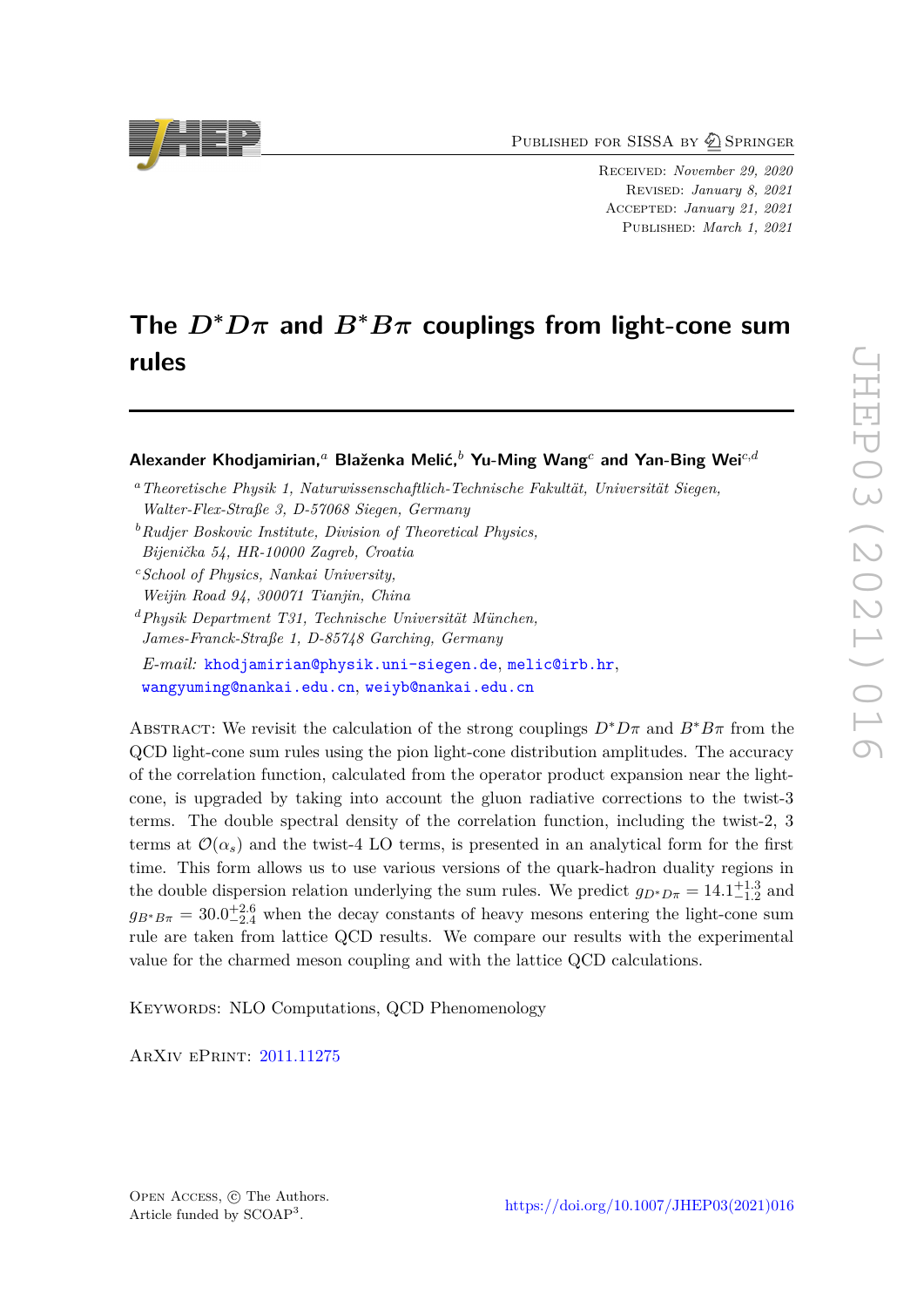Published for SISSA by Springer

Received: *November 29, 2020*
Revised: *January 8, 2021*
Accepted: *January 21, 2021*
Published: *March 1, 2021*

# The $D^*D\pi$ and $B^*B\pi$ couplings from light-cone sum rules

**Alexander Khodjamirian,**[a] **Blaženka Melić,**[b] **Yu-Ming Wang**[c] **and Yan-Bing Wei**[c,d]

[a] *Theoretische Physik 1, Naturwissenschaftlich-Technische Fakultät, Universität Siegen, Walter-Flex-Straße 3, D-57068 Siegen, Germany*

[b] *Rudjer Boskovic Institute, Division of Theoretical Physics, Bijenička 54, HR-10000 Zagreb, Croatia*

[c] *School of Physics, Nankai University, Weijin Road 94, 300071 Tianjin, China*

[d] *Physik Department T31, Technische Universität München, James-Franck-Straße 1, D-85748 Garching, Germany*

*E-mail:* khodjamirian@physik.uni-siegen.de, melic@irb.hr, wangyuming@nankai.edu.cn, weiyb@nankai.edu.cn

Abstract: We revisit the calculation of the strong couplings $D^*D\pi$ and $B^*B\pi$ from the QCD light-cone sum rules using the pion light-cone distribution amplitudes. The accuracy of the correlation function, calculated from the operator product expansion near the light-cone, is upgraded by taking into account the gluon radiative corrections to the twist-3 terms. The double spectral density of the correlation function, including the twist-2, 3 terms at $\mathcal{O}(\alpha_s)$ and the twist-4 LO terms, is presented in an analytical form for the first time. This form allows us to use various versions of the quark-hadron duality regions in the double dispersion relation underlying the sum rules. We predict $g_{D^*D\pi} = 14.1^{+1.3}_{-1.2}$ and $g_{B^*B\pi} = 30.0^{+2.6}_{-2.4}$ when the decay constants of heavy mesons entering the light-cone sum rule are taken from lattice QCD results. We compare our results with the experimental value for the charmed meson coupling and with the lattice QCD calculations.

Keywords: NLO Computations, QCD Phenomenology

ArXiv ePrint: 2011.11275

Open Access, © The Authors.
Article funded by SCOAP[3].

https://doi.org/10.1007/JHEP03(2021)016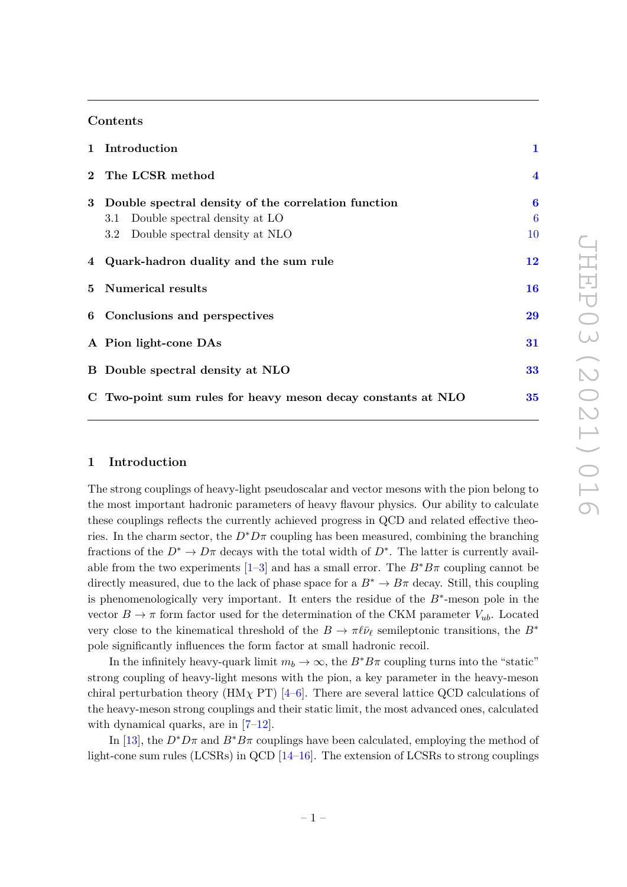## Contents

| | | |
|---|---|---|
| **1** | **Introduction** | **1** |
| **2** | **The LCSR method** | **4** |
| **3** | **Double spectral density of the correlation function** | **6** |
| | 3.1 Double spectral density at LO | 6 |
| | 3.2 Double spectral density at NLO | 10 |
| **4** | **Quark-hadron duality and the sum rule** | **12** |
| **5** | **Numerical results** | **16** |
| **6** | **Conclusions and perspectives** | **29** |
| **A** | **Pion light-cone DAs** | **31** |
| **B** | **Double spectral density at NLO** | **33** |
| **C** | **Two-point sum rules for heavy meson decay constants at NLO** | **35** |

## 1 Introduction

The strong couplings of heavy-light pseudoscalar and vector mesons with the pion belong to the most important hadronic parameters of heavy flavour physics. Our ability to calculate these couplings reflects the currently achieved progress in QCD and related effective theories. In the charm sector, the $D^*D\pi$ coupling has been measured, combining the branching fractions of the $D^* \to D\pi$ decays with the total width of $D^*$. The latter is currently available from the two experiments [1–3] and has a small error. The $B^*B\pi$ coupling cannot be directly measured, due to the lack of phase space for a $B^* \to B\pi$ decay. Still, this coupling is phenomenologically very important. It enters the residue of the $B^*$-meson pole in the vector $B \to \pi$ form factor used for the determination of the CKM parameter $V_{ub}$. Located very close to the kinematical threshold of the $B \to \pi\ell\bar{\nu}_\ell$ semileptonic transitions, the $B^*$ pole significantly influences the form factor at small hadronic recoil.

In the infinitely heavy-quark limit $m_b \to \infty$, the $B^*B\pi$ coupling turns into the "static" strong coupling of heavy-light mesons with the pion, a key parameter in the heavy-meson chiral perturbation theory (HM$\chi$ PT) [4–6]. There are several lattice QCD calculations of the heavy-meson strong couplings and their static limit, the most advanced ones, calculated with dynamical quarks, are in [7–12].

In [13], the $D^*D\pi$ and $B^*B\pi$ couplings have been calculated, employing the method of light-cone sum rules (LCSRs) in QCD [14–16]. The extension of LCSRs to strong couplings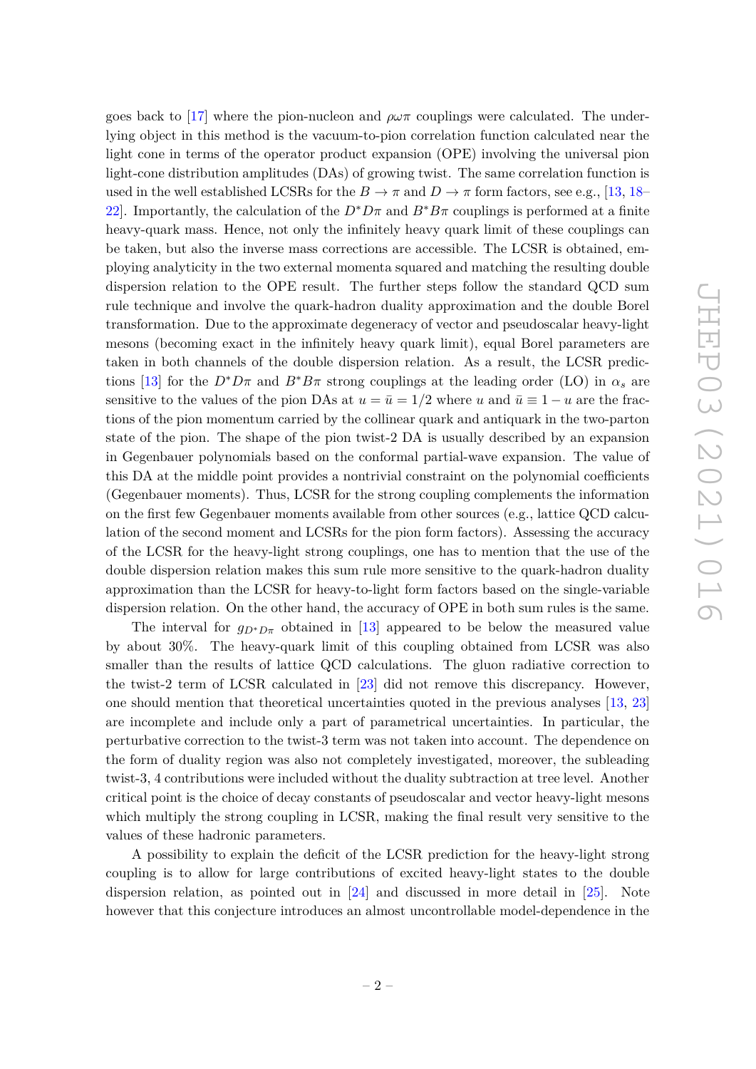goes back to [17] where the pion-nucleon and $\rho\omega\pi$ couplings were calculated. The underlying object in this method is the vacuum-to-pion correlation function calculated near the light cone in terms of the operator product expansion (OPE) involving the universal pion light-cone distribution amplitudes (DAs) of growing twist. The same correlation function is used in the well established LCSRs for the $B \to \pi$ and $D \to \pi$ form factors, see e.g., [13, 18–22]. Importantly, the calculation of the $D^*D\pi$ and $B^*B\pi$ couplings is performed at a finite heavy-quark mass. Hence, not only the infinitely heavy quark limit of these couplings can be taken, but also the inverse mass corrections are accessible. The LCSR is obtained, employing analyticity in the two external momenta squared and matching the resulting double dispersion relation to the OPE result. The further steps follow the standard QCD sum rule technique and involve the quark-hadron duality approximation and the double Borel transformation. Due to the approximate degeneracy of vector and pseudoscalar heavy-light mesons (becoming exact in the infinitely heavy quark limit), equal Borel parameters are taken in both channels of the double dispersion relation. As a result, the LCSR predictions [13] for the $D^*D\pi$ and $B^*B\pi$ strong couplings at the leading order (LO) in $\alpha_s$ are sensitive to the values of the pion DAs at $u = \bar{u} = 1/2$ where $u$ and $\bar{u} \equiv 1 - u$ are the fractions of the pion momentum carried by the collinear quark and antiquark in the two-parton state of the pion. The shape of the pion twist-2 DA is usually described by an expansion in Gegenbauer polynomials based on the conformal partial-wave expansion. The value of this DA at the middle point provides a nontrivial constraint on the polynomial coefficients (Gegenbauer moments). Thus, LCSR for the strong coupling complements the information on the first few Gegenbauer moments available from other sources (e.g., lattice QCD calculation of the second moment and LCSRs for the pion form factors). Assessing the accuracy of the LCSR for the heavy-light strong couplings, one has to mention that the use of the double dispersion relation makes this sum rule more sensitive to the quark-hadron duality approximation than the LCSR for heavy-to-light form factors based on the single-variable dispersion relation. On the other hand, the accuracy of OPE in both sum rules is the same.

The interval for $g_{D^*D\pi}$ obtained in [13] appeared to be below the measured value by about 30%. The heavy-quark limit of this coupling obtained from LCSR was also smaller than the results of lattice QCD calculations. The gluon radiative correction to the twist-2 term of LCSR calculated in [23] did not remove this discrepancy. However, one should mention that theoretical uncertainties quoted in the previous analyses [13, 23] are incomplete and include only a part of parametrical uncertainties. In particular, the perturbative correction to the twist-3 term was not taken into account. The dependence on the form of duality region was also not completely investigated, moreover, the subleading twist-3, 4 contributions were included without the duality subtraction at tree level. Another critical point is the choice of decay constants of pseudoscalar and vector heavy-light mesons which multiply the strong coupling in LCSR, making the final result very sensitive to the values of these hadronic parameters.

A possibility to explain the deficit of the LCSR prediction for the heavy-light strong coupling is to allow for large contributions of excited heavy-light states to the double dispersion relation, as pointed out in [24] and discussed in more detail in [25]. Note however that this conjecture introduces an almost uncontrollable model-dependence in the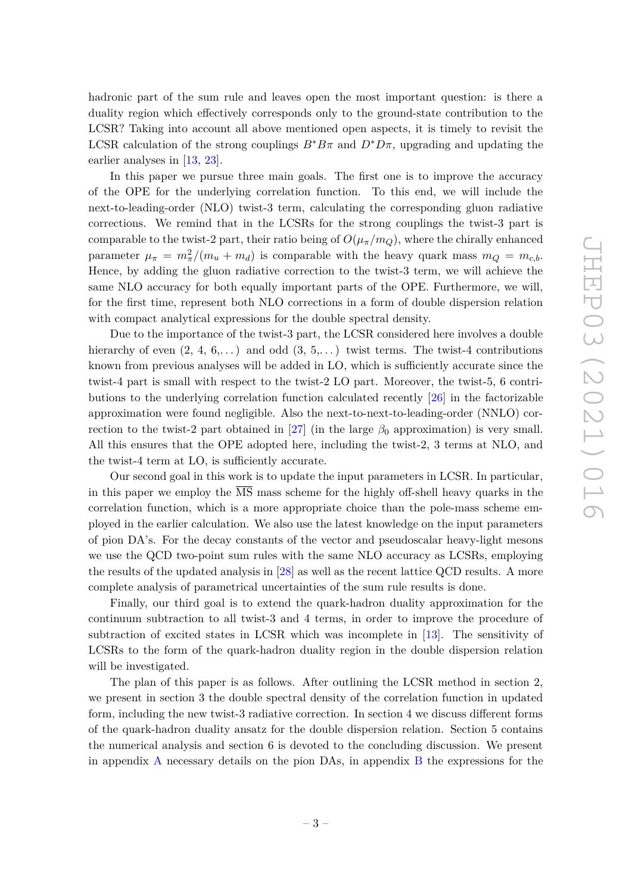hadronic part of the sum rule and leaves open the most important question: is there a duality region which effectively corresponds only to the ground-state contribution to the LCSR? Taking into account all above mentioned open aspects, it is timely to revisit the LCSR calculation of the strong couplings $B^*B\pi$ and $D^*D\pi$, upgrading and updating the earlier analyses in [13, 23].

In this paper we pursue three main goals. The first one is to improve the accuracy of the OPE for the underlying correlation function. To this end, we will include the next-to-leading-order (NLO) twist-3 term, calculating the corresponding gluon radiative corrections. We remind that in the LCSRs for the strong couplings the twist-3 part is comparable to the twist-2 part, their ratio being of $O(\mu_\pi/m_Q)$, where the chirally enhanced parameter $\mu_\pi = m_\pi^2/(m_u + m_d)$ is comparable with the heavy quark mass $m_Q = m_{c,b}$. Hence, by adding the gluon radiative correction to the twist-3 term, we will achieve the same NLO accuracy for both equally important parts of the OPE. Furthermore, we will, for the first time, represent both NLO corrections in a form of double dispersion relation with compact analytical expressions for the double spectral density.

Due to the importance of the twist-3 part, the LCSR considered here involves a double hierarchy of even $(2,\, 4,\, 6,\dots)$ and odd $(3,\, 5,\dots)$ twist terms. The twist-4 contributions known from previous analyses will be added in LO, which is sufficiently accurate since the twist-4 part is small with respect to the twist-2 LO part. Moreover, the twist-5, 6 contributions to the underlying correlation function calculated recently [26] in the factorizable approximation were found negligible. Also the next-to-next-to-leading-order (NNLO) correction to the twist-2 part obtained in [27] (in the large $\beta_0$ approximation) is very small. All this ensures that the OPE adopted here, including the twist-2, 3 terms at NLO, and the twist-4 term at LO, is sufficiently accurate.

Our second goal in this work is to update the input parameters in LCSR. In particular, in this paper we employ the $\overline{\rm MS}$ mass scheme for the highly off-shell heavy quarks in the correlation function, which is a more appropriate choice than the pole-mass scheme employed in the earlier calculation. We also use the latest knowledge on the input parameters of pion DA's. For the decay constants of the vector and pseudoscalar heavy-light mesons we use the QCD two-point sum rules with the same NLO accuracy as LCSRs, employing the results of the updated analysis in [28] as well as the recent lattice QCD results. A more complete analysis of parametrical uncertainties of the sum rule results is done.

Finally, our third goal is to extend the quark-hadron duality approximation for the continuum subtraction to all twist-3 and 4 terms, in order to improve the procedure of subtraction of excited states in LCSR which was incomplete in [13]. The sensitivity of LCSRs to the form of the quark-hadron duality region in the double dispersion relation will be investigated.

The plan of this paper is as follows. After outlining the LCSR method in section 2, we present in section 3 the double spectral density of the correlation function in updated form, including the new twist-3 radiative correction. In section 4 we discuss different forms of the quark-hadron duality ansatz for the double dispersion relation. Section 5 contains the numerical analysis and section 6 is devoted to the concluding discussion. We present in appendix A necessary details on the pion DAs, in appendix B the expressions for the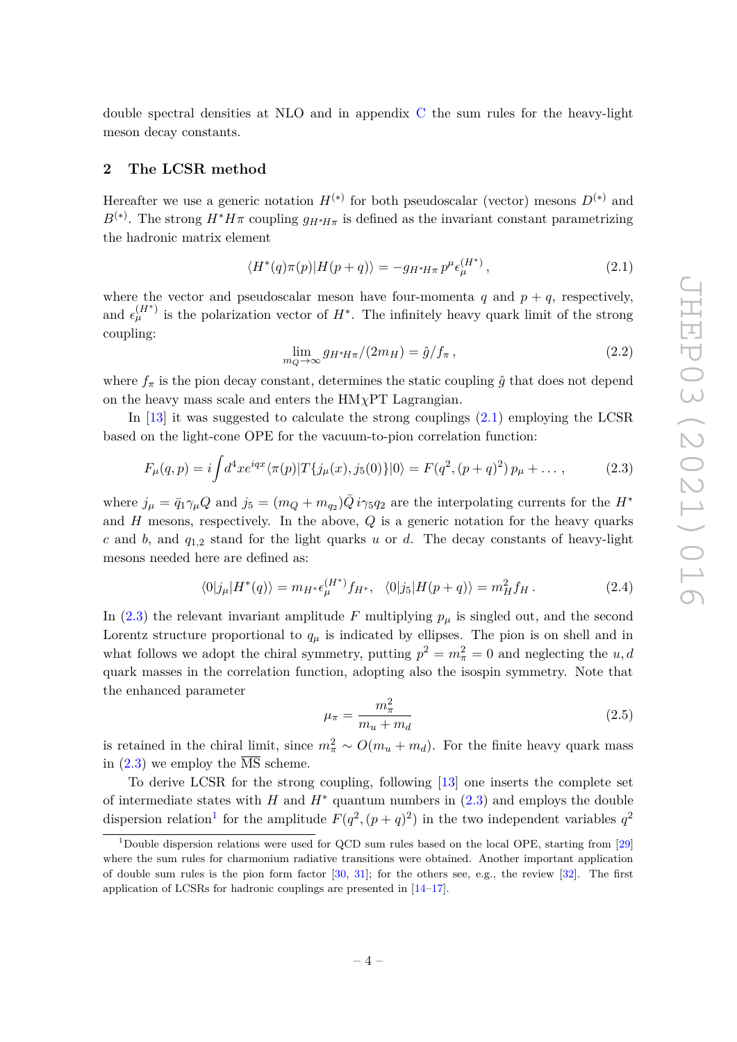double spectral densities at NLO and in appendix C the sum rules for the heavy-light meson decay constants.

## 2 The LCSR method

Hereafter we use a generic notation $H^{(*)}$ for both pseudoscalar (vector) mesons $D^{(*)}$ and $B^{(*)}$. The strong $H^*H\pi$ coupling $g_{H^*H\pi}$ is defined as the invariant constant parametrizing the hadronic matrix element

$$\langle H^*(q)\pi(p)|H(p+q)\rangle = -g_{H^*H\pi}\, p^\mu \epsilon_\mu^{(H^*)}\,, \tag{2.1}$$

where the vector and pseudoscalar meson have four-momenta $q$ and $p+q$, respectively, and $\epsilon_\mu^{(H^*)}$ is the polarization vector of $H^*$. The infinitely heavy quark limit of the strong coupling:

$$\lim_{m_Q\to\infty} g_{H^*H\pi}/(2m_H) = \hat{g}/f_\pi\,, \tag{2.2}$$

where $f_\pi$ is the pion decay constant, determines the static coupling $\hat{g}$ that does not depend on the heavy mass scale and enters the HM$\chi$PT Lagrangian.

In [13] it was suggested to calculate the strong couplings (2.1) employing the LCSR based on the light-cone OPE for the vacuum-to-pion correlation function:

$$F_\mu(q,p) = i\int d^4x e^{iqx}\langle\pi(p)|T\{j_\mu(x), j_5(0)\}|0\rangle = F(q^2,(p+q)^2)\, p_\mu + \dots\,, \tag{2.3}$$

where $j_\mu = \bar{q}_1\gamma_\mu Q$ and $j_5 = (m_Q + m_{q_2})\bar{Q}\, i\gamma_5 q_2$ are the interpolating currents for the $H^*$ and $H$ mesons, respectively. In the above, $Q$ is a generic notation for the heavy quarks $c$ and $b$, and $q_{1,2}$ stand for the light quarks $u$ or $d$. The decay constants of heavy-light mesons needed here are defined as:

$$\langle 0|j_\mu|H^*(q)\rangle = m_{H^*}\epsilon_\mu^{(H^*)} f_{H^*}\,, \quad \langle 0|j_5|H(p+q)\rangle = m_H^2 f_H\,. \tag{2.4}$$

In (2.3) the relevant invariant amplitude $F$ multiplying $p_\mu$ is singled out, and the second Lorentz structure proportional to $q_\mu$ is indicated by ellipses. The pion is on shell and in what follows we adopt the chiral symmetry, putting $p^2 = m_\pi^2 = 0$ and neglecting the $u,d$ quark masses in the correlation function, adopting also the isospin symmetry. Note that the enhanced parameter

$$\mu_\pi = \frac{m_\pi^2}{m_u + m_d} \tag{2.5}$$

is retained in the chiral limit, since $m_\pi^2 \sim O(m_u + m_d)$. For the finite heavy quark mass in (2.3) we employ the $\overline{\text{MS}}$ scheme.

To derive LCSR for the strong coupling, following [13] one inserts the complete set of intermediate states with $H$ and $H^*$ quantum numbers in (2.3) and employs the double dispersion relation[1] for the amplitude $F(q^2,(p+q)^2)$ in the two independent variables $q^2$

[1] Double dispersion relations were used for QCD sum rules based on the local OPE, starting from [29] where the sum rules for charmonium radiative transitions were obtained. Another important application of double sum rules is the pion form factor [30, 31]; for the others see, e.g., the review [32]. The first application of LCSRs for hadronic couplings are presented in [14–17].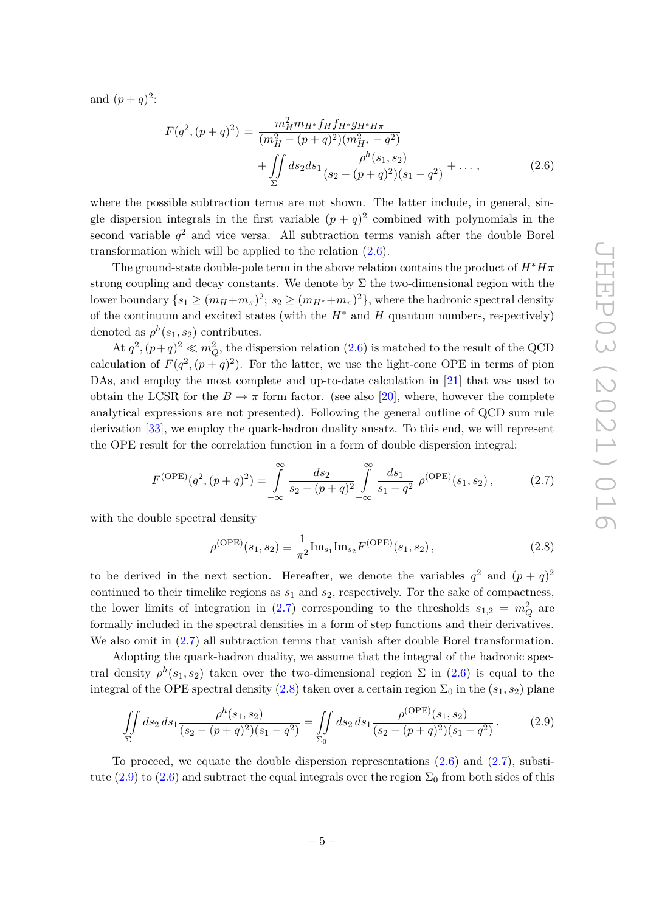and $(p+q)^2$:

$$
\begin{aligned}
F(q^2,(p+q)^2) = &\ \frac{m_H^2 m_{H^*} f_H f_{H^*} g_{H^*H\pi}}{(m_H^2-(p+q)^2)(m_{H^*}^2-q^2)} \\
&+ \iint\limits_{\Sigma} ds_2 ds_1 \frac{\rho^h(s_1,s_2)}{(s_2-(p+q)^2)(s_1-q^2)} + \dots\,,
\end{aligned}
\tag{2.6}
$$

where the possible subtraction terms are not shown. The latter include, in general, single dispersion integrals in the first variable $(p+q)^2$ combined with polynomials in the second variable $q^2$ and vice versa. All subtraction terms vanish after the double Borel transformation which will be applied to the relation (2.6).

The ground-state double-pole term in the above relation contains the product of $H^*H\pi$ strong coupling and decay constants. We denote by $\Sigma$ the two-dimensional region with the lower boundary $\{s_1 \geq (m_H + m_\pi)^2;\ s_2 \geq (m_{H^*} + m_\pi)^2\}$, where the hadronic spectral density of the continuum and excited states (with the $H^*$ and $H$ quantum numbers, respectively) denoted as $\rho^h(s_1,s_2)$ contributes.

At $q^2,(p+q)^2 \ll m_Q^2$, the dispersion relation (2.6) is matched to the result of the QCD calculation of $F(q^2,(p+q)^2)$. For the latter, we use the light-cone OPE in terms of pion DAs, and employ the most complete and up-to-date calculation in [21] that was used to obtain the LCSR for the $B\to\pi$ form factor. (see also [20], where, however the complete analytical expressions are not presented). Following the general outline of QCD sum rule derivation [33], we employ the quark-hadron duality ansatz. To this end, we will represent the OPE result for the correlation function in a form of double dispersion integral:

$$
F^{(\rm OPE)}(q^2,(p+q)^2) = \int\limits_{-\infty}^{\infty} \frac{ds_2}{s_2-(p+q)^2} \int\limits_{-\infty}^{\infty} \frac{ds_1}{s_1-q^2}\ \rho^{(\rm OPE)}(s_1,s_2)\,,
\tag{2.7}
$$

with the double spectral density

$$
\rho^{(\rm OPE)}(s_1,s_2) \equiv \frac{1}{\pi^2}{\rm Im}_{s_1}{\rm Im}_{s_2}F^{(\rm OPE)}(s_1,s_2)\,,
\tag{2.8}
$$

to be derived in the next section. Hereafter, we denote the variables $q^2$ and $(p+q)^2$ continued to their timelike regions as $s_1$ and $s_2$, respectively. For the sake of compactness, the lower limits of integration in (2.7) corresponding to the thresholds $s_{1,2} = m_Q^2$ are formally included in the spectral densities in a form of step functions and their derivatives. We also omit in (2.7) all subtraction terms that vanish after double Borel transformation.

Adopting the quark-hadron duality, we assume that the integral of the hadronic spectral density $\rho^h(s_1,s_2)$ taken over the two-dimensional region $\Sigma$ in (2.6) is equal to the integral of the OPE spectral density (2.8) taken over a certain region $\Sigma_0$ in the $(s_1,s_2)$ plane

$$
\iint\limits_{\Sigma} ds_2\, ds_1 \frac{\rho^h(s_1,s_2)}{(s_2-(p+q)^2)(s_1-q^2)} = \iint\limits_{\Sigma_0} ds_2\, ds_1 \frac{\rho^{(\rm OPE)}(s_1,s_2)}{(s_2-(p+q)^2)(s_1-q^2)}\,.
\tag{2.9}
$$

To proceed, we equate the double dispersion representations (2.6) and (2.7), substitute (2.9) to (2.6) and subtract the equal integrals over the region $\Sigma_0$ from both sides of this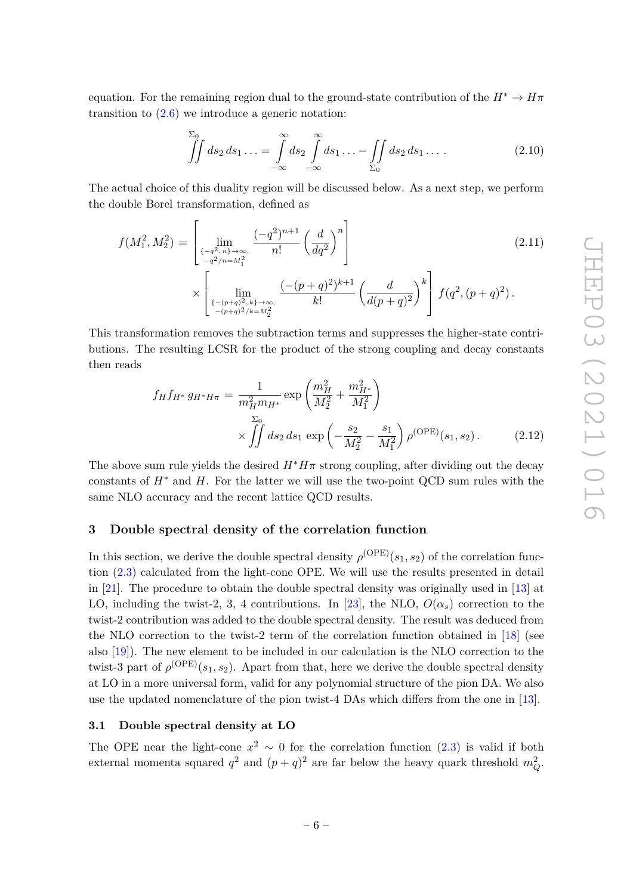equation. For the remaining region dual to the ground-state contribution of the $H^* \to H\pi$ transition to (2.6) we introduce a generic notation:

$$
\iint\limits^{\Sigma_0} ds_2\, ds_1 \ldots = \int\limits_{-\infty}^{\infty} ds_2 \int\limits_{-\infty}^{\infty} ds_1 \ldots - \iint\limits_{\Sigma_0} ds_2\, ds_1 \ldots \,. \tag{2.10}
$$

The actual choice of this duality region will be discussed below. As a next step, we perform the double Borel transformation, defined as

$$
\begin{aligned}
f(M_1^2, M_2^2) = &\left[ \lim_{\substack{\{-q^2,\, n\} \to \infty, \\ -q^2/n = M_1^2}} \frac{(-q^2)^{n+1}}{n!} \left( \frac{d}{dq^2} \right)^n \right] \\
&\times \left[ \lim_{\substack{\{-(p+q)^2,\, k\} \to \infty, \\ -(p+q)^2/k = M_2^2}} \frac{(-(p+q)^2)^{k+1}}{k!} \left( \frac{d}{d(p+q)^2} \right)^k \right] f(q^2, (p+q)^2) \,.
\end{aligned} \tag{2.11}
$$

This transformation removes the subtraction terms and suppresses the higher-state contributions. The resulting LCSR for the product of the strong coupling and decay constants then reads

$$
\begin{aligned}
f_H f_{H^*}\, g_{H^* H\pi} = &\frac{1}{m_H^2 m_{H^*}} \exp\left( \frac{m_H^2}{M_2^2} + \frac{m_{H^*}^2}{M_1^2} \right) \\
&\times \iint\limits^{\Sigma_0} ds_2\, ds_1\, \exp\left( -\frac{s_2}{M_2^2} - \frac{s_1}{M_1^2} \right) \rho^{(\mathrm{OPE})}(s_1, s_2) \,.
\end{aligned} \tag{2.12}
$$

The above sum rule yields the desired $H^* H\pi$ strong coupling, after dividing out the decay constants of $H^*$ and $H$. For the latter we will use the two-point QCD sum rules with the same NLO accuracy and the recent lattice QCD results.

## 3 Double spectral density of the correlation function

In this section, we derive the double spectral density $\rho^{(\mathrm{OPE})}(s_1, s_2)$ of the correlation function (2.3) calculated from the light-cone OPE. We will use the results presented in detail in [21]. The procedure to obtain the double spectral density was originally used in [13] at LO, including the twist-2, 3, 4 contributions. In [23], the NLO, $O(\alpha_s)$ correction to the twist-2 contribution was added to the double spectral density. The result was deduced from the NLO correction to the twist-2 term of the correlation function obtained in [18] (see also [19]). The new element to be included in our calculation is the NLO correction to the twist-3 part of $\rho^{(\mathrm{OPE})}(s_1, s_2)$. Apart from that, here we derive the double spectral density at LO in a more universal form, valid for any polynomial structure of the pion DA. We also use the updated nomenclature of the pion twist-4 DAs which differs from the one in [13].

### 3.1 Double spectral density at LO

The OPE near the light-cone $x^2 \sim 0$ for the correlation function (2.3) is valid if both external momenta squared $q^2$ and $(p+q)^2$ are far below the heavy quark threshold $m_Q^2$.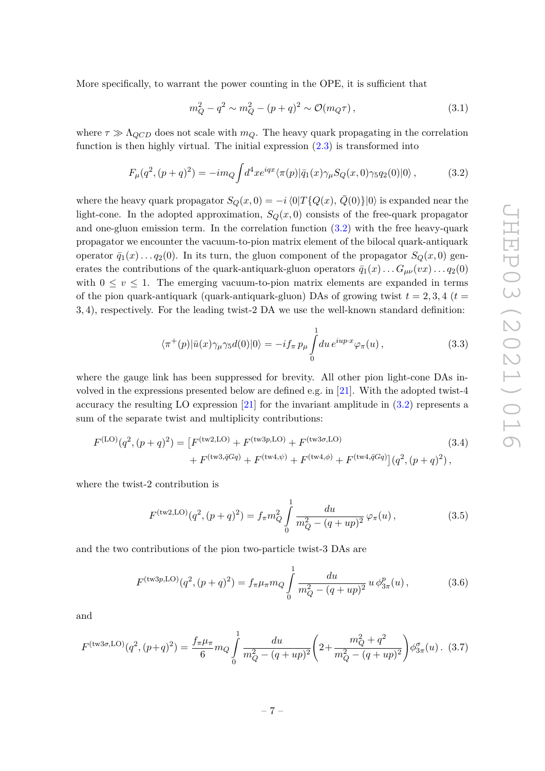More specifically, to warrant the power counting in the OPE, it is sufficient that

$$m_Q^2 - q^2 \sim m_Q^2 - (p+q)^2 \sim \mathcal{O}(m_Q \tau)\,, \tag{3.1}$$

where $\tau \gg \Lambda_{QCD}$ does not scale with $m_Q$. The heavy quark propagating in the correlation function is then highly virtual. The initial expression (2.3) is transformed into

$$F_\mu(q^2,(p+q)^2) = -im_Q \int d^4x e^{iqx} \langle \pi(p)|\bar{q}_1(x)\gamma_\mu S_Q(x,0)\gamma_5 q_2(0)|0\rangle\,, \tag{3.2}$$

where the heavy quark propagator $S_Q(x,0) = -i\,\langle 0|T\{Q(x),\bar{Q}(0)\}|0\rangle$ is expanded near the light-cone. In the adopted approximation, $S_Q(x,0)$ consists of the free-quark propagator and one-gluon emission term. In the correlation function (3.2) with the free heavy-quark propagator we encounter the vacuum-to-pion matrix element of the bilocal quark-antiquark operator $\bar{q}_1(x)\dots q_2(0)$. In its turn, the gluon component of the propagator $S_Q(x,0)$ generates the contributions of the quark-antiquark-gluon operators $\bar{q}_1(x)\dots G_{\mu\nu}(vx)\dots q_2(0)$ with $0\leq v\leq 1$. The emerging vacuum-to-pion matrix elements are expanded in terms of the pion quark-antiquark (quark-antiquark-gluon) DAs of growing twist $t=2,3,4$ ($t=3,4$), respectively. For the leading twist-2 DA we use the well-known standard definition:

$$\langle \pi^+(p)|\bar{u}(x)\gamma_\mu\gamma_5 d(0)|0\rangle = -if_\pi\, p_\mu \int_0^1 du\, e^{iup\cdot x}\varphi_\pi(u)\,, \tag{3.3}$$

where the gauge link has been suppressed for brevity. All other pion light-cone DAs involved in the expressions presented below are defined e.g. in [21]. With the adopted twist-4 accuracy the resulting LO expression [21] for the invariant amplitude in (3.2) represents a sum of the separate twist and multiplicity contributions:

$$\begin{aligned}F^{(\text{LO})}(q^2,(p+q)^2) = \big[&F^{(\text{tw2,LO})} + F^{(\text{tw3}p\text{,LO})} + F^{(\text{tw3}\sigma\text{,LO})} \\ &+ F^{(\text{tw3},\bar{q}Gq)} + F^{(\text{tw4},\psi)} + F^{(\text{tw4},\phi)} + F^{(\text{tw4},\bar{q}Gq)}\big](q^2,(p+q)^2)\,,\end{aligned} \tag{3.4}$$

where the twist-2 contribution is

$$F^{(\text{tw2,LO})}(q^2,(p+q)^2) = f_\pi m_Q^2 \int_0^1 \frac{du}{m_Q^2-(q+up)^2}\,\varphi_\pi(u)\,, \tag{3.5}$$

and the two contributions of the pion two-particle twist-3 DAs are

$$F^{(\text{tw3}p\text{,LO})}(q^2,(p+q)^2) = f_\pi\mu_\pi m_Q \int_0^1 \frac{du}{m_Q^2-(q+up)^2}\,u\,\phi_{3\pi}^p(u)\,, \tag{3.6}$$

and

$$F^{(\text{tw3}\sigma\text{,LO})}(q^2,(p+q)^2) = \frac{f_\pi\mu_\pi}{6} m_Q \int_0^1 \frac{du}{m_Q^2-(q+up)^2}\left(2+\frac{m_Q^2+q^2}{m_Q^2-(q+up)^2}\right)\phi_{3\pi}^\sigma(u)\,. \tag{3.7}$$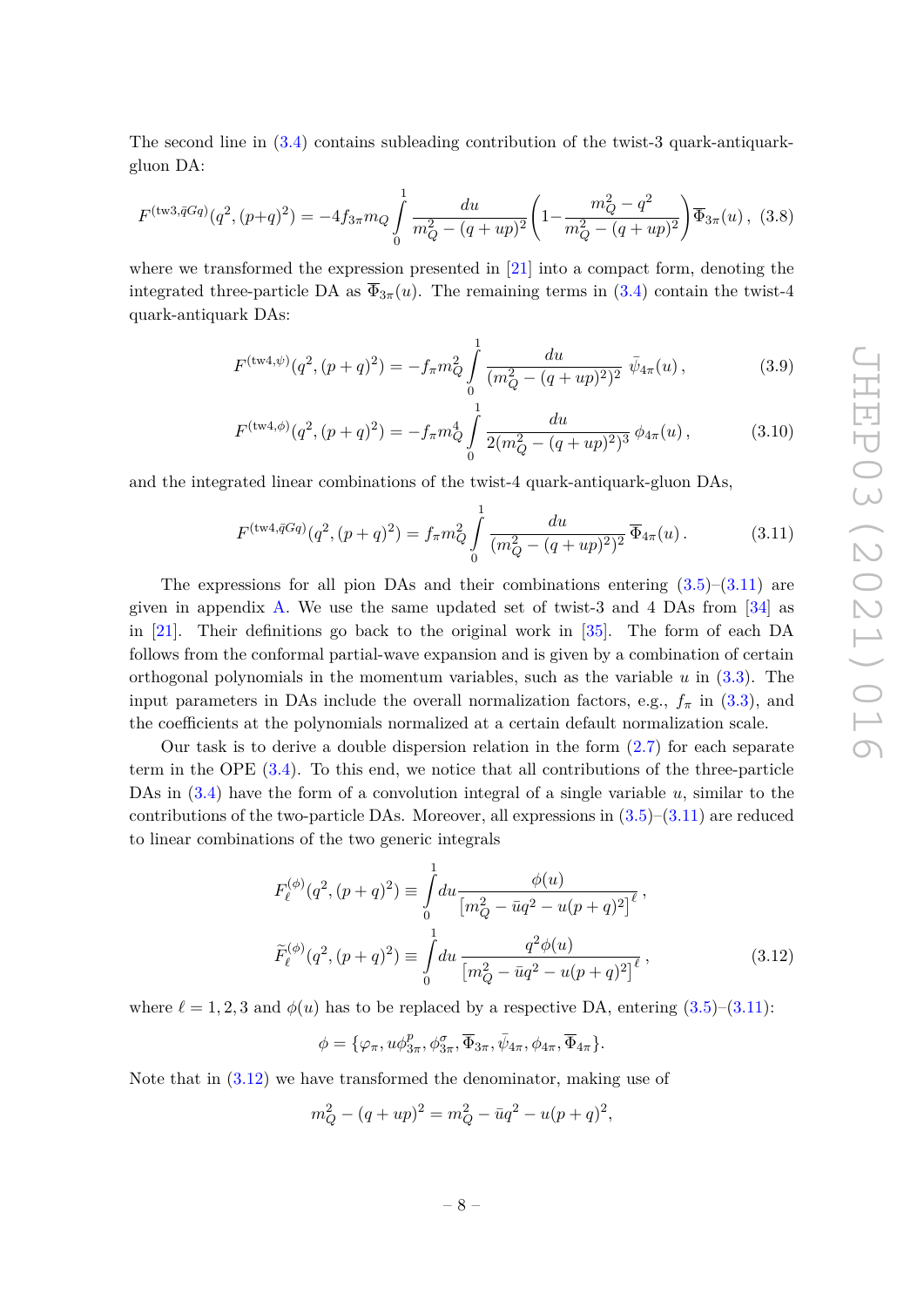The second line in (3.4) contains subleading contribution of the twist-3 quark-antiquark-gluon DA:

$$
F^{(\mathrm{tw3},\bar{q}Gq)}(q^2,(p+q)^2) = -4f_{3\pi}m_Q \int\limits_0^1 \frac{du}{m_Q^2-(q+up)^2}\left(1-\frac{m_Q^2-q^2}{m_Q^2-(q+up)^2}\right)\overline{\Phi}_{3\pi}(u)\,, \tag{3.8}
$$

where we transformed the expression presented in [21] into a compact form, denoting the integrated three-particle DA as $\overline{\Phi}_{3\pi}(u)$. The remaining terms in (3.4) contain the twist-4 quark-antiquark DAs:

$$
F^{(\mathrm{tw4},\psi)}(q^2,(p+q)^2) = -f_\pi m_Q^2 \int\limits_0^1 \frac{du}{(m_Q^2-(q+up)^2)^2}\,\bar{\psi}_{4\pi}(u)\,, \tag{3.9}
$$

$$
F^{(\mathrm{tw4},\phi)}(q^2,(p+q)^2) = -f_\pi m_Q^4 \int\limits_0^1 \frac{du}{2(m_Q^2-(q+up)^2)^3}\,\phi_{4\pi}(u)\,, \tag{3.10}
$$

and the integrated linear combinations of the twist-4 quark-antiquark-gluon DAs,

$$
F^{(\mathrm{tw4},\bar{q}Gq)}(q^2,(p+q)^2) = f_\pi m_Q^2 \int\limits_0^1 \frac{du}{(m_Q^2-(q+up)^2)^2}\,\overline{\Phi}_{4\pi}(u)\,. \tag{3.11}
$$

The expressions for all pion DAs and their combinations entering (3.5)–(3.11) are given in appendix A. We use the same updated set of twist-3 and 4 DAs from [34] as in [21]. Their definitions go back to the original work in [35]. The form of each DA follows from the conformal partial-wave expansion and is given by a combination of certain orthogonal polynomials in the momentum variables, such as the variable $u$ in (3.3). The input parameters in DAs include the overall normalization factors, e.g., $f_\pi$ in (3.3), and the coefficients at the polynomials normalized at a certain default normalization scale.

Our task is to derive a double dispersion relation in the form (2.7) for each separate term in the OPE (3.4). To this end, we notice that all contributions of the three-particle DAs in (3.4) have the form of a convolution integral of a single variable $u$, similar to the contributions of the two-particle DAs. Moreover, all expressions in (3.5)–(3.11) are reduced to linear combinations of the two generic integrals

$$
F_\ell^{(\phi)}(q^2,(p+q)^2) \equiv \int\limits_0^1 du \frac{\phi(u)}{\left[m_Q^2-\bar{u}q^2-u(p+q)^2\right]^\ell}\,,
$$

$$
\widetilde{F}_\ell^{(\phi)}(q^2,(p+q)^2) \equiv \int\limits_0^1 du\, \frac{q^2\phi(u)}{\left[m_Q^2-\bar{u}q^2-u(p+q)^2\right]^\ell}\,, \tag{3.12}
$$

where $\ell=1,2,3$ and $\phi(u)$ has to be replaced by a respective DA, entering (3.5)–(3.11):

$$
\phi = \{\varphi_\pi, u\phi^p_{3\pi}, \phi^\sigma_{3\pi}, \overline{\Phi}_{3\pi}, \bar{\psi}_{4\pi}, \phi_{4\pi}, \overline{\Phi}_{4\pi}\}.
$$

Note that in (3.12) we have transformed the denominator, making use of

$$
m_Q^2-(q+up)^2 = m_Q^2-\bar{u}q^2-u(p+q)^2,
$$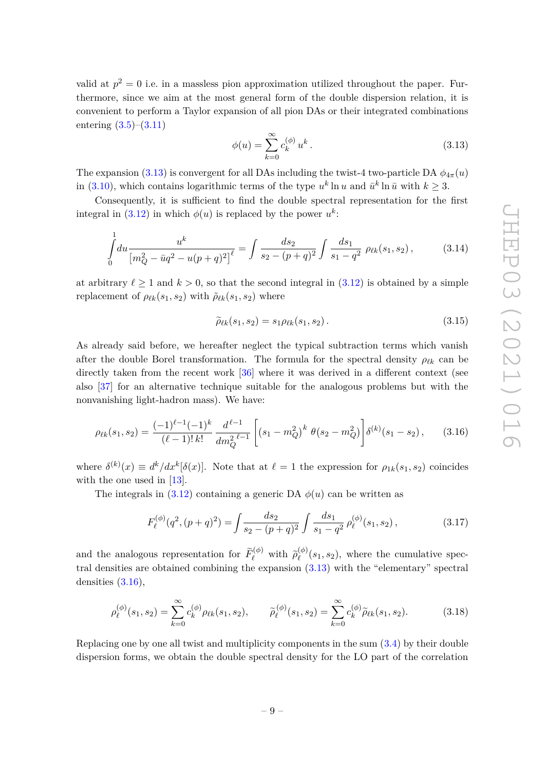valid at $p^2 = 0$ i.e. in a massless pion approximation utilized throughout the paper. Furthermore, since we aim at the most general form of the double dispersion relation, it is convenient to perform a Taylor expansion of all pion DAs or their integrated combinations entering (3.5)–(3.11)

$$\phi(u) = \sum_{k=0}^{\infty} c_k^{(\phi)}\, u^k\,. \tag{3.13}$$

The expansion (3.13) is convergent for all DAs including the twist-4 two-particle DA $\phi_{4\pi}(u)$ in (3.10), which contains logarithmic terms of the type $u^k \ln u$ and $\bar{u}^k \ln \bar{u}$ with $k \geq 3$.

Consequently, it is sufficient to find the double spectral representation for the first integral in (3.12) in which $\phi(u)$ is replaced by the power $u^k$:

$$\int\limits_0^1 du \frac{u^k}{\left[m_Q^2 - \bar{u}q^2 - u(p+q)^2\right]^\ell} = \int \frac{ds_2}{s_2 - (p+q)^2} \int \frac{ds_1}{s_1 - q^2}\, \rho_{\ell k}(s_1, s_2)\,, \tag{3.14}$$

at arbitrary $\ell \geq 1$ and $k > 0$, so that the second integral in (3.12) is obtained by a simple replacement of $\rho_{\ell k}(s_1, s_2)$ with $\widetilde{\rho}_{\ell k}(s_1, s_2)$ where

$$\widetilde{\rho}_{\ell k}(s_1, s_2) = s_1 \rho_{\ell k}(s_1, s_2)\,. \tag{3.15}$$

As already said before, we hereafter neglect the typical subtraction terms which vanish after the double Borel transformation. The formula for the spectral density $\rho_{\ell k}$ can be directly taken from the recent work [36] where it was derived in a different context (see also [37] for an alternative technique suitable for the analogous problems but with the nonvanishing light-hadron mass). We have:

$$\rho_{\ell k}(s_1, s_2) = \frac{(-1)^{\ell-1}(-1)^k}{(\ell-1)!\, k!} \frac{d^{\,\ell-1}}{dm_Q^{2\;\ell-1}} \left[ (s_1 - m_Q^2)^k\, \theta(s_2 - m_Q^2) \right] \delta^{(k)}(s_1 - s_2)\,, \tag{3.16}$$

where $\delta^{(k)}(x) \equiv d^k/dx^k[\delta(x)]$. Note that at $\ell = 1$ the expression for $\rho_{1k}(s_1, s_2)$ coincides with the one used in [13].

The integrals in (3.12) containing a generic DA $\phi(u)$ can be written as

$$F_\ell^{(\phi)}(q^2, (p+q)^2) = \int \frac{ds_2}{s_2 - (p+q)^2} \int \frac{ds_1}{s_1 - q^2}\, \rho_\ell^{(\phi)}(s_1, s_2)\,, \tag{3.17}$$

and the analogous representation for $\widetilde{F}_\ell^{(\phi)}$ with $\widetilde{\rho}_\ell^{(\phi)}(s_1, s_2)$, where the cumulative spectral densities are obtained combining the expansion (3.13) with the "elementary" spectral densities (3.16),

$$\rho_\ell^{(\phi)}(s_1, s_2) = \sum_{k=0}^{\infty} c_k^{(\phi)} \rho_{\ell k}(s_1, s_2), \qquad \widetilde{\rho}_\ell^{(\phi)}(s_1, s_2) = \sum_{k=0}^{\infty} c_k^{(\phi)} \widetilde{\rho}_{\ell k}(s_1, s_2). \tag{3.18}$$

Replacing one by one all twist and multiplicity components in the sum (3.4) by their double dispersion forms, we obtain the double spectral density for the LO part of the correlation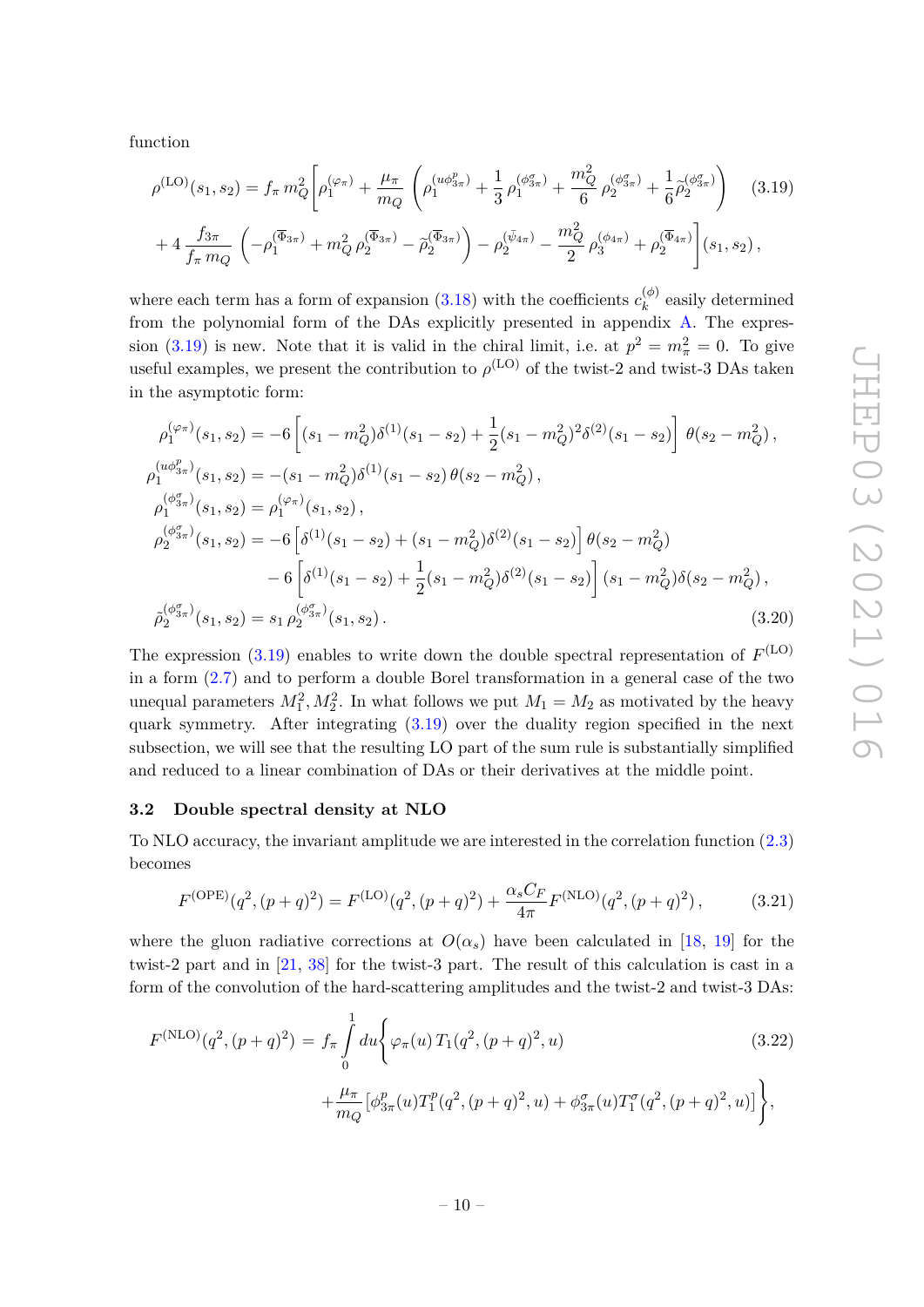function

$$
\rho^{(\mathrm{LO})}(s_1,s_2) = f_\pi\, m_Q^2 \Bigg[ \rho_1^{(\varphi_\pi)} + \frac{\mu_\pi}{m_Q}\left( \rho_1^{(u\phi^p_{3\pi})} + \frac{1}{3}\,\rho_1^{(\phi^\sigma_{3\pi})} + \frac{m_Q^2}{6}\,\rho_2^{(\phi^\sigma_{3\pi})} + \frac{1}{6}\tilde{\rho}_2^{(\phi^\sigma_{3\pi})}\right) \qquad (3.19)
$$

$$
+\,4\,\frac{f_{3\pi}}{f_\pi\, m_Q}\left( -\rho_1^{(\overline{\Phi}_{3\pi})} + m_Q^2\,\rho_2^{(\overline{\Phi}_{3\pi})} - \tilde{\rho}_2^{(\overline{\Phi}_{3\pi})}\right) - \rho_2^{(\bar{\psi}_{4\pi})} - \frac{m_Q^2}{2}\,\rho_3^{(\phi_{4\pi})} + \rho_2^{(\overline{\Phi}_{4\pi})}\Bigg](s_1,s_2)\,,
$$

where each term has a form of expansion (3.18) with the coefficients $c_k^{(\phi)}$ easily determined from the polynomial form of the DAs explicitly presented in appendix A. The expression (3.19) is new. Note that it is valid in the chiral limit, i.e. at $p^2 = m_\pi^2 = 0$. To give useful examples, we present the contribution to $\rho^{(\mathrm{LO})}$ of the twist-2 and twist-3 DAs taken in the asymptotic form:

$$
\begin{aligned}
\rho_1^{(\varphi_\pi)}(s_1,s_2) &= -6\left[(s_1-m_Q^2)\delta^{(1)}(s_1-s_2) + \frac{1}{2}(s_1-m_Q^2)^2\delta^{(2)}(s_1-s_2)\right]\,\theta(s_2-m_Q^2)\,,\\
\rho_1^{(u\phi^p_{3\pi})}(s_1,s_2) &= -(s_1-m_Q^2)\delta^{(1)}(s_1-s_2)\,\theta(s_2-m_Q^2)\,,\\
\rho_1^{(\phi^\sigma_{3\pi})}(s_1,s_2) &= \rho_1^{(\varphi_\pi)}(s_1,s_2)\,,\\
\rho_2^{(\phi^\sigma_{3\pi})}(s_1,s_2) &= -6\left[\delta^{(1)}(s_1-s_2) + (s_1-m_Q^2)\delta^{(2)}(s_1-s_2)\right]\theta(s_2-m_Q^2)\\
&\quad -6\left[\delta^{(1)}(s_1-s_2) + \frac{1}{2}(s_1-m_Q^2)\delta^{(2)}(s_1-s_2)\right](s_1-m_Q^2)\delta(s_2-m_Q^2)\,,\\
\tilde{\rho}_2^{(\phi^\sigma_{3\pi})}(s_1,s_2) &= s_1\,\rho_2^{(\phi^\sigma_{3\pi})}(s_1,s_2)\,.
\end{aligned}
\qquad (3.20)
$$

The expression (3.19) enables to write down the double spectral representation of $F^{(\mathrm{LO})}$ in a form (2.7) and to perform a double Borel transformation in a general case of the two unequal parameters $M_1^2, M_2^2$. In what follows we put $M_1 = M_2$ as motivated by the heavy quark symmetry. After integrating (3.19) over the duality region specified in the next subsection, we will see that the resulting LO part of the sum rule is substantially simplified and reduced to a linear combination of DAs or their derivatives at the middle point.

### 3.2 Double spectral density at NLO

To NLO accuracy, the invariant amplitude we are interested in the correlation function (2.3) becomes

$$
F^{(\mathrm{OPE})}(q^2,(p+q)^2) = F^{(\mathrm{LO})}(q^2,(p+q)^2) + \frac{\alpha_s C_F}{4\pi}F^{(\mathrm{NLO})}(q^2,(p+q)^2)\,, \qquad (3.21)
$$

where the gluon radiative corrections at $O(\alpha_s)$ have been calculated in [18, 19] for the twist-2 part and in [21, 38] for the twist-3 part. The result of this calculation is cast in a form of the convolution of the hard-scattering amplitudes and the twist-2 and twist-3 DAs:

$$
F^{(\mathrm{NLO})}(q^2,(p+q)^2) \,=\, f_\pi \int\limits_0^1 du \Bigg\{ \varphi_\pi(u)\,T_1(q^2,(p+q)^2,u) \qquad (3.22)
$$

$$
+\frac{\mu_\pi}{m_Q}\left[\phi^p_{3\pi}(u)T_1^p(q^2,(p+q)^2,u) + \phi^\sigma_{3\pi}(u)T_1^\sigma(q^2,(p+q)^2,u)\right]\Bigg\},
$$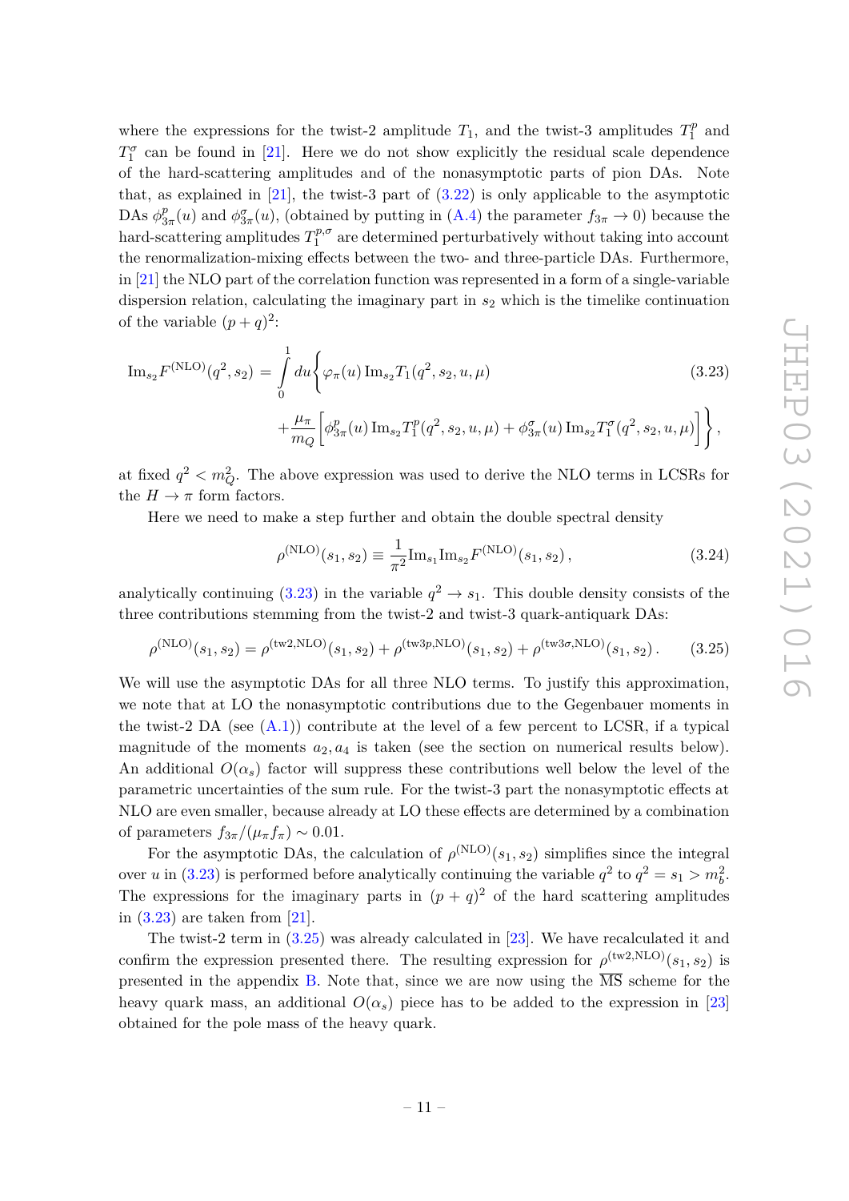where the expressions for the twist-2 amplitude $T_1$, and the twist-3 amplitudes $T_1^p$ and $T_1^\sigma$ can be found in [21]. Here we do not show explicitly the residual scale dependence of the hard-scattering amplitudes and of the nonasymptotic parts of pion DAs. Note that, as explained in [21], the twist-3 part of (3.22) is only applicable to the asymptotic DAs $\phi_{3\pi}^p(u)$ and $\phi_{3\pi}^\sigma(u)$, (obtained by putting in (A.4) the parameter $f_{3\pi} \to 0$) because the hard-scattering amplitudes $T_1^{p,\sigma}$ are determined perturbatively without taking into account the renormalization-mixing effects between the two- and three-particle DAs. Furthermore, in [21] the NLO part of the correlation function was represented in a form of a single-variable dispersion relation, calculating the imaginary part in $s_2$ which is the timelike continuation of the variable $(p+q)^2$:

$$
\begin{aligned}
\mathrm{Im}_{s_2} F^{(\mathrm{NLO})}(q^2, s_2) = \int\limits_0^1 du \bigg\{ & \varphi_\pi(u)\, \mathrm{Im}_{s_2} T_1(q^2, s_2, u, \mu) \\
& + \frac{\mu_\pi}{m_Q} \Big[ \phi_{3\pi}^p(u)\, \mathrm{Im}_{s_2} T_1^p(q^2, s_2, u, \mu) + \phi_{3\pi}^\sigma(u)\, \mathrm{Im}_{s_2} T_1^\sigma(q^2, s_2, u, \mu) \Big] \bigg\},
\end{aligned} \tag{3.23}
$$

at fixed $q^2 < m_Q^2$. The above expression was used to derive the NLO terms in LCSRs for the $H \to \pi$ form factors.

Here we need to make a step further and obtain the double spectral density

$$
\rho^{(\mathrm{NLO})}(s_1, s_2) \equiv \frac{1}{\pi^2} \mathrm{Im}_{s_1} \mathrm{Im}_{s_2} F^{(\mathrm{NLO})}(s_1, s_2)\,, \tag{3.24}
$$

analytically continuing (3.23) in the variable $q^2 \to s_1$. This double density consists of the three contributions stemming from the twist-2 and twist-3 quark-antiquark DAs:

$$
\rho^{(\mathrm{NLO})}(s_1, s_2) = \rho^{(\mathrm{tw2,NLO})}(s_1, s_2) + \rho^{(\mathrm{tw3}p,\mathrm{NLO})}(s_1, s_2) + \rho^{(\mathrm{tw3}\sigma,\mathrm{NLO})}(s_1, s_2)\,. \tag{3.25}
$$

We will use the asymptotic DAs for all three NLO terms. To justify this approximation, we note that at LO the nonasymptotic contributions due to the Gegenbauer moments in the twist-2 DA (see (A.1)) contribute at the level of a few percent to LCSR, if a typical magnitude of the moments $a_2, a_4$ is taken (see the section on numerical results below). An additional $O(\alpha_s)$ factor will suppress these contributions well below the level of the parametric uncertainties of the sum rule. For the twist-3 part the nonasymptotic effects at NLO are even smaller, because already at LO these effects are determined by a combination of parameters $f_{3\pi}/(\mu_\pi f_\pi) \sim 0.01$.

For the asymptotic DAs, the calculation of $\rho^{(\mathrm{NLO})}(s_1, s_2)$ simplifies since the integral over $u$ in (3.23) is performed before analytically continuing the variable $q^2$ to $q^2 = s_1 > m_b^2$. The expressions for the imaginary parts in $(p+q)^2$ of the hard scattering amplitudes in (3.23) are taken from [21].

The twist-2 term in (3.25) was already calculated in [23]. We have recalculated it and confirm the expression presented there. The resulting expression for $\rho^{(\mathrm{tw2,NLO})}(s_1, s_2)$ is presented in the appendix B. Note that, since we are now using the $\overline{\mathrm{MS}}$ scheme for the heavy quark mass, an additional $O(\alpha_s)$ piece has to be added to the expression in [23] obtained for the pole mass of the heavy quark.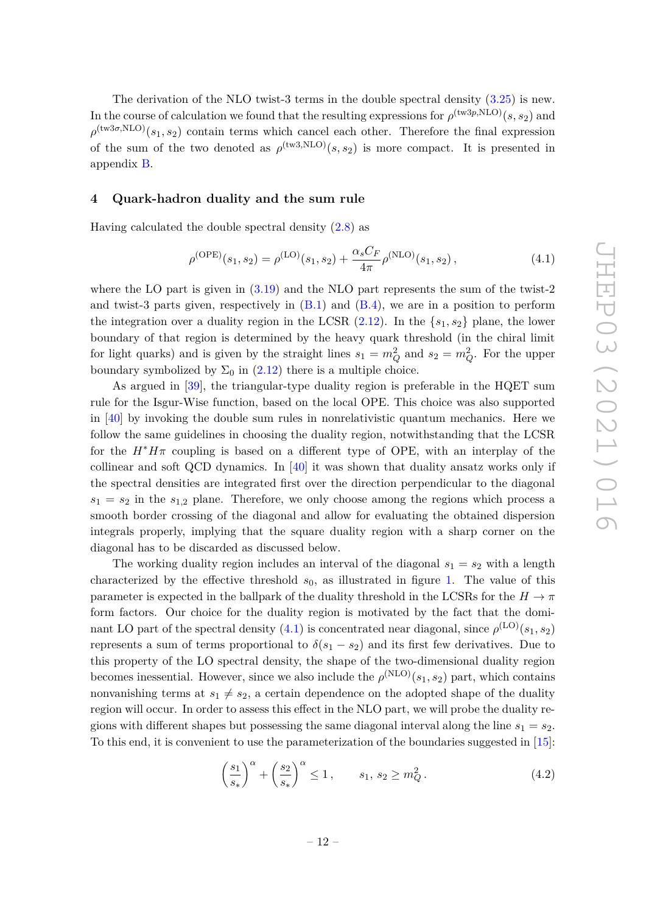The derivation of the NLO twist-3 terms in the double spectral density (3.25) is new. In the course of calculation we found that the resulting expressions for $\rho^{(\text{tw3}p,\text{NLO})}(s,s_2)$ and $\rho^{(\text{tw3}\sigma,\text{NLO})}(s_1,s_2)$ contain terms which cancel each other. Therefore the final expression of the sum of the two denoted as $\rho^{(\text{tw3},\text{NLO})}(s,s_2)$ is more compact. It is presented in appendix B.

## 4 Quark-hadron duality and the sum rule

Having calculated the double spectral density (2.8) as

$$\rho^{(\text{OPE})}(s_1,s_2) = \rho^{(\text{LO})}(s_1,s_2) + \frac{\alpha_s C_F}{4\pi}\rho^{(\text{NLO})}(s_1,s_2)\,, \tag{4.1}$$

where the LO part is given in (3.19) and the NLO part represents the sum of the twist-2 and twist-3 parts given, respectively in (B.1) and (B.4), we are in a position to perform the integration over a duality region in the LCSR (2.12). In the $\{s_1, s_2\}$ plane, the lower boundary of that region is determined by the heavy quark threshold (in the chiral limit for light quarks) and is given by the straight lines $s_1 = m_Q^2$ and $s_2 = m_Q^2$. For the upper boundary symbolized by $\Sigma_0$ in (2.12) there is a multiple choice.

As argued in [39], the triangular-type duality region is preferable in the HQET sum rule for the Isgur-Wise function, based on the local OPE. This choice was also supported in [40] by invoking the double sum rules in nonrelativistic quantum mechanics. Here we follow the same guidelines in choosing the duality region, notwithstanding that the LCSR for the $H^*H\pi$ coupling is based on a different type of OPE, with an interplay of the collinear and soft QCD dynamics. In [40] it was shown that duality ansatz works only if the spectral densities are integrated first over the direction perpendicular to the diagonal $s_1 = s_2$ in the $s_{1,2}$ plane. Therefore, we only choose among the regions which process a smooth border crossing of the diagonal and allow for evaluating the obtained dispersion integrals properly, implying that the square duality region with a sharp corner on the diagonal has to be discarded as discussed below.

The working duality region includes an interval of the diagonal $s_1 = s_2$ with a length characterized by the effective threshold $s_0$, as illustrated in figure 1. The value of this parameter is expected in the ballpark of the duality threshold in the LCSRs for the $H \to \pi$ form factors. Our choice for the duality region is motivated by the fact that the dominant LO part of the spectral density (4.1) is concentrated near diagonal, since $\rho^{(\text{LO})}(s_1,s_2)$ represents a sum of terms proportional to $\delta(s_1 - s_2)$ and its first few derivatives. Due to this property of the LO spectral density, the shape of the two-dimensional duality region becomes inessential. However, since we also include the $\rho^{(\text{NLO})}(s_1,s_2)$ part, which contains nonvanishing terms at $s_1 \neq s_2$, a certain dependence on the adopted shape of the duality region will occur. In order to assess this effect in the NLO part, we will probe the duality regions with different shapes but possessing the same diagonal interval along the line $s_1 = s_2$. To this end, it is convenient to use the parameterization of the boundaries suggested in [15]:

$$\left(\frac{s_1}{s_*}\right)^{\alpha} + \left(\frac{s_2}{s_*}\right)^{\alpha} \leq 1\,, \qquad s_1,\, s_2 \geq m_Q^2\,. \tag{4.2}$$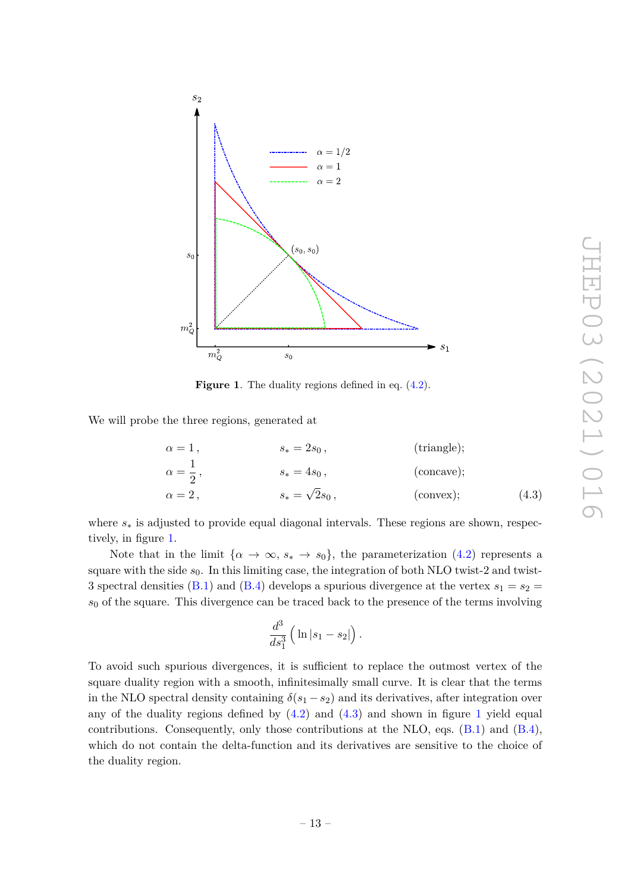Figure 1. The duality regions defined in eq. (4.2).

We will probe the three regions, generated at

$$
\begin{aligned}
&\alpha = 1\,, && s_* = 2s_0\,, && \text{(triangle)};\\
&\alpha = \frac{1}{2}\,, && s_* = 4s_0\,, && \text{(concave)};\\
&\alpha = 2\,, && s_* = \sqrt{2}s_0\,, && \text{(convex)};
\end{aligned}
\tag{4.3}
$$

where $s_*$ is adjusted to provide equal diagonal intervals. These regions are shown, respectively, in figure 1.

Note that in the limit $\{\alpha \to \infty,\, s_* \to s_0\}$, the parameterization (4.2) represents a square with the side $s_0$. In this limiting case, the integration of both NLO twist-2 and twist-3 spectral densities (B.1) and (B.4) develops a spurious divergence at the vertex $s_1 = s_2 = s_0$ of the square. This divergence can be traced back to the presence of the terms involving

$$
\frac{d^3}{ds_1^3}\Big(\ln|s_1 - s_2|\Big)\,.
$$

To avoid such spurious divergences, it is sufficient to replace the outmost vertex of the square duality region with a smooth, infinitesimally small curve. It is clear that the terms in the NLO spectral density containing $\delta(s_1 - s_2)$ and its derivatives, after integration over any of the duality regions defined by (4.2) and (4.3) and shown in figure 1 yield equal contributions. Consequently, only those contributions at the NLO, eqs. (B.1) and (B.4), which do not contain the delta-function and its derivatives are sensitive to the choice of the duality region.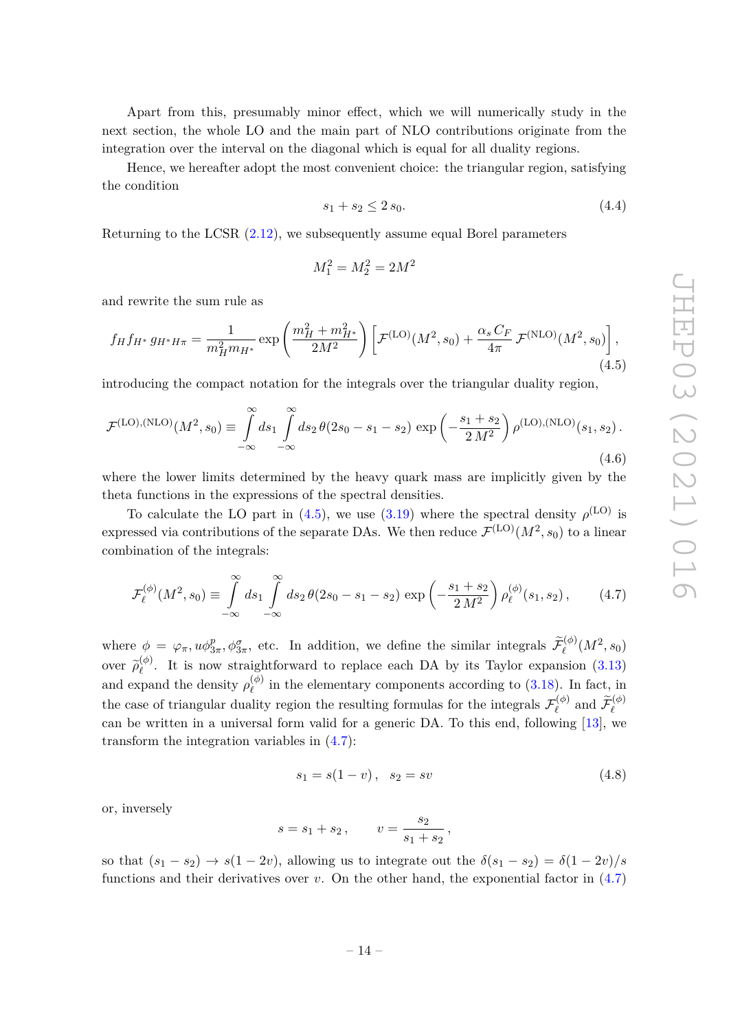Apart from this, presumably minor effect, which we will numerically study in the next section, the whole LO and the main part of NLO contributions originate from the integration over the interval on the diagonal which is equal for all duality regions.

Hence, we hereafter adopt the most convenient choice: the triangular region, satisfying the condition

$$s_1 + s_2 \leq 2\, s_0. \tag{4.4}$$

Returning to the LCSR (2.12), we subsequently assume equal Borel parameters

$$M_1^2 = M_2^2 = 2M^2$$

and rewrite the sum rule as

$$f_H f_{H^*}\, g_{H^*H\pi} = \frac{1}{m_H^2 m_{H^*}} \exp\left(\frac{m_H^2 + m_{H^*}^2}{2M^2}\right) \left[\mathcal{F}^{(\text{LO})}(M^2, s_0) + \frac{\alpha_s C_F}{4\pi}\, \mathcal{F}^{(\text{NLO})}(M^2, s_0)\right], \tag{4.5}$$

introducing the compact notation for the integrals over the triangular duality region,

$$\mathcal{F}^{(\text{LO}),(\text{NLO})}(M^2, s_0) \equiv \int\limits_{-\infty}^{\infty} ds_1 \int\limits_{-\infty}^{\infty} ds_2\, \theta(2s_0 - s_1 - s_2)\, \exp\left(-\frac{s_1 + s_2}{2\, M^2}\right) \rho^{(\text{LO}),(\text{NLO})}(s_1, s_2)\,. \tag{4.6}$$

where the lower limits determined by the heavy quark mass are implicitly given by the theta functions in the expressions of the spectral densities.

To calculate the LO part in (4.5), we use (3.19) where the spectral density $\rho^{(\text{LO})}$ is expressed via contributions of the separate DAs. We then reduce $\mathcal{F}^{(\text{LO})}(M^2, s_0)$ to a linear combination of the integrals:

$$\mathcal{F}_\ell^{(\phi)}(M^2, s_0) \equiv \int\limits_{-\infty}^{\infty} ds_1 \int\limits_{-\infty}^{\infty} ds_2\, \theta(2s_0 - s_1 - s_2)\, \exp\left(-\frac{s_1 + s_2}{2\, M^2}\right) \rho_\ell^{(\phi)}(s_1, s_2)\,, \tag{4.7}$$

where $\phi = \varphi_\pi, u\phi_{3\pi}^p, \phi_{3\pi}^\sigma$, etc. In addition, we define the similar integrals $\widetilde{\mathcal{F}}_\ell^{(\phi)}(M^2, s_0)$ over $\widetilde{\rho}_\ell^{(\phi)}$. It is now straightforward to replace each DA by its Taylor expansion (3.13) and expand the density $\rho_\ell^{(\phi)}$ in the elementary components according to (3.18). In fact, in the case of triangular duality region the resulting formulas for the integrals $\mathcal{F}_\ell^{(\phi)}$ and $\widetilde{\mathcal{F}}_\ell^{(\phi)}$ can be written in a universal form valid for a generic DA. To this end, following [13], we transform the integration variables in (4.7):

$$s_1 = s(1 - v)\,, \quad s_2 = sv \tag{4.8}$$

or, inversely

$$s = s_1 + s_2\,, \qquad v = \frac{s_2}{s_1 + s_2}\,,$$

so that $(s_1 - s_2) \to s(1 - 2v)$, allowing us to integrate out the $\delta(s_1 - s_2) = \delta(1 - 2v)/s$ functions and their derivatives over $v$. On the other hand, the exponential factor in (4.7)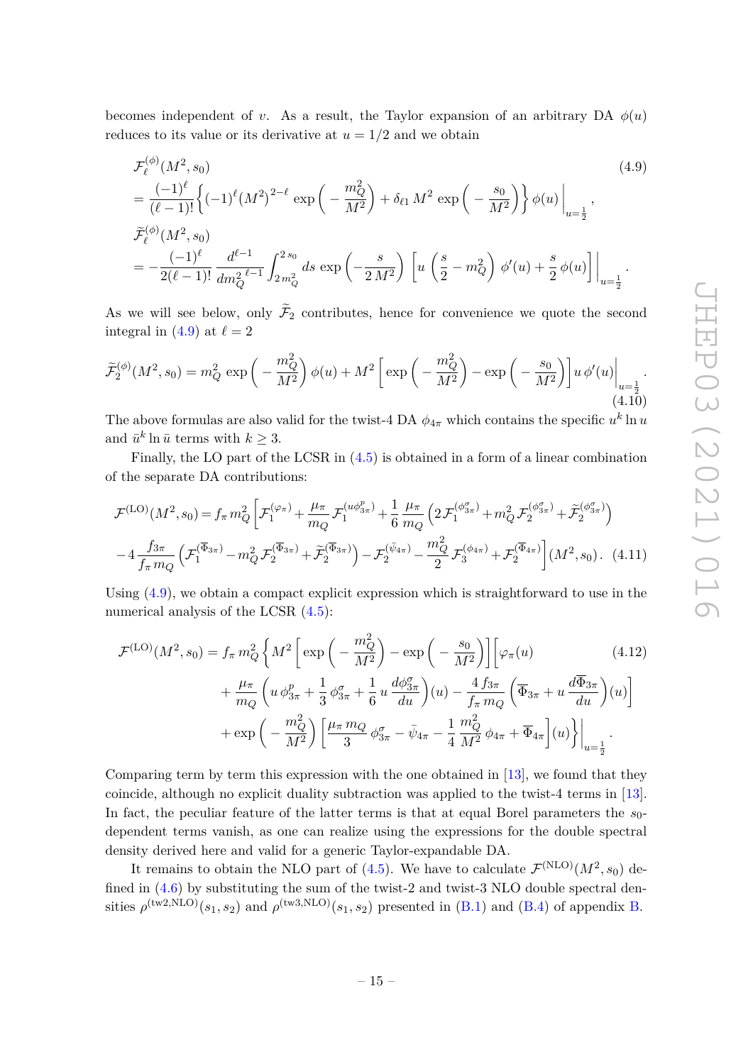becomes independent of $v$. As a result, the Taylor expansion of an arbitrary DA $\phi(u)$ reduces to its value or its derivative at $u = 1/2$ and we obtain

$$
\begin{aligned}
&\mathcal{F}_\ell^{(\phi)}(M^2, s_0) \\
&= \frac{(-1)^\ell}{(\ell-1)!}\Big\{(-1)^\ell (M^2)^{2-\ell} \exp\Big(-\frac{m_Q^2}{M^2}\Big) + \delta_{\ell 1} M^2 \exp\Big(-\frac{s_0}{M^2}\Big)\Big\}\,\phi(u)\Big|_{u=\frac{1}{2}}\,, \\
&\widetilde{\mathcal{F}}_\ell^{(\phi)}(M^2, s_0) \\
&= -\frac{(-1)^\ell}{2(\ell-1)!}\,\frac{d^{\ell-1}}{dm_Q^{2\;\ell-1}}\int_{2m_Q^2}^{2s_0} ds\, \exp\Big(-\frac{s}{2M^2}\Big)\,\Big[u\Big(\frac{s}{2}-m_Q^2\Big)\,\phi'(u) + \frac{s}{2}\,\phi(u)\Big]\Big|_{u=\frac{1}{2}}\,.
\end{aligned}
\tag{4.9}
$$

As we will see below, only $\widetilde{\mathcal{F}}_2$ contributes, hence for convenience we quote the second integral in (4.9) at $\ell = 2$

$$
\widetilde{\mathcal{F}}_2^{(\phi)}(M^2, s_0) = m_Q^2 \exp\Big(-\frac{m_Q^2}{M^2}\Big)\,\phi(u) + M^2\Big[\exp\Big(-\frac{m_Q^2}{M^2}\Big) - \exp\Big(-\frac{s_0}{M^2}\Big)\Big]\,u\,\phi'(u)\Big|_{u=\frac{1}{2}}\,.
\tag{4.10}
$$

The above formulas are also valid for the twist-4 DA $\phi_{4\pi}$ which contains the specific $u^k \ln u$ and $\bar{u}^k \ln \bar{u}$ terms with $k \geq 3$.

Finally, the LO part of the LCSR in (4.5) is obtained in a form of a linear combination of the separate DA contributions:

$$
\begin{aligned}
\mathcal{F}^{(\mathrm{LO})}(M^2, s_0) = f_\pi m_Q^2 \Big[&\mathcal{F}_1^{(\varphi_\pi)} + \frac{\mu_\pi}{m_Q}\,\mathcal{F}_1^{(u\phi_{3\pi}^p)} + \frac{1}{6}\,\frac{\mu_\pi}{m_Q}\Big(2\,\mathcal{F}_1^{(\phi_{3\pi}^\sigma)} + m_Q^2\,\mathcal{F}_2^{(\phi_{3\pi}^\sigma)} + \widetilde{\mathcal{F}}_2^{(\phi_{3\pi}^\sigma)}\Big) \\
&- 4\,\frac{f_{3\pi}}{f_\pi m_Q}\Big(\mathcal{F}_1^{(\overline{\Phi}_{3\pi})} - m_Q^2\,\mathcal{F}_2^{(\overline{\Phi}_{3\pi})} + \widetilde{\mathcal{F}}_2^{(\overline{\Phi}_{3\pi})}\Big) - \mathcal{F}_2^{(\bar{\psi}_{4\pi})} - \frac{m_Q^2}{2}\,\mathcal{F}_3^{(\phi_{4\pi})} + \mathcal{F}_2^{(\overline{\Phi}_{4\pi})}\Big](M^2, s_0)\,.
\end{aligned}
\tag{4.11}
$$

Using (4.9), we obtain a compact explicit expression which is straightforward to use in the numerical analysis of the LCSR (4.5):

$$
\begin{aligned}
\mathcal{F}^{(\mathrm{LO})}(M^2, s_0) = f_\pi m_Q^2 \Big\{&M^2\Big[\exp\Big(-\frac{m_Q^2}{M^2}\Big) - \exp\Big(-\frac{s_0}{M^2}\Big)\Big]\Big[\varphi_\pi(u) \\
&+ \frac{\mu_\pi}{m_Q}\Big(u\,\phi_{3\pi}^p + \frac{1}{3}\,\phi_{3\pi}^\sigma + \frac{1}{6}\,u\,\frac{d\phi_{3\pi}^\sigma}{du}\Big)(u) - \frac{4\,f_{3\pi}}{f_\pi m_Q}\Big(\overline{\Phi}_{3\pi} + u\,\frac{d\overline{\Phi}_{3\pi}}{du}\Big)(u)\Big] \\
&+ \exp\Big(-\frac{m_Q^2}{M^2}\Big)\Big[\frac{\mu_\pi m_Q}{3}\,\phi_{3\pi}^\sigma - \bar{\psi}_{4\pi} - \frac{1}{4}\,\frac{m_Q^2}{M^2}\,\phi_{4\pi} + \overline{\Phi}_{4\pi}\Big](u)\Big\}\Big|_{u=\frac{1}{2}}\,.
\end{aligned}
\tag{4.12}
$$

Comparing term by term this expression with the one obtained in [13], we found that they coincide, although no explicit duality subtraction was applied to the twist-4 terms in [13]. In fact, the peculiar feature of the latter terms is that at equal Borel parameters the $s_0$-dependent terms vanish, as one can realize using the expressions for the double spectral density derived here and valid for a generic Taylor-expandable DA.

It remains to obtain the NLO part of (4.5). We have to calculate $\mathcal{F}^{(\mathrm{NLO})}(M^2, s_0)$ defined in (4.6) by substituting the sum of the twist-2 and twist-3 NLO double spectral densities $\rho^{(\mathrm{tw2,NLO})}(s_1, s_2)$ and $\rho^{(\mathrm{tw3,NLO})}(s_1, s_2)$ presented in (B.1) and (B.4) of appendix B.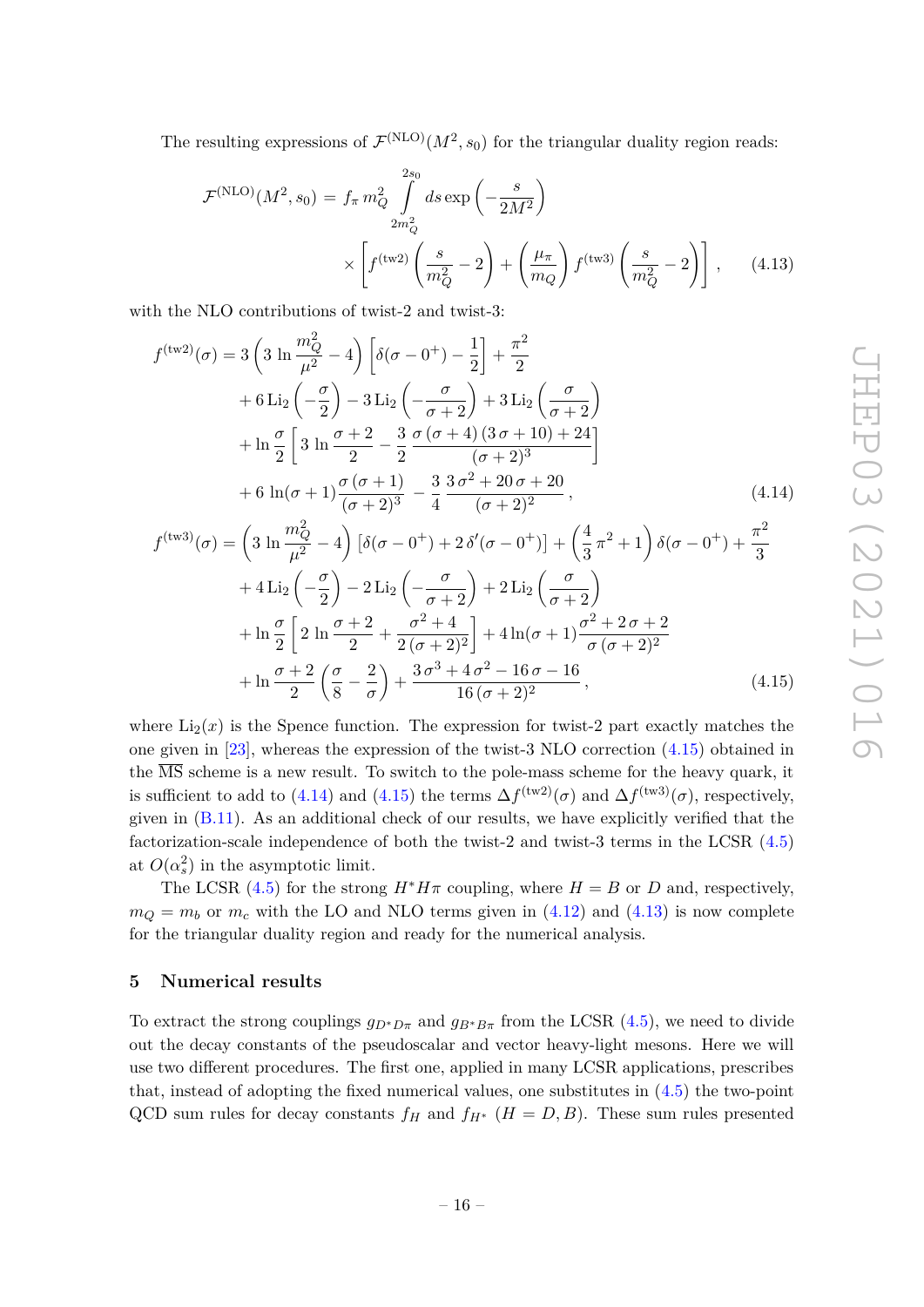The resulting expressions of $\mathcal{F}^{(\mathrm{NLO})}(M^2, s_0)$ for the triangular duality region reads:

$$
\begin{aligned}
\mathcal{F}^{(\mathrm{NLO})}(M^2, s_0) = f_\pi\, m_Q^2 \int\limits_{2m_Q^2}^{2s_0} ds \exp\left(-\frac{s}{2M^2}\right) \\
\times \left[ f^{(\mathrm{tw2})}\left(\frac{s}{m_Q^2}-2\right) + \left(\frac{\mu_\pi}{m_Q}\right) f^{(\mathrm{tw3})}\left(\frac{s}{m_Q^2}-2\right)\right], \qquad (4.13)
\end{aligned}
$$

with the NLO contributions of twist-2 and twist-3:

$$
\begin{aligned}
f^{(\mathrm{tw2})}(\sigma) &= 3\left(3\,\ln\frac{m_Q^2}{\mu^2}-4\right)\left[\delta(\sigma-0^+)-\frac{1}{2}\right]+\frac{\pi^2}{2} \\
&+6\,\mathrm{Li}_2\left(-\frac{\sigma}{2}\right)-3\,\mathrm{Li}_2\left(-\frac{\sigma}{\sigma+2}\right)+3\,\mathrm{Li}_2\left(\frac{\sigma}{\sigma+2}\right) \\
&+\ln\frac{\sigma}{2}\left[3\,\ln\frac{\sigma+2}{2}-\frac{3}{2}\,\frac{\sigma\,(\sigma+4)\,(3\,\sigma+10)+24}{(\sigma+2)^3}\right] \\
&+6\,\ln(\sigma+1)\frac{\sigma\,(\sigma+1)}{(\sigma+2)^3}-\frac{3}{4}\,\frac{3\,\sigma^2+20\,\sigma+20}{(\sigma+2)^2}\,, \qquad (4.14)
\end{aligned}
$$

$$
\begin{aligned}
f^{(\mathrm{tw3})}(\sigma) &= \left(3\,\ln\frac{m_Q^2}{\mu^2}-4\right)\left[\delta(\sigma-0^+)+2\,\delta'(\sigma-0^+)\right]+\left(\frac{4}{3}\,\pi^2+1\right)\delta(\sigma-0^+)+\frac{\pi^2}{3} \\
&+4\,\mathrm{Li}_2\left(-\frac{\sigma}{2}\right)-2\,\mathrm{Li}_2\left(-\frac{\sigma}{\sigma+2}\right)+2\,\mathrm{Li}_2\left(\frac{\sigma}{\sigma+2}\right) \\
&+\ln\frac{\sigma}{2}\left[2\,\ln\frac{\sigma+2}{2}+\frac{\sigma^2+4}{2\,(\sigma+2)^2}\right]+4\ln(\sigma+1)\frac{\sigma^2+2\,\sigma+2}{\sigma\,(\sigma+2)^2} \\
&+\ln\frac{\sigma+2}{2}\left(\frac{\sigma}{8}-\frac{2}{\sigma}\right)+\frac{3\,\sigma^3+4\,\sigma^2-16\,\sigma-16}{16\,(\sigma+2)^2}\,, \qquad (4.15)
\end{aligned}
$$

where $\mathrm{Li}_2(x)$ is the Spence function. The expression for twist-2 part exactly matches the one given in [23], whereas the expression of the twist-3 NLO correction (4.15) obtained in the $\overline{\mathrm{MS}}$ scheme is a new result. To switch to the pole-mass scheme for the heavy quark, it is sufficient to add to (4.14) and (4.15) the terms $\Delta f^{(\mathrm{tw2})}(\sigma)$ and $\Delta f^{(\mathrm{tw3})}(\sigma)$, respectively, given in (B.11). As an additional check of our results, we have explicitly verified that the factorization-scale independence of both the twist-2 and twist-3 terms in the LCSR (4.5) at $O(\alpha_s^2)$ in the asymptotic limit.

The LCSR (4.5) for the strong $H^*H\pi$ coupling, where $H = B$ or $D$ and, respectively, $m_Q = m_b$ or $m_c$ with the LO and NLO terms given in (4.12) and (4.13) is now complete for the triangular duality region and ready for the numerical analysis.

## 5 Numerical results

To extract the strong couplings $g_{D^*D\pi}$ and $g_{B^*B\pi}$ from the LCSR (4.5), we need to divide out the decay constants of the pseudoscalar and vector heavy-light mesons. Here we will use two different procedures. The first one, applied in many LCSR applications, prescribes that, instead of adopting the fixed numerical values, one substitutes in (4.5) the two-point QCD sum rules for decay constants $f_H$ and $f_{H^*}$ ($H = D, B$). These sum rules presented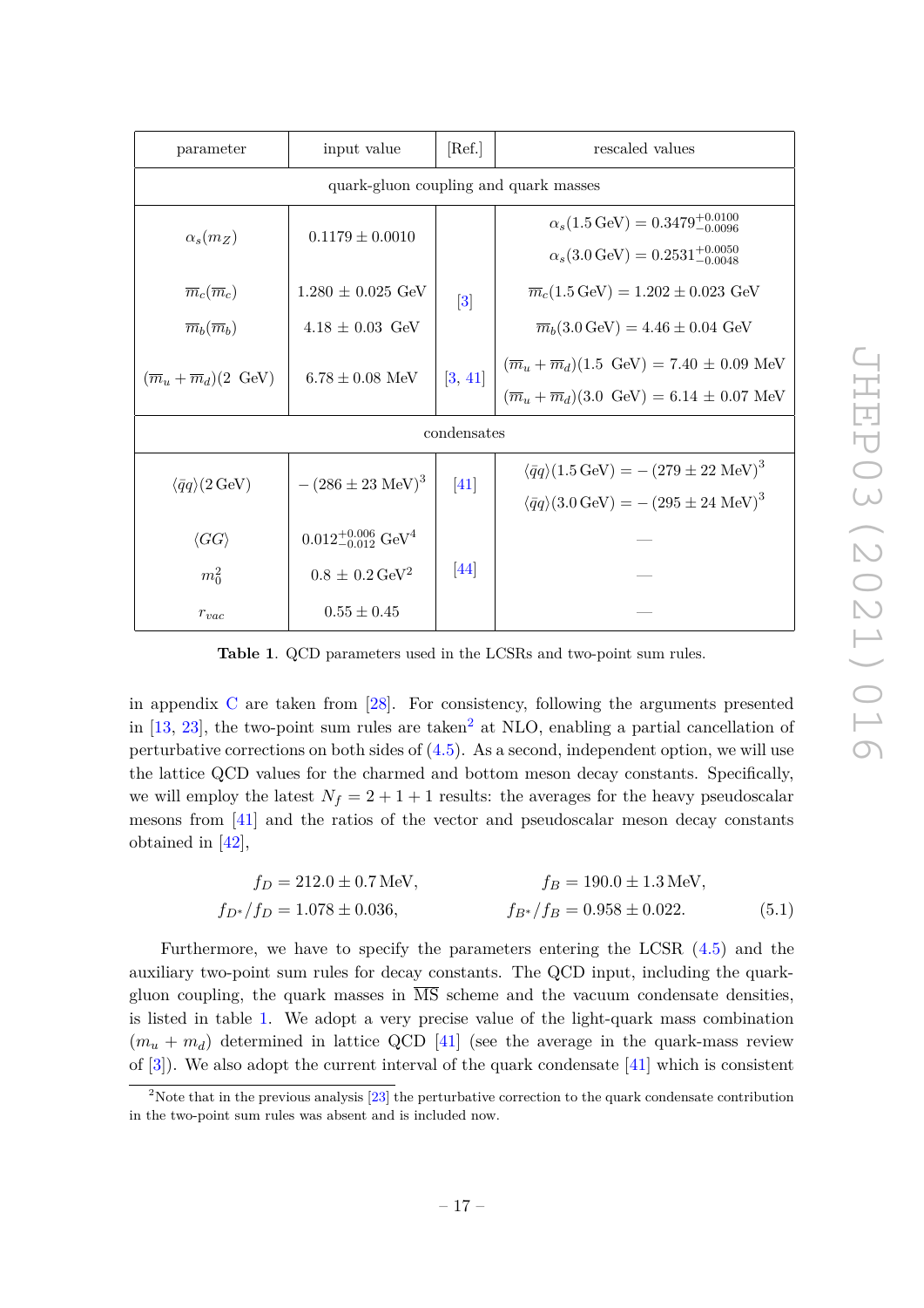| parameter | input value | [Ref.] | rescaled values |
|---|---|---|---|
| quark-gluon coupling and quark masses | | | |
| $\alpha_s(m_Z)$ | $0.1179 \pm 0.0010$ | [3] | $\alpha_s(1.5\,\text{GeV}) = 0.3479^{+0.0100}_{-0.0096}$ <br> $\alpha_s(3.0\,\text{GeV}) = 0.2531^{+0.0050}_{-0.0048}$ |
| $\overline{m}_c(\overline{m}_c)$ | $1.280 \pm 0.025$ GeV | [3] | $\overline{m}_c(1.5\,\text{GeV}) = 1.202 \pm 0.023$ GeV |
| $\overline{m}_b(\overline{m}_b)$ | $4.18 \pm 0.03$ GeV | [3] | $\overline{m}_b(3.0\,\text{GeV}) = 4.46 \pm 0.04$ GeV |
| $(\overline{m}_u + \overline{m}_d)(2\,\text{ GeV})$ | $6.78 \pm 0.08$ MeV | [3, 41] | $(\overline{m}_u + \overline{m}_d)(1.5\,\text{ GeV}) = 7.40 \pm 0.09$ MeV <br> $(\overline{m}_u + \overline{m}_d)(3.0\,\text{ GeV}) = 6.14 \pm 0.07$ MeV |
| condensates | | | |
| $\langle\bar{q}q\rangle(2\,\text{GeV})$ | $-\,(286 \pm 23\,\text{MeV})^3$ | [41] | $\langle\bar{q}q\rangle(1.5\,\text{GeV}) = -\,(279 \pm 22\,\text{MeV})^3$ <br> $\langle\bar{q}q\rangle(3.0\,\text{GeV}) = -\,(295 \pm 24\,\text{MeV})^3$ |
| $\langle GG\rangle$ | $0.012^{+0.006}_{-0.012}\,\text{GeV}^4$ | [44] | — |
| $m_0^2$ | $0.8 \pm 0.2\,\text{GeV}^2$ | [44] | — |
| $r_{vac}$ | $0.55 \pm 0.45$ | [44] | — |

**Table 1**. QCD parameters used in the LCSRs and two-point sum rules.

in appendix C are taken from [28]. For consistency, following the arguments presented in [13, 23], the two-point sum rules are taken[2] at NLO, enabling a partial cancellation of perturbative corrections on both sides of (4.5). As a second, independent option, we will use the lattice QCD values for the charmed and bottom meson decay constants. Specifically, we will employ the latest $N_f = 2+1+1$ results: the averages for the heavy pseudoscalar mesons from [41] and the ratios of the vector and pseudoscalar meson decay constants obtained in [42],

$$
\begin{aligned}
f_D &= 212.0 \pm 0.7\,\text{MeV}, & f_B &= 190.0 \pm 1.3\,\text{MeV}, \\
f_{D^*}/f_D &= 1.078 \pm 0.036, & f_{B^*}/f_B &= 0.958 \pm 0.022.
\end{aligned} \tag{5.1}
$$

Furthermore, we have to specify the parameters entering the LCSR (4.5) and the auxiliary two-point sum rules for decay constants. The QCD input, including the quark-gluon coupling, the quark masses in $\overline{\text{MS}}$ scheme and the vacuum condensate densities, is listed in table 1. We adopt a very precise value of the light-quark mass combination $(m_u + m_d)$ determined in lattice QCD [41] (see the average in the quark-mass review of [3]). We also adopt the current interval of the quark condensate [41] which is consistent

[2]Note that in the previous analysis [23] the perturbative correction to the quark condensate contribution in the two-point sum rules was absent and is included now.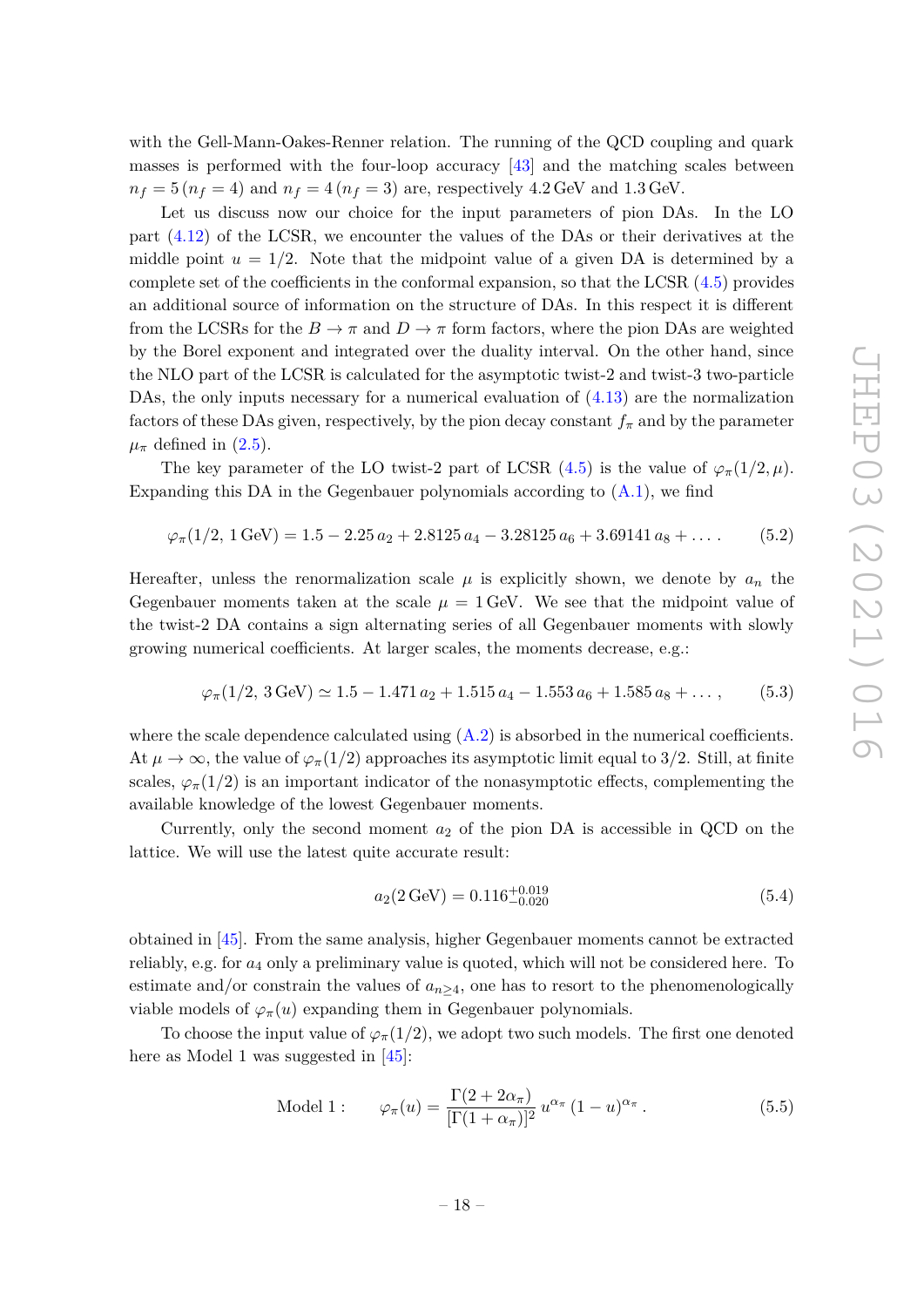with the Gell-Mann-Oakes-Renner relation. The running of the QCD coupling and quark masses is performed with the four-loop accuracy [43] and the matching scales between $n_f = 5\,(n_f = 4)$ and $n_f = 4\,(n_f = 3)$ are, respectively 4.2 GeV and 1.3 GeV.

Let us discuss now our choice for the input parameters of pion DAs. In the LO part (4.12) of the LCSR, we encounter the values of the DAs or their derivatives at the middle point $u = 1/2$. Note that the midpoint value of a given DA is determined by a complete set of the coefficients in the conformal expansion, so that the LCSR (4.5) provides an additional source of information on the structure of DAs. In this respect it is different from the LCSRs for the $B \to \pi$ and $D \to \pi$ form factors, where the pion DAs are weighted by the Borel exponent and integrated over the duality interval. On the other hand, since the NLO part of the LCSR is calculated for the asymptotic twist-2 and twist-3 two-particle DAs, the only inputs necessary for a numerical evaluation of (4.13) are the normalization factors of these DAs given, respectively, by the pion decay constant $f_\pi$ and by the parameter $\mu_\pi$ defined in (2.5).

The key parameter of the LO twist-2 part of LCSR (4.5) is the value of $\varphi_\pi(1/2, \mu)$. Expanding this DA in the Gegenbauer polynomials according to (A.1), we find

$$\varphi_\pi(1/2,\, 1\,\text{GeV}) = 1.5 - 2.25\, a_2 + 2.8125\, a_4 - 3.28125\, a_6 + 3.69141\, a_8 + \ldots\,. \tag{5.2}$$

Hereafter, unless the renormalization scale $\mu$ is explicitly shown, we denote by $a_n$ the Gegenbauer moments taken at the scale $\mu = 1\,\text{GeV}$. We see that the midpoint value of the twist-2 DA contains a sign alternating series of all Gegenbauer moments with slowly growing numerical coefficients. At larger scales, the moments decrease, e.g.:

$$\varphi_\pi(1/2,\, 3\,\text{GeV}) \simeq 1.5 - 1.471\, a_2 + 1.515\, a_4 - 1.553\, a_6 + 1.585\, a_8 + \ldots\,, \tag{5.3}$$

where the scale dependence calculated using (A.2) is absorbed in the numerical coefficients. At $\mu \to \infty$, the value of $\varphi_\pi(1/2)$ approaches its asymptotic limit equal to 3/2. Still, at finite scales, $\varphi_\pi(1/2)$ is an important indicator of the nonasymptotic effects, complementing the available knowledge of the lowest Gegenbauer moments.

Currently, only the second moment $a_2$ of the pion DA is accessible in QCD on the lattice. We will use the latest quite accurate result:

$$a_2(2\,\text{GeV}) = 0.116^{+0.019}_{-0.020} \tag{5.4}$$

obtained in [45]. From the same analysis, higher Gegenbauer moments cannot be extracted reliably, e.g. for $a_4$ only a preliminary value is quoted, which will not be considered here. To estimate and/or constrain the values of $a_{n\geq 4}$, one has to resort to the phenomenologically viable models of $\varphi_\pi(u)$ expanding them in Gegenbauer polynomials.

To choose the input value of $\varphi_\pi(1/2)$, we adopt two such models. The first one denoted here as Model 1 was suggested in [45]:

$$\text{Model 1}: \qquad \varphi_\pi(u) = \frac{\Gamma(2+2\alpha_\pi)}{[\Gamma(1+\alpha_\pi)]^2}\, u^{\alpha_\pi}\,(1-u)^{\alpha_\pi}\,. \tag{5.5}$$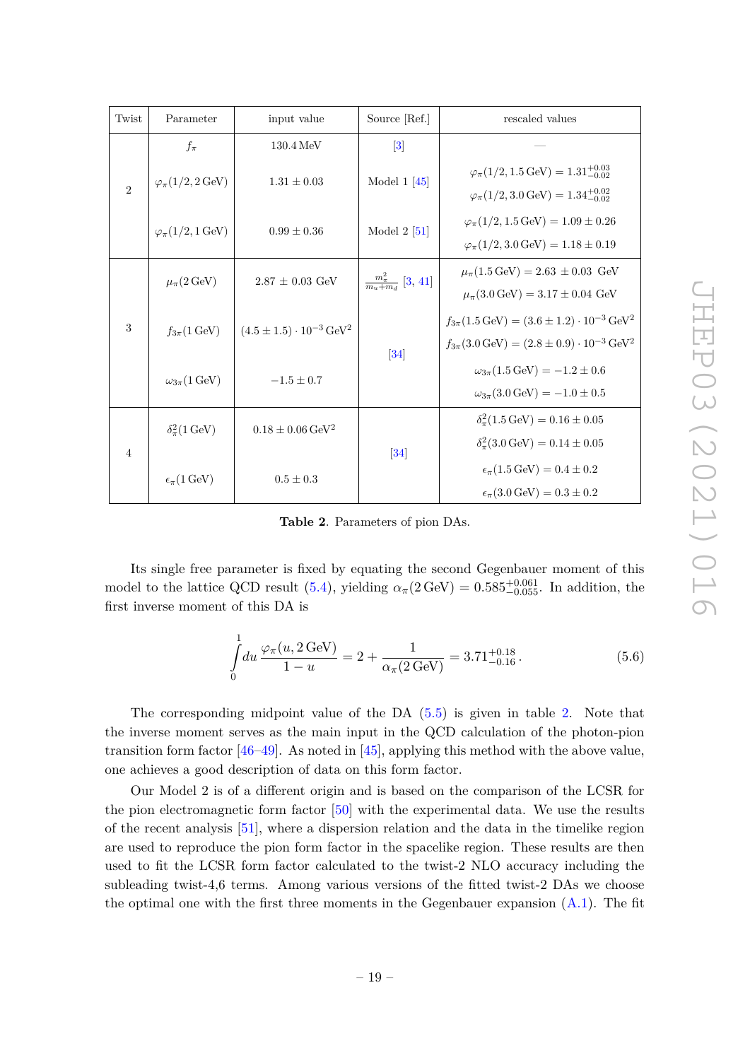| Twist | Parameter | input value | Source [Ref.] | rescaled values |
|---|---|---|---|---|
| 2 | $f_\pi$ | 130.4 MeV | [3] | — |
| | $\varphi_\pi(1/2, 2\,\text{GeV})$ | $1.31 \pm 0.03$ | Model 1 [45] | $\varphi_\pi(1/2, 1.5\,\text{GeV}) = 1.31^{+0.03}_{-0.02}$ <br> $\varphi_\pi(1/2, 3.0\,\text{GeV}) = 1.34^{+0.02}_{-0.02}$ |
| | $\varphi_\pi(1/2, 1\,\text{GeV})$ | $0.99 \pm 0.36$ | Model 2 [51] | $\varphi_\pi(1/2, 1.5\,\text{GeV}) = 1.09 \pm 0.26$ <br> $\varphi_\pi(1/2, 3.0\,\text{GeV}) = 1.18 \pm 0.19$ |
| 3 | $\mu_\pi(2\,\text{GeV})$ | $2.87 \pm 0.03$ GeV | $\frac{m_\pi^2}{m_u+m_d}$ [3, 41] | $\mu_\pi(1.5\,\text{GeV}) = 2.63 \pm 0.03$ GeV <br> $\mu_\pi(3.0\,\text{GeV}) = 3.17 \pm 0.04$ GeV |
| | $f_{3\pi}(1\,\text{GeV})$ | $(4.5 \pm 1.5) \cdot 10^{-3}\,\text{GeV}^2$ | [34] | $f_{3\pi}(1.5\,\text{GeV}) = (3.6 \pm 1.2) \cdot 10^{-3}\,\text{GeV}^2$ <br> $f_{3\pi}(3.0\,\text{GeV}) = (2.8 \pm 0.9) \cdot 10^{-3}\,\text{GeV}^2$ |
| | $\omega_{3\pi}(1\,\text{GeV})$ | $-1.5 \pm 0.7$ | | $\omega_{3\pi}(1.5\,\text{GeV}) = -1.2 \pm 0.6$ <br> $\omega_{3\pi}(3.0\,\text{GeV}) = -1.0 \pm 0.5$ |
| 4 | $\delta_\pi^2(1\,\text{GeV})$ | $0.18 \pm 0.06\,\text{GeV}^2$ | [34] | $\delta_\pi^2(1.5\,\text{GeV}) = 0.16 \pm 0.05$ <br> $\delta_\pi^2(3.0\,\text{GeV}) = 0.14 \pm 0.05$ |
| | $\epsilon_\pi(1\,\text{GeV})$ | $0.5 \pm 0.3$ | | $\epsilon_\pi(1.5\,\text{GeV}) = 0.4 \pm 0.2$ <br> $\epsilon_\pi(3.0\,\text{GeV}) = 0.3 \pm 0.2$ |

**Table 2**. Parameters of pion DAs.

Its single free parameter is fixed by equating the second Gegenbauer moment of this model to the lattice QCD result (5.4), yielding $\alpha_\pi(2\,\text{GeV}) = 0.585^{+0.061}_{-0.055}$. In addition, the first inverse moment of this DA is

$$\int_0^1 du\, \frac{\varphi_\pi(u, 2\,\text{GeV})}{1-u} = 2 + \frac{1}{\alpha_\pi(2\,\text{GeV})} = 3.71^{+0.18}_{-0.16}\,. \tag{5.6}$$

The corresponding midpoint value of the DA (5.5) is given in table 2. Note that the inverse moment serves as the main input in the QCD calculation of the photon-pion transition form factor [46–49]. As noted in [45], applying this method with the above value, one achieves a good description of data on this form factor.

Our Model 2 is of a different origin and is based on the comparison of the LCSR for the pion electromagnetic form factor [50] with the experimental data. We use the results of the recent analysis [51], where a dispersion relation and the data in the timelike region are used to reproduce the pion form factor in the spacelike region. These results are then used to fit the LCSR form factor calculated to the twist-2 NLO accuracy including the subleading twist-4,6 terms. Among various versions of the fitted twist-2 DAs we choose the optimal one with the first three moments in the Gegenbauer expansion (A.1). The fit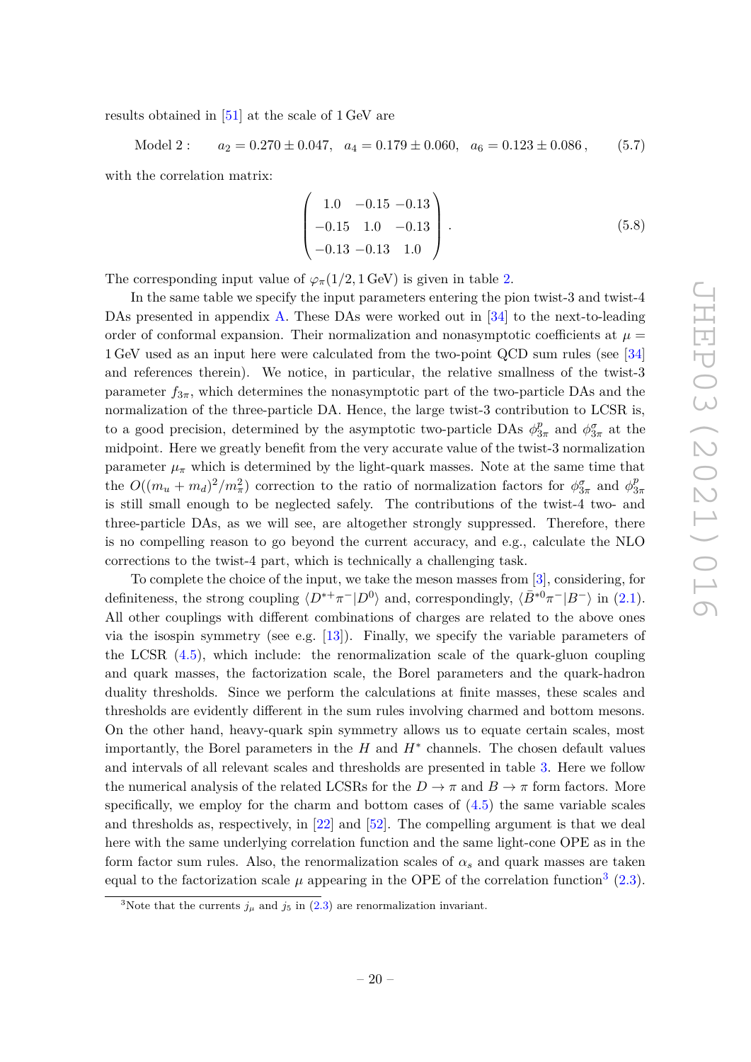results obtained in [51] at the scale of 1 GeV are

$$\text{Model 2}: \qquad a_2 = 0.270 \pm 0.047, \quad a_4 = 0.179 \pm 0.060, \quad a_6 = 0.123 \pm 0.086\,, \tag{5.7}$$

with the correlation matrix:

$$\begin{pmatrix} 1.0 & -0.15 & -0.13 \\ -0.15 & 1.0 & -0.13 \\ -0.13 & -0.13 & 1.0 \end{pmatrix}. \tag{5.8}$$

The corresponding input value of $\varphi_\pi(1/2, 1\,\text{GeV})$ is given in table 2.

In the same table we specify the input parameters entering the pion twist-3 and twist-4 DAs presented in appendix A. These DAs were worked out in [34] to the next-to-leading order of conformal expansion. Their normalization and nonasymptotic coefficients at $\mu = 1\,\text{GeV}$ used as an input here were calculated from the two-point QCD sum rules (see [34] and references therein). We notice, in particular, the relative smallness of the twist-3 parameter $f_{3\pi}$, which determines the nonasymptotic part of the two-particle DAs and the normalization of the three-particle DA. Hence, the large twist-3 contribution to LCSR is, to a good precision, determined by the asymptotic two-particle DAs $\phi^p_{3\pi}$ and $\phi^\sigma_{3\pi}$ at the midpoint. Here we greatly benefit from the very accurate value of the twist-3 normalization parameter $\mu_\pi$ which is determined by the light-quark masses. Note at the same time that the $O((m_u + m_d)^2/m_\pi^2)$ correction to the ratio of normalization factors for $\phi^\sigma_{3\pi}$ and $\phi^p_{3\pi}$ is still small enough to be neglected safely. The contributions of the twist-4 two- and three-particle DAs, as we will see, are altogether strongly suppressed. Therefore, there is no compelling reason to go beyond the current accuracy, and e.g., calculate the NLO corrections to the twist-4 part, which is technically a challenging task.

To complete the choice of the input, we take the meson masses from [3], considering, for definiteness, the strong coupling $\langle D^{*+}\pi^-|D^0\rangle$ and, correspondingly, $\langle \bar{B}^{*0}\pi^-|B^-\rangle$ in (2.1). All other couplings with different combinations of charges are related to the above ones via the isospin symmetry (see e.g. [13]). Finally, we specify the variable parameters of the LCSR (4.5), which include: the renormalization scale of the quark-gluon coupling and quark masses, the factorization scale, the Borel parameters and the quark-hadron duality thresholds. Since we perform the calculations at finite masses, these scales and thresholds are evidently different in the sum rules involving charmed and bottom mesons. On the other hand, heavy-quark spin symmetry allows us to equate certain scales, most importantly, the Borel parameters in the $H$ and $H^*$ channels. The chosen default values and intervals of all relevant scales and thresholds are presented in table 3. Here we follow the numerical analysis of the related LCSRs for the $D \to \pi$ and $B \to \pi$ form factors. More specifically, we employ for the charm and bottom cases of (4.5) the same variable scales and thresholds as, respectively, in [22] and [52]. The compelling argument is that we deal here with the same underlying correlation function and the same light-cone OPE as in the form factor sum rules. Also, the renormalization scales of $\alpha_s$ and quark masses are taken equal to the factorization scale $\mu$ appearing in the OPE of the correlation function[3] (2.3).

[3]Note that the currents $j_\mu$ and $j_5$ in (2.3) are renormalization invariant.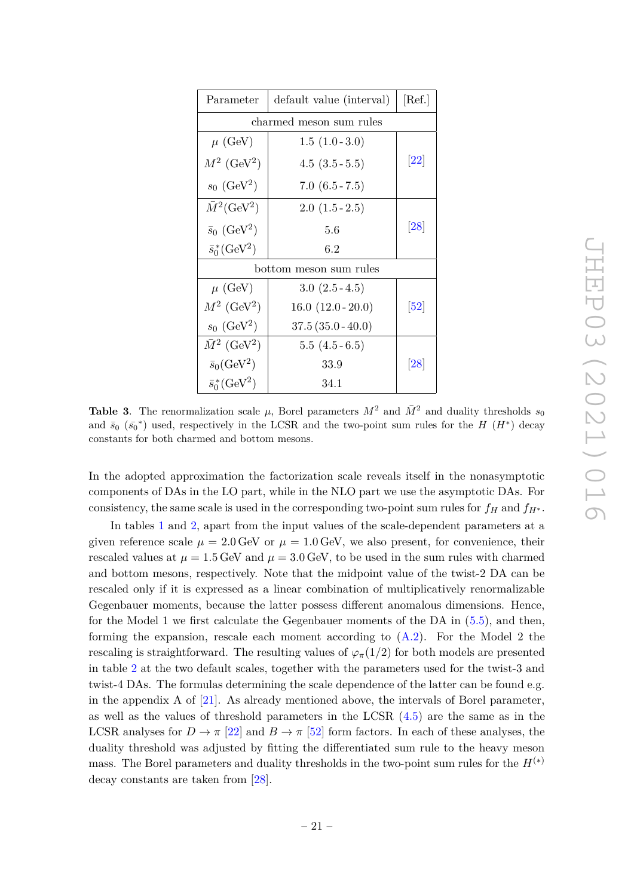| Parameter | default value (interval) | [Ref.] |
|---|---|---|
| charmed meson sum rules | | |
| $\mu$ (GeV) | 1.5 (1.0 - 3.0) | [22] |
| $M^2$ (GeV$^2$) | 4.5 (3.5 - 5.5) | |
| $s_0$ (GeV$^2$) | 7.0 (6.5 - 7.5) | |
| $\bar{M}^2$(GeV$^2$) | 2.0 (1.5 - 2.5) | [28] |
| $\bar{s}_0$ (GeV$^2$) | 5.6 | |
| $\bar{s}_0^*$(GeV$^2$) | 6.2 | |
| bottom meson sum rules | | |
| $\mu$ (GeV) | 3.0 (2.5 - 4.5) | [52] |
| $M^2$ (GeV$^2$) | 16.0 (12.0 - 20.0) | |
| $s_0$ (GeV$^2$) | 37.5 (35.0 - 40.0) | |
| $\bar{M}^2$ (GeV$^2$) | 5.5 (4.5 - 6.5) | [28] |
| $\bar{s}_0$(GeV$^2$) | 33.9 | |
| $\bar{s}_0^*$(GeV$^2$) | 34.1 | |

**Table 3**. The renormalization scale $\mu$, Borel parameters $M^2$ and $\bar{M}^2$ and duality thresholds $s_0$ and $\bar{s}_0$ ($\bar{s}_0{}^*$) used, respectively in the LCSR and the two-point sum rules for the $H$ ($H^*$) decay constants for both charmed and bottom mesons.

In the adopted approximation the factorization scale reveals itself in the nonasymptotic components of DAs in the LO part, while in the NLO part we use the asymptotic DAs. For consistency, the same scale is used in the corresponding two-point sum rules for $f_H$ and $f_{H^*}$.

In tables 1 and 2, apart from the input values of the scale-dependent parameters at a given reference scale $\mu = 2.0\,\text{GeV}$ or $\mu = 1.0\,\text{GeV}$, we also present, for convenience, their rescaled values at $\mu = 1.5\,\text{GeV}$ and $\mu = 3.0\,\text{GeV}$, to be used in the sum rules with charmed and bottom mesons, respectively. Note that the midpoint value of the twist-2 DA can be rescaled only if it is expressed as a linear combination of multiplicatively renormalizable Gegenbauer moments, because the latter possess different anomalous dimensions. Hence, for the Model 1 we first calculate the Gegenbauer moments of the DA in (5.5), and then, forming the expansion, rescale each moment according to (A.2). For the Model 2 the rescaling is straightforward. The resulting values of $\varphi_\pi(1/2)$ for both models are presented in table 2 at the two default scales, together with the parameters used for the twist-3 and twist-4 DAs. The formulas determining the scale dependence of the latter can be found e.g. in the appendix A of [21]. As already mentioned above, the intervals of Borel parameter, as well as the values of threshold parameters in the LCSR (4.5) are the same as in the LCSR analyses for $D \to \pi$ [22] and $B \to \pi$ [52] form factors. In each of these analyses, the duality threshold was adjusted by fitting the differentiated sum rule to the heavy meson mass. The Borel parameters and duality thresholds in the two-point sum rules for the $H^{(*)}$ decay constants are taken from [28].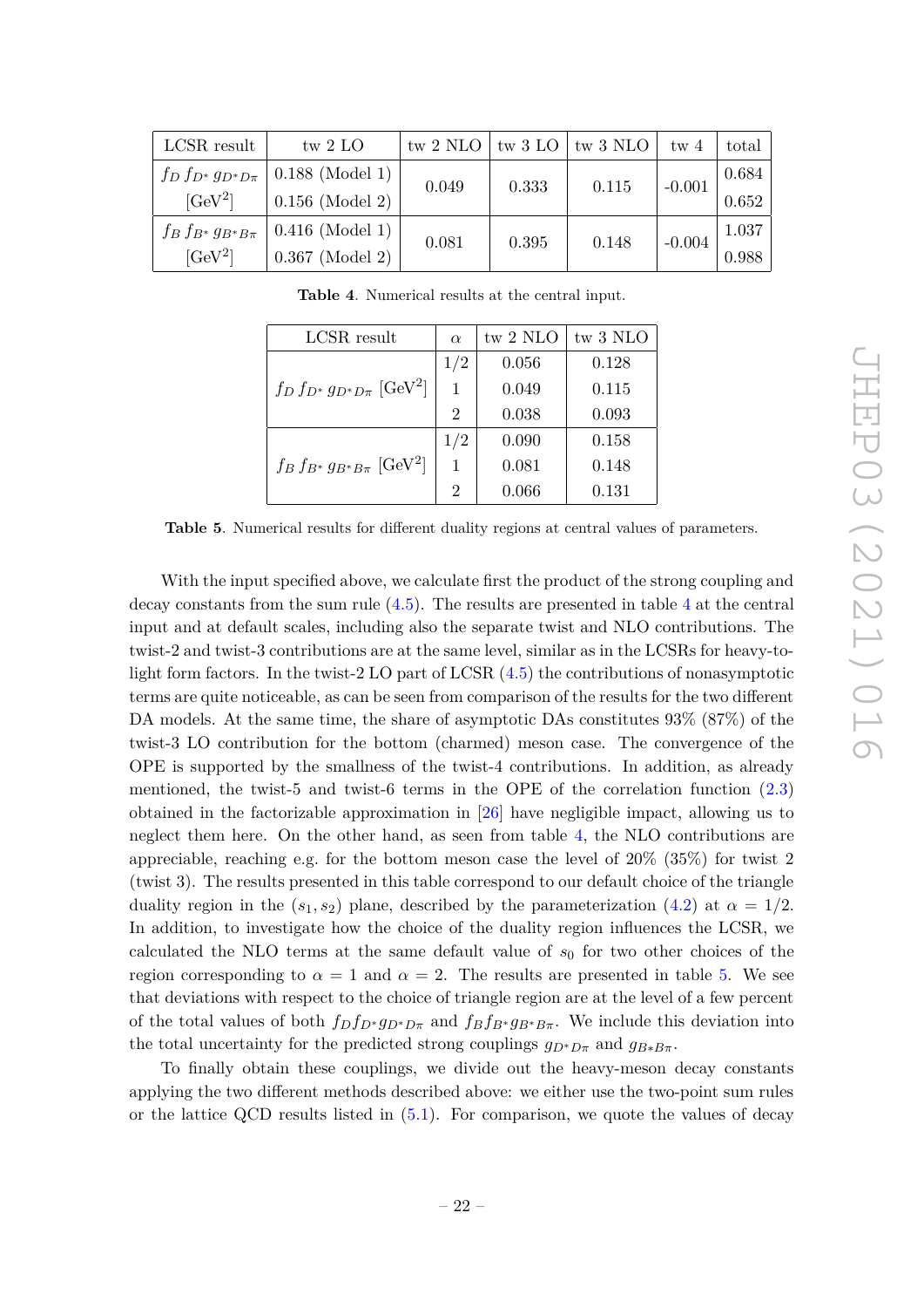| LCSR result | tw 2 LO | tw 2 NLO | tw 3 LO | tw 3 NLO | tw 4 | total |
|---|---|---|---|---|---|---|
| $f_D\, f_{D^*}\, g_{D^*D\pi}$ | 0.188 (Model 1) | 0.049 | 0.333 | 0.115 | -0.001 | 0.684 |
| [GeV$^2$] | 0.156 (Model 2) | | | | | 0.652 |
| $f_B\, f_{B^*}\, g_{B^*B\pi}$ | 0.416 (Model 1) | 0.081 | 0.395 | 0.148 | -0.004 | 1.037 |
| [GeV$^2$] | 0.367 (Model 2) | | | | | 0.988 |

**Table 4**. Numerical results at the central input.

| LCSR result | $\alpha$ | tw 2 NLO | tw 3 NLO |
|---|---|---|---|
| $f_D\, f_{D^*}\, g_{D^*D\pi}$ [GeV$^2$] | 1/2 | 0.056 | 0.128 |
| | 1 | 0.049 | 0.115 |
| | 2 | 0.038 | 0.093 |
| $f_B\, f_{B^*}\, g_{B^*B\pi}$ [GeV$^2$] | 1/2 | 0.090 | 0.158 |
| | 1 | 0.081 | 0.148 |
| | 2 | 0.066 | 0.131 |

**Table 5**. Numerical results for different duality regions at central values of parameters.

With the input specified above, we calculate first the product of the strong coupling and decay constants from the sum rule (4.5). The results are presented in table 4 at the central input and at default scales, including also the separate twist and NLO contributions. The twist-2 and twist-3 contributions are at the same level, similar as in the LCSRs for heavy-to-light form factors. In the twist-2 LO part of LCSR (4.5) the contributions of nonasymptotic terms are quite noticeable, as can be seen from comparison of the results for the two different DA models. At the same time, the share of asymptotic DAs constitutes 93% (87%) of the twist-3 LO contribution for the bottom (charmed) meson case. The convergence of the OPE is supported by the smallness of the twist-4 contributions. In addition, as already mentioned, the twist-5 and twist-6 terms in the OPE of the correlation function (2.3) obtained in the factorizable approximation in [26] have negligible impact, allowing us to neglect them here. On the other hand, as seen from table 4, the NLO contributions are appreciable, reaching e.g. for the bottom meson case the level of 20% (35%) for twist 2 (twist 3). The results presented in this table correspond to our default choice of the triangle duality region in the $(s_1, s_2)$ plane, described by the parameterization (4.2) at $\alpha = 1/2$. In addition, to investigate how the choice of the duality region influences the LCSR, we calculated the NLO terms at the same default value of $s_0$ for two other choices of the region corresponding to $\alpha = 1$ and $\alpha = 2$. The results are presented in table 5. We see that deviations with respect to the choice of triangle region are at the level of a few percent of the total values of both $f_D f_{D^*} g_{D^*D\pi}$ and $f_B f_{B^*} g_{B^*B\pi}$. We include this deviation into the total uncertainty for the predicted strong couplings $g_{D^*D\pi}$ and $g_{B*B\pi}$.

To finally obtain these couplings, we divide out the heavy-meson decay constants applying the two different methods described above: we either use the two-point sum rules or the lattice QCD results listed in (5.1). For comparison, we quote the values of decay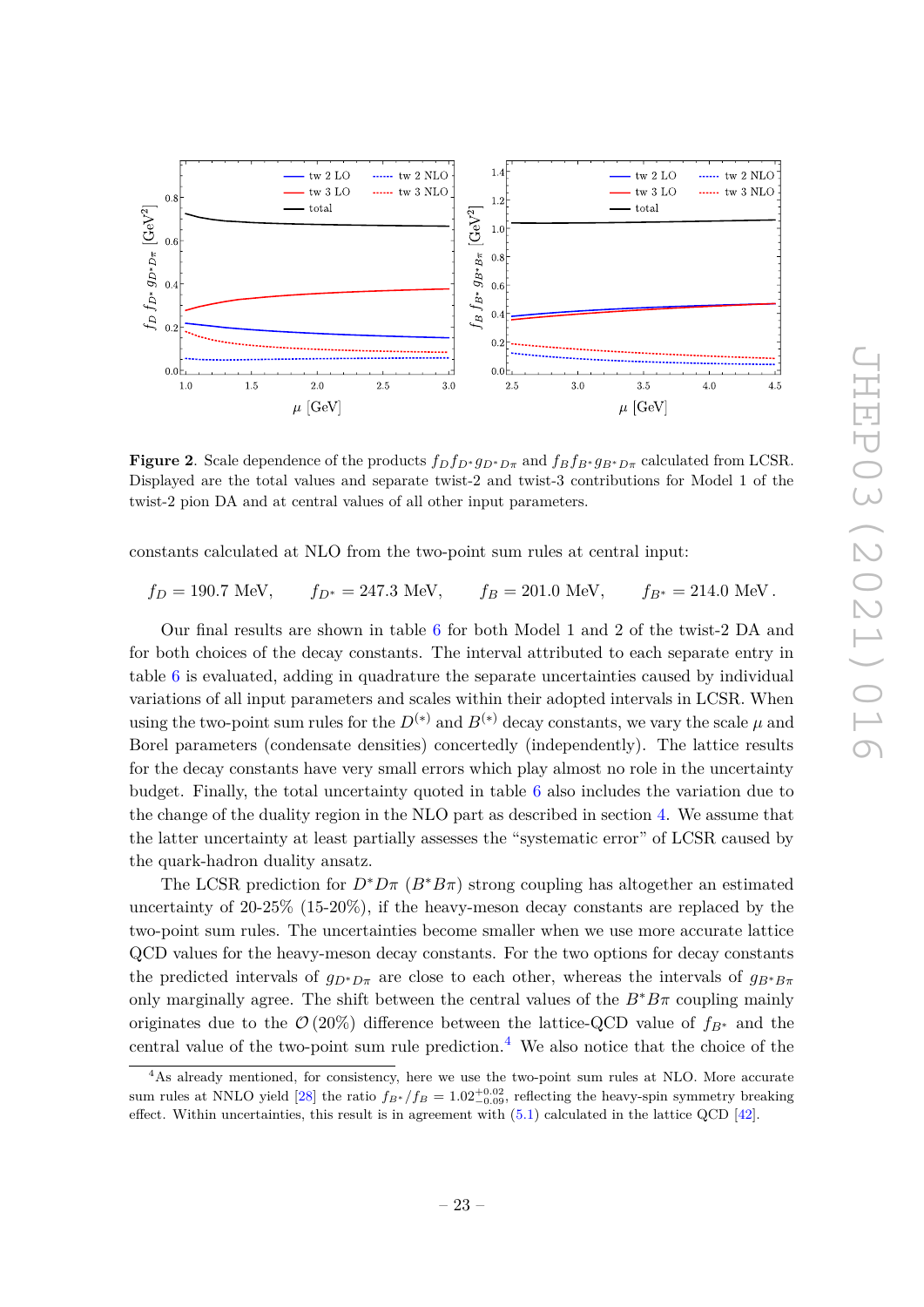**Figure 2**. Scale dependence of the products $f_D f_{D^*} g_{D^*D\pi}$ and $f_B f_{B^*} g_{B^*D\pi}$ calculated from LCSR. Displayed are the total values and separate twist-2 and twist-3 contributions for Model 1 of the twist-2 pion DA and at central values of all other input parameters.

constants calculated at NLO from the two-point sum rules at central input:

$$f_D = 190.7 \text{ MeV}, \qquad f_{D^*} = 247.3 \text{ MeV}, \qquad f_B = 201.0 \text{ MeV}, \qquad f_{B^*} = 214.0 \text{ MeV}.$$

Our final results are shown in table 6 for both Model 1 and 2 of the twist-2 DA and for both choices of the decay constants. The interval attributed to each separate entry in table 6 is evaluated, adding in quadrature the separate uncertainties caused by individual variations of all input parameters and scales within their adopted intervals in LCSR. When using the two-point sum rules for the $D^{(*)}$ and $B^{(*)}$ decay constants, we vary the scale $\mu$ and Borel parameters (condensate densities) concertedly (independently). The lattice results for the decay constants have very small errors which play almost no role in the uncertainty budget. Finally, the total uncertainty quoted in table 6 also includes the variation due to the change of the duality region in the NLO part as described in section 4. We assume that the latter uncertainty at least partially assesses the "systematic error" of LCSR caused by the quark-hadron duality ansatz.

The LCSR prediction for $D^*D\pi$ ($B^*B\pi$) strong coupling has altogether an estimated uncertainty of 20-25% (15-20%), if the heavy-meson decay constants are replaced by the two-point sum rules. The uncertainties become smaller when we use more accurate lattice QCD values for the heavy-meson decay constants. For the two options for decay constants the predicted intervals of $g_{D^*D\pi}$ are close to each other, whereas the intervals of $g_{B^*B\pi}$ only marginally agree. The shift between the central values of the $B^*B\pi$ coupling mainly originates due to the $\mathcal{O}(20\%)$ difference between the lattice-QCD value of $f_{B^*}$ and the central value of the two-point sum rule prediction.[4] We also notice that the choice of the

[4]As already mentioned, for consistency, here we use the two-point sum rules at NLO. More accurate sum rules at NNLO yield [28] the ratio $f_{B^*}/f_B = 1.02^{+0.02}_{-0.09}$, reflecting the heavy-spin symmetry breaking effect. Within uncertainties, this result is in agreement with (5.1) calculated in the lattice QCD [42].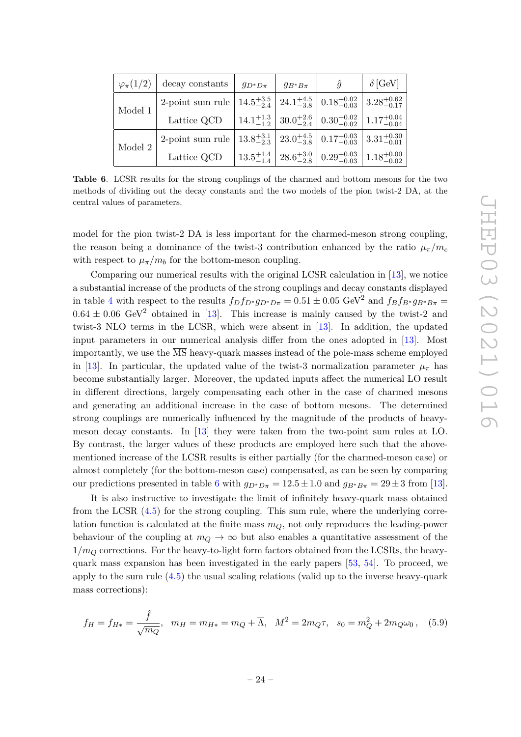| $\varphi_\pi(1/2)$ | decay constants | $g_{D^*D\pi}$ | $g_{B^*B\pi}$ | $\hat{g}$ | $\delta$ [GeV] |
|---|---|---|---|---|---|
| Model 1 | 2-point sum rule | $14.5^{+3.5}_{-2.4}$ | $24.1^{+4.5}_{-3.8}$ | $0.18^{+0.02}_{-0.03}$ | $3.28^{+0.62}_{-0.17}$ |
| | Lattice QCD | $14.1^{+1.3}_{-1.2}$ | $30.0^{+2.6}_{-2.4}$ | $0.30^{+0.02}_{-0.02}$ | $1.17^{+0.04}_{-0.04}$ |
| Model 2 | 2-point sum rule | $13.8^{+3.1}_{-2.3}$ | $23.0^{+4.5}_{-3.8}$ | $0.17^{+0.03}_{-0.03}$ | $3.31^{+0.30}_{-0.01}$ |
| | Lattice QCD | $13.5^{+1.4}_{-1.4}$ | $28.6^{+3.0}_{-2.8}$ | $0.29^{+0.03}_{-0.03}$ | $1.18^{+0.00}_{-0.02}$ |

**Table 6**. LCSR results for the strong couplings of the charmed and bottom mesons for the two methods of dividing out the decay constants and the two models of the pion twist-2 DA, at the central values of parameters.

model for the pion twist-2 DA is less important for the charmed-meson strong coupling, the reason being a dominance of the twist-3 contribution enhanced by the ratio $\mu_\pi/m_c$ with respect to $\mu_\pi/m_b$ for the bottom-meson coupling.

Comparing our numerical results with the original LCSR calculation in [13], we notice a substantial increase of the products of the strong couplings and decay constants displayed in table 4 with respect to the results $f_D f_{D^*} g_{D^*D\pi} = 0.51 \pm 0.05$ GeV$^2$ and $f_B f_{B^*} g_{B^*B\pi} = 0.64 \pm 0.06$ GeV$^2$ obtained in [13]. This increase is mainly caused by the twist-2 and twist-3 NLO terms in the LCSR, which were absent in [13]. In addition, the updated input parameters in our numerical analysis differ from the ones adopted in [13]. Most importantly, we use the $\overline{\text{MS}}$ heavy-quark masses instead of the pole-mass scheme employed in [13]. In particular, the updated value of the twist-3 normalization parameter $\mu_\pi$ has become substantially larger. Moreover, the updated inputs affect the numerical LO result in different directions, largely compensating each other in the case of charmed mesons and generating an additional increase in the case of bottom mesons. The determined strong couplings are numerically influenced by the magnitude of the products of heavy-meson decay constants. In [13] they were taken from the two-point sum rules at LO. By contrast, the larger values of these products are employed here such that the above-mentioned increase of the LCSR results is either partially (for the charmed-meson case) or almost completely (for the bottom-meson case) compensated, as can be seen by comparing our predictions presented in table 6 with $g_{D^*D\pi} = 12.5 \pm 1.0$ and $g_{B^*B\pi} = 29 \pm 3$ from [13].

It is also instructive to investigate the limit of infinitely heavy-quark mass obtained from the LCSR (4.5) for the strong coupling. This sum rule, where the underlying correlation function is calculated at the finite mass $m_Q$, not only reproduces the leading-power behaviour of the coupling at $m_Q \to \infty$ but also enables a quantitative assessment of the $1/m_Q$ corrections. For the heavy-to-light form factors obtained from the LCSRs, the heavy-quark mass expansion has been investigated in the early papers [53, 54]. To proceed, we apply to the sum rule (4.5) the usual scaling relations (valid up to the inverse heavy-quark mass corrections):

$$f_H = f_{H*} = \frac{\hat{f}}{\sqrt{m_Q}}, \quad m_H = m_{H*} = m_Q + \overline{\Lambda}, \quad M^2 = 2m_Q\tau, \quad s_0 = m_Q^2 + 2m_Q\omega_0\,, \quad (5.9)$$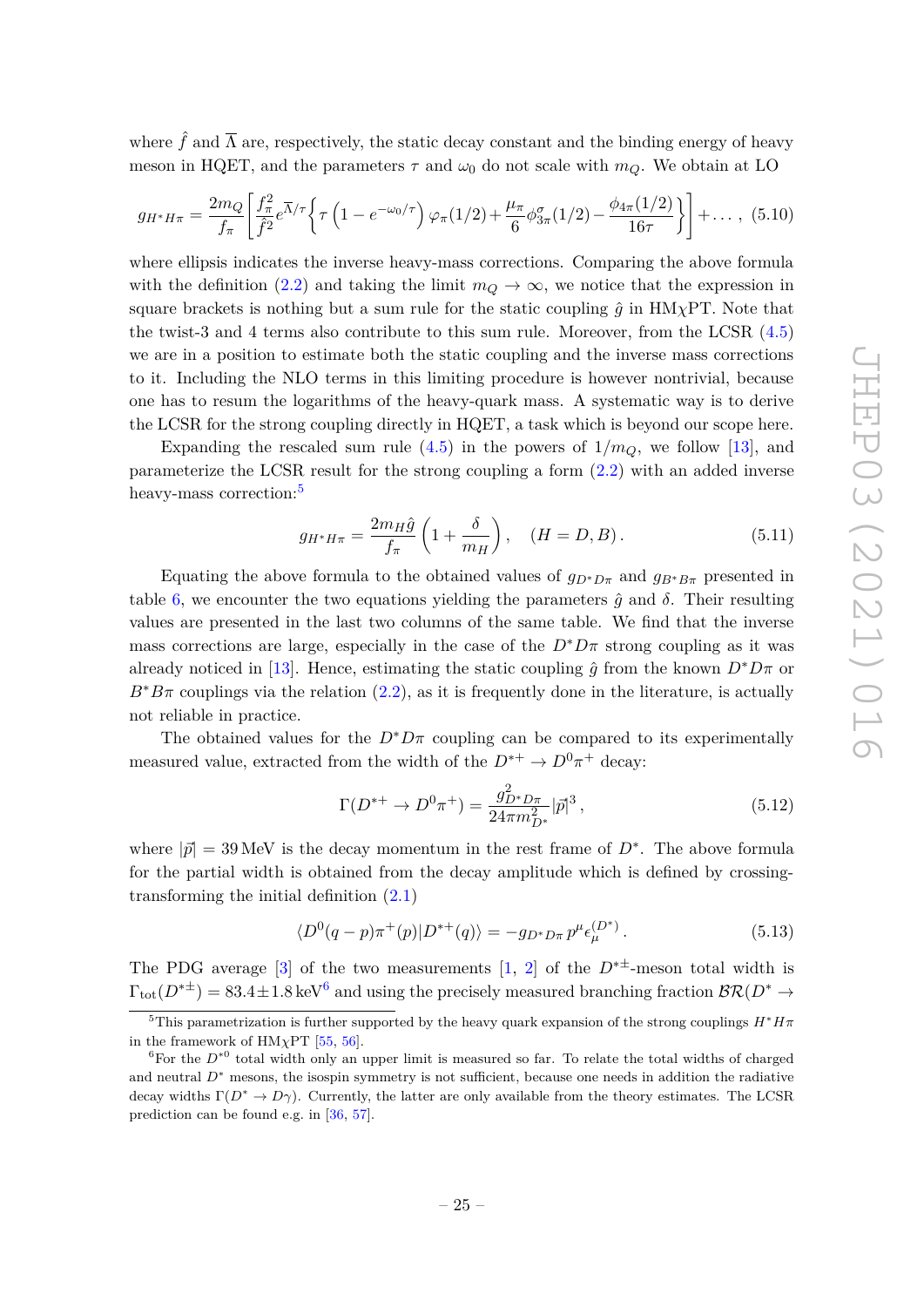where $\hat{f}$ and $\overline{\Lambda}$ are, respectively, the static decay constant and the binding energy of heavy meson in HQET, and the parameters $\tau$ and $\omega_0$ do not scale with $m_Q$. We obtain at LO

$$g_{H^*H\pi} = \frac{2m_Q}{f_\pi}\left[\frac{f_\pi^2}{\hat{f}^2}e^{\overline{\Lambda}/\tau}\left\{\tau\left(1-e^{-\omega_0/\tau}\right)\varphi_\pi(1/2)+\frac{\mu_\pi}{6}\phi_{3\pi}^{\sigma}(1/2)-\frac{\phi_{4\pi}(1/2)}{16\tau}\right\}\right]+\ldots\,, \quad (5.10)$$

where ellipsis indicates the inverse heavy-mass corrections. Comparing the above formula with the definition (2.2) and taking the limit $m_Q \to \infty$, we notice that the expression in square brackets is nothing but a sum rule for the static coupling $\hat{g}$ in HM$\chi$PT. Note that the twist-3 and 4 terms also contribute to this sum rule. Moreover, from the LCSR (4.5) we are in a position to estimate both the static coupling and the inverse mass corrections to it. Including the NLO terms in this limiting procedure is however nontrivial, because one has to resum the logarithms of the heavy-quark mass. A systematic way is to derive the LCSR for the strong coupling directly in HQET, a task which is beyond our scope here.

Expanding the rescaled sum rule (4.5) in the powers of $1/m_Q$, we follow [13], and parameterize the LCSR result for the strong coupling a form (2.2) with an added inverse heavy-mass correction:[5]

$$g_{H^*H\pi} = \frac{2m_H\hat{g}}{f_\pi}\left(1+\frac{\delta}{m_H}\right), \quad (H=D,B)\,. \quad (5.11)$$

Equating the above formula to the obtained values of $g_{D^*D\pi}$ and $g_{B^*B\pi}$ presented in table 6, we encounter the two equations yielding the parameters $\hat{g}$ and $\delta$. Their resulting values are presented in the last two columns of the same table. We find that the inverse mass corrections are large, especially in the case of the $D^*D\pi$ strong coupling as it was already noticed in [13]. Hence, estimating the static coupling $\hat{g}$ from the known $D^*D\pi$ or $B^*B\pi$ couplings via the relation (2.2), as it is frequently done in the literature, is actually not reliable in practice.

The obtained values for the $D^*D\pi$ coupling can be compared to its experimentally measured value, extracted from the width of the $D^{*+} \to D^0\pi^+$ decay:

$$\Gamma(D^{*+}\to D^0\pi^+) = \frac{g_{D^*D\pi}^2}{24\pi m_{D^*}^2}|\vec{p}|^3\,, \quad (5.12)$$

where $|\vec{p}| = 39\,\text{MeV}$ is the decay momentum in the rest frame of $D^*$. The above formula for the partial width is obtained from the decay amplitude which is defined by crossing-transforming the initial definition (2.1)

$$\langle D^0(q-p)\pi^+(p)|D^{*+}(q)\rangle = -g_{D^*D\pi}\,p^\mu\epsilon_\mu^{(D^*)}\,. \quad (5.13)$$

The PDG average [3] of the two measurements [1, 2] of the $D^{*\pm}$-meson total width is $\Gamma_{\text{tot}}(D^{*\pm}) = 83.4 \pm 1.8\,\text{keV}$[6] and using the precisely measured branching fraction $\mathcal{BR}(D^* \to$

[5] This parametrization is further supported by the heavy quark expansion of the strong couplings $H^*H\pi$ in the framework of HM$\chi$PT [55, 56].

[6] For the $D^{*0}$ total width only an upper limit is measured so far. To relate the total widths of charged and neutral $D^*$ mesons, the isospin symmetry is not sufficient, because one needs in addition the radiative decay widths $\Gamma(D^*\to D\gamma)$. Currently, the latter are only available from the theory estimates. The LCSR prediction can be found e.g. in [36, 57].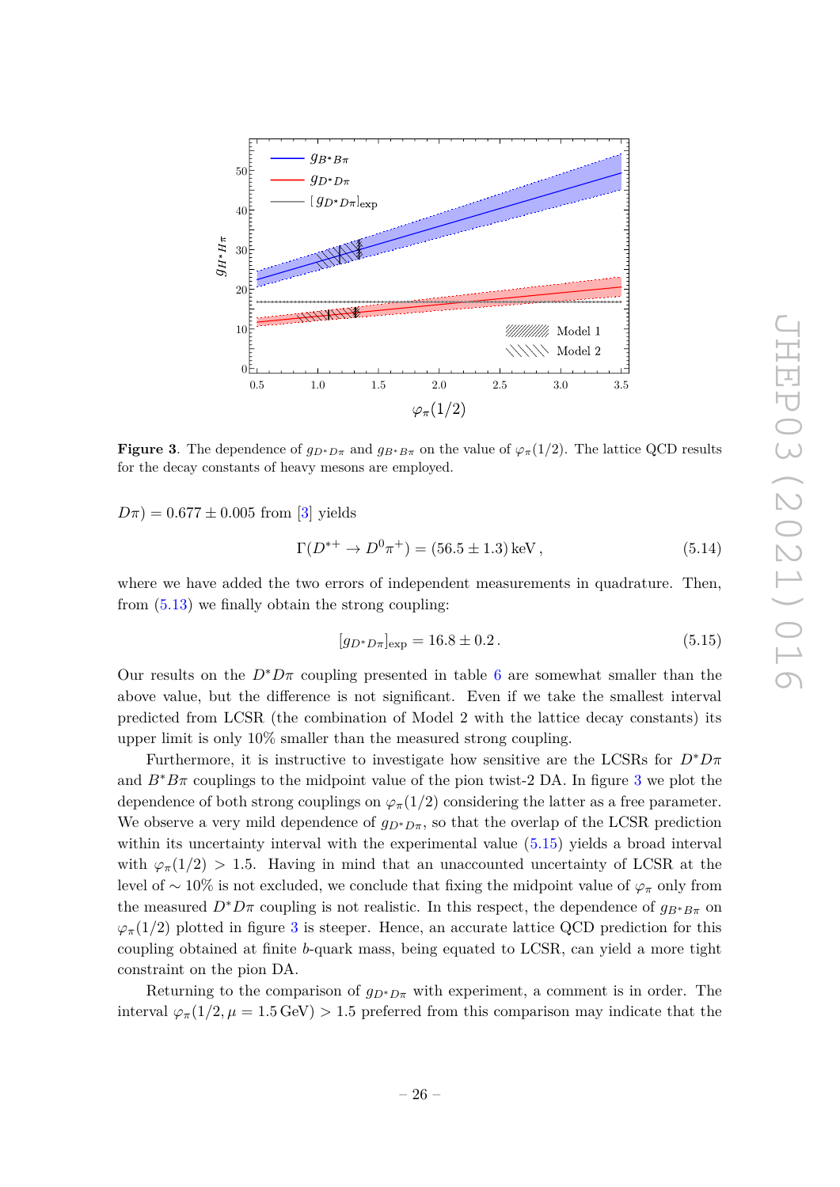Figure 3. The dependence of $g_{D^*D\pi}$ and $g_{B^*B\pi}$ on the value of $\varphi_\pi(1/2)$. The lattice QCD results for the decay constants of heavy mesons are employed.

$D\pi) = 0.677 \pm 0.005$ from [3] yields

$$\Gamma(D^{*+} \to D^0\pi^+) = (56.5 \pm 1.3)\,\text{keV}\,, \tag{5.14}$$

where we have added the two errors of independent measurements in quadrature. Then, from (5.13) we finally obtain the strong coupling:

$$[g_{D^*D\pi}]_{\text{exp}} = 16.8 \pm 0.2\,. \tag{5.15}$$

Our results on the $D^*D\pi$ coupling presented in table 6 are somewhat smaller than the above value, but the difference is not significant. Even if we take the smallest interval predicted from LCSR (the combination of Model 2 with the lattice decay constants) its upper limit is only 10% smaller than the measured strong coupling.

Furthermore, it is instructive to investigate how sensitive are the LCSRs for $D^*D\pi$ and $B^*B\pi$ couplings to the midpoint value of the pion twist-2 DA. In figure 3 we plot the dependence of both strong couplings on $\varphi_\pi(1/2)$ considering the latter as a free parameter. We observe a very mild dependence of $g_{D^*D\pi}$, so that the overlap of the LCSR prediction within its uncertainty interval with the experimental value (5.15) yields a broad interval with $\varphi_\pi(1/2) > 1.5$. Having in mind that an unaccounted uncertainty of LCSR at the level of $\sim 10\%$ is not excluded, we conclude that fixing the midpoint value of $\varphi_\pi$ only from the measured $D^*D\pi$ coupling is not realistic. In this respect, the dependence of $g_{B^*B\pi}$ on $\varphi_\pi(1/2)$ plotted in figure 3 is steeper. Hence, an accurate lattice QCD prediction for this coupling obtained at finite $b$-quark mass, being equated to LCSR, can yield a more tight constraint on the pion DA.

Returning to the comparison of $g_{D^*D\pi}$ with experiment, a comment is in order. The interval $\varphi_\pi(1/2, \mu = 1.5\,\text{GeV}) > 1.5$ preferred from this comparison may indicate that the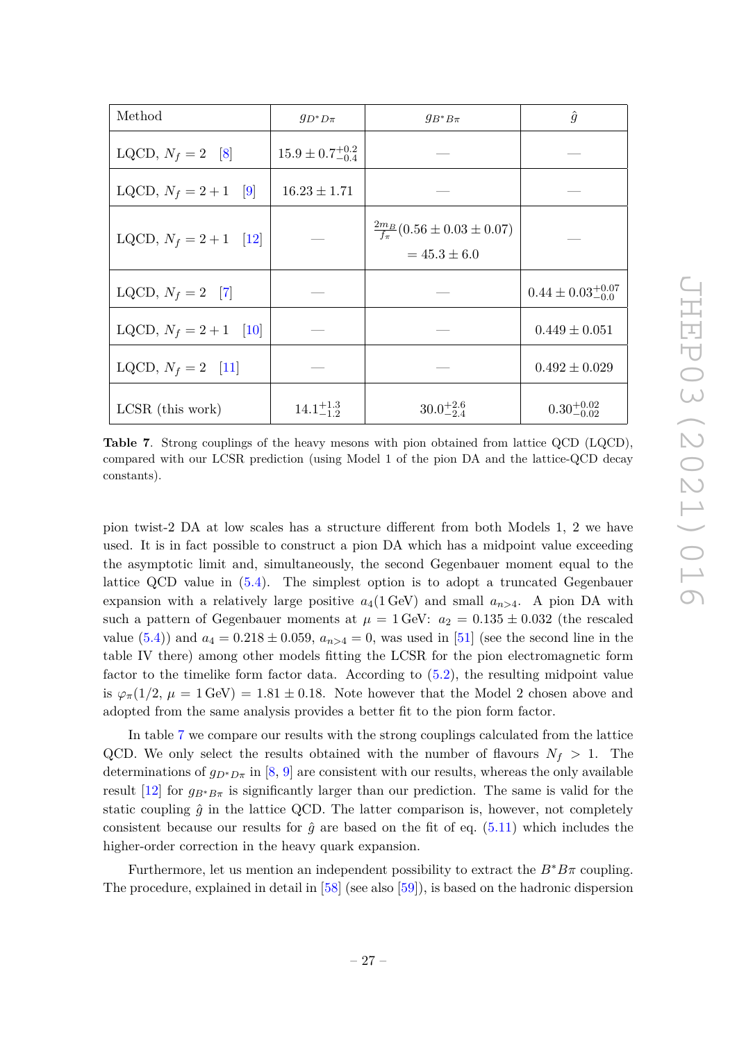| Method | $g_{D^*D\pi}$ | $g_{B^*B\pi}$ | $\hat{g}$ |
|---|---|---|---|
| LQCD, $N_f = 2$ [8] | $15.9 \pm 0.7^{+0.2}_{-0.4}$ | — | — |
| LQCD, $N_f = 2+1$ [9] | $16.23 \pm 1.71$ | — | — |
| LQCD, $N_f = 2+1$ [12] | — | $\frac{2m_B}{f_\pi}(0.56 \pm 0.03 \pm 0.07)$ $= 45.3 \pm 6.0$ | — |
| LQCD, $N_f = 2$ [7] | — | — | $0.44 \pm 0.03^{+0.07}_{-0.0}$ |
| LQCD, $N_f = 2+1$ [10] | — | — | $0.449 \pm 0.051$ |
| LQCD, $N_f = 2$ [11] | — | — | $0.492 \pm 0.029$ |
| LCSR (this work) | $14.1^{+1.3}_{-1.2}$ | $30.0^{+2.6}_{-2.4}$ | $0.30^{+0.02}_{-0.02}$ |

**Table 7**. Strong couplings of the heavy mesons with pion obtained from lattice QCD (LQCD), compared with our LCSR prediction (using Model 1 of the pion DA and the lattice-QCD decay constants).

pion twist-2 DA at low scales has a structure different from both Models 1, 2 we have used. It is in fact possible to construct a pion DA which has a midpoint value exceeding the asymptotic limit and, simultaneously, the second Gegenbauer moment equal to the lattice QCD value in (5.4). The simplest option is to adopt a truncated Gegenbauer expansion with a relatively large positive $a_4(1\,\text{GeV})$ and small $a_{n>4}$. A pion DA with such a pattern of Gegenbauer moments at $\mu = 1\,\text{GeV}$: $a_2 = 0.135 \pm 0.032$ (the rescaled value (5.4)) and $a_4 = 0.218 \pm 0.059$, $a_{n>4} = 0$, was used in [51] (see the second line in the table IV there) among other models fitting the LCSR for the pion electromagnetic form factor to the timelike form factor data. According to (5.2), the resulting midpoint value is $\varphi_\pi(1/2, \mu = 1\,\text{GeV}) = 1.81 \pm 0.18$. Note however that the Model 2 chosen above and adopted from the same analysis provides a better fit to the pion form factor.

In table 7 we compare our results with the strong couplings calculated from the lattice QCD. We only select the results obtained with the number of flavours $N_f > 1$. The determinations of $g_{D^*D\pi}$ in [8, 9] are consistent with our results, whereas the only available result [12] for $g_{B^*B\pi}$ is significantly larger than our prediction. The same is valid for the static coupling $\hat{g}$ in the lattice QCD. The latter comparison is, however, not completely consistent because our results for $\hat{g}$ are based on the fit of eq. (5.11) which includes the higher-order correction in the heavy quark expansion.

Furthermore, let us mention an independent possibility to extract the $B^*B\pi$ coupling. The procedure, explained in detail in [58] (see also [59]), is based on the hadronic dispersion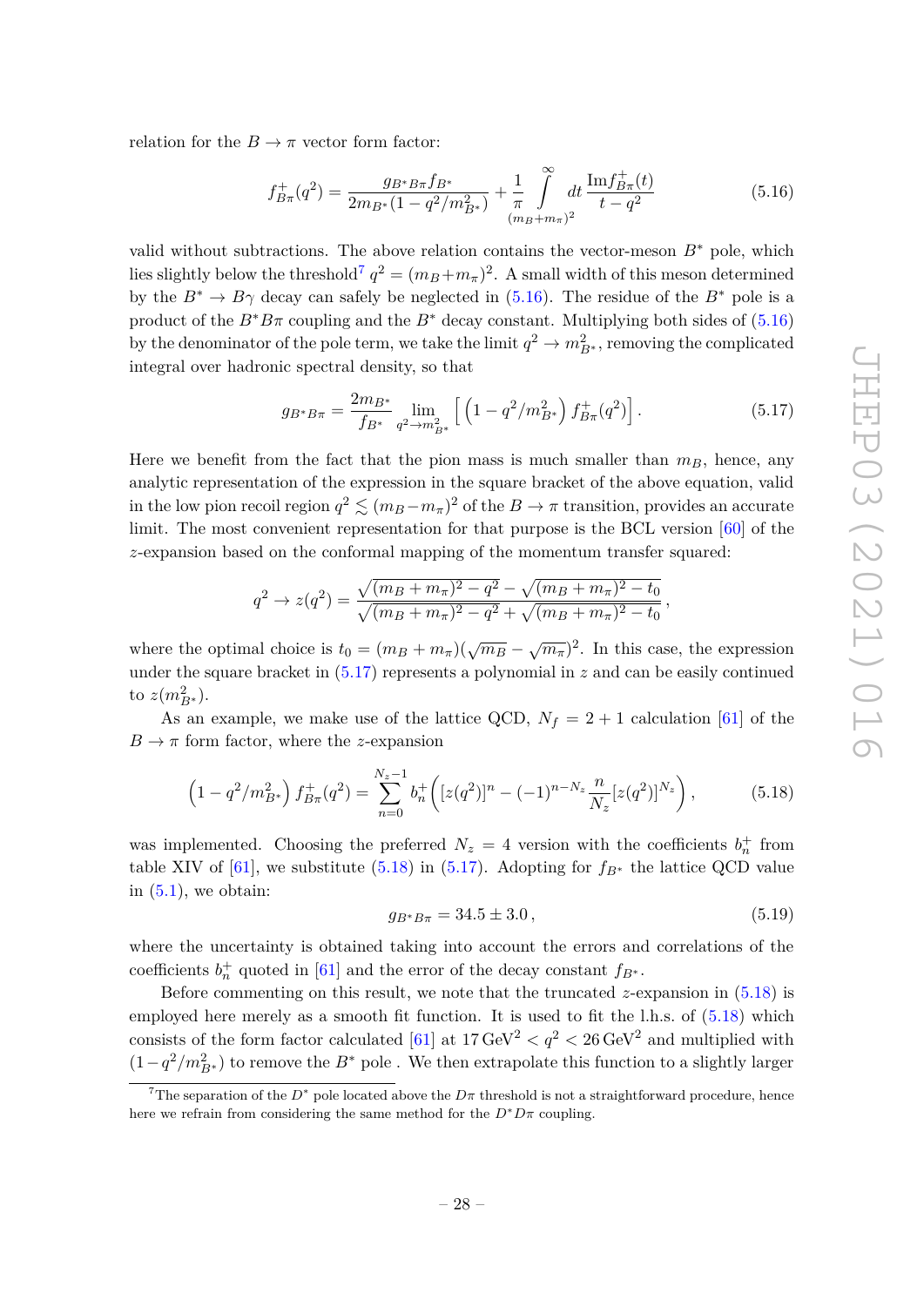relation for the $B \to \pi$ vector form factor:

$$f^+_{B\pi}(q^2) = \frac{g_{B^*B\pi} f_{B^*}}{2m_{B^*}(1 - q^2/m^2_{B^*})} + \frac{1}{\pi} \int\limits_{(m_B+m_\pi)^2}^{\infty} dt \, \frac{\text{Im} f^+_{B\pi}(t)}{t - q^2} \tag{5.16}$$

valid without subtractions. The above relation contains the vector-meson $B^*$ pole, which lies slightly below the threshold[7] $q^2 = (m_B + m_\pi)^2$. A small width of this meson determined by the $B^* \to B\gamma$ decay can safely be neglected in (5.16). The residue of the $B^*$ pole is a product of the $B^*B\pi$ coupling and the $B^*$ decay constant. Multiplying both sides of (5.16) by the denominator of the pole term, we take the limit $q^2 \to m^2_{B^*}$, removing the complicated integral over hadronic spectral density, so that

$$g_{B^*B\pi} = \frac{2m_{B^*}}{f_{B^*}} \lim_{q^2 \to m^2_{B^*}} \left[ \left(1 - q^2/m^2_{B^*}\right) f^+_{B\pi}(q^2) \right]. \tag{5.17}$$

Here we benefit from the fact that the pion mass is much smaller than $m_B$, hence, any analytic representation of the expression in the square bracket of the above equation, valid in the low pion recoil region $q^2 \lesssim (m_B - m_\pi)^2$ of the $B \to \pi$ transition, provides an accurate limit. The most convenient representation for that purpose is the BCL version [60] of the $z$-expansion based on the conformal mapping of the momentum transfer squared:

$$q^2 \to z(q^2) = \frac{\sqrt{(m_B + m_\pi)^2 - q^2} - \sqrt{(m_B + m_\pi)^2 - t_0}}{\sqrt{(m_B + m_\pi)^2 - q^2} + \sqrt{(m_B + m_\pi)^2 - t_0}},$$

where the optimal choice is $t_0 = (m_B + m_\pi)(\sqrt{m_B} - \sqrt{m_\pi})^2$. In this case, the expression under the square bracket in (5.17) represents a polynomial in $z$ and can be easily continued to $z(m^2_{B^*})$.

As an example, we make use of the lattice QCD, $N_f = 2 + 1$ calculation [61] of the $B \to \pi$ form factor, where the $z$-expansion

$$\left(1 - q^2/m^2_{B^*}\right) f^+_{B\pi}(q^2) = \sum_{n=0}^{N_z - 1} b^+_n \left( [z(q^2)]^n - (-1)^{n - N_z} \frac{n}{N_z} [z(q^2)]^{N_z} \right), \tag{5.18}$$

was implemented. Choosing the preferred $N_z = 4$ version with the coefficients $b^+_n$ from table XIV of [61], we substitute (5.18) in (5.17). Adopting for $f_{B^*}$ the lattice QCD value in (5.1), we obtain:

$$g_{B^*B\pi} = 34.5 \pm 3.0\,, \tag{5.19}$$

where the uncertainty is obtained taking into account the errors and correlations of the coefficients $b^+_n$ quoted in [61] and the error of the decay constant $f_{B^*}$.

Before commenting on this result, we note that the truncated $z$-expansion in (5.18) is employed here merely as a smooth fit function. It is used to fit the l.h.s. of (5.18) which consists of the form factor calculated [61] at $17\,\text{GeV}^2 < q^2 < 26\,\text{GeV}^2$ and multiplied with $(1 - q^2/m^2_{B^*})$ to remove the $B^*$ pole . We then extrapolate this function to a slightly larger

[7] The separation of the $D^*$ pole located above the $D\pi$ threshold is not a straightforward procedure, hence here we refrain from considering the same method for the $D^*D\pi$ coupling.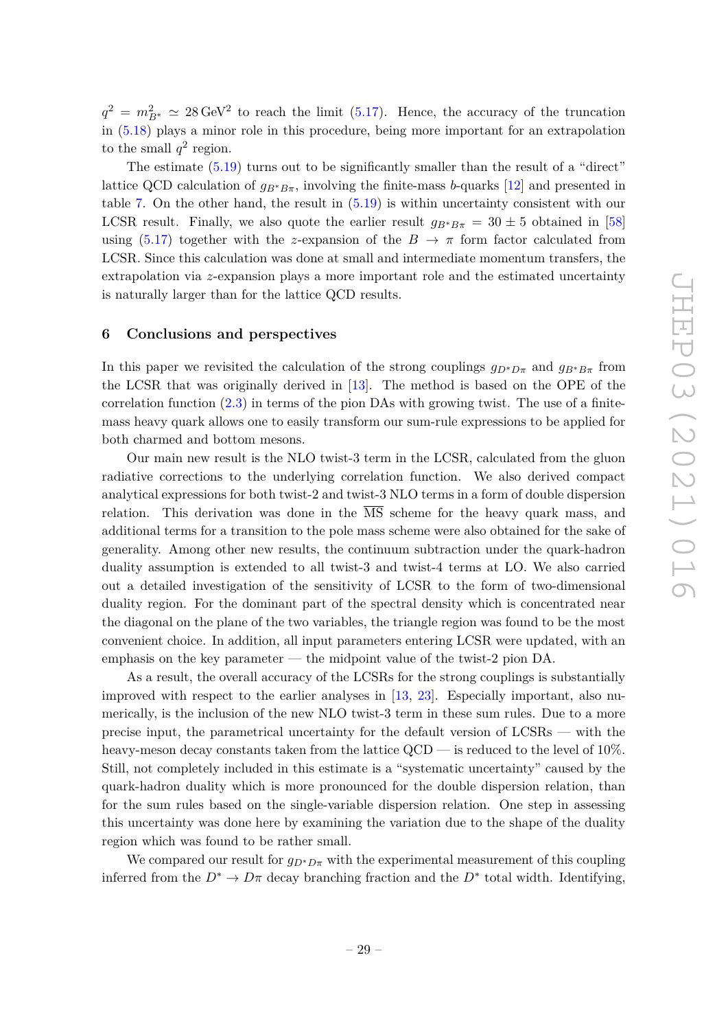$q^2 = m^2_{B^*} \simeq 28\,\text{GeV}^2$ to reach the limit (5.17). Hence, the accuracy of the truncation in (5.18) plays a minor role in this procedure, being more important for an extrapolation to the small $q^2$ region.

The estimate (5.19) turns out to be significantly smaller than the result of a "direct" lattice QCD calculation of $g_{B^*B\pi}$, involving the finite-mass $b$-quarks [12] and presented in table 7. On the other hand, the result in (5.19) is within uncertainty consistent with our LCSR result. Finally, we also quote the earlier result $g_{B^*B\pi} = 30 \pm 5$ obtained in [58] using (5.17) together with the $z$-expansion of the $B \to \pi$ form factor calculated from LCSR. Since this calculation was done at small and intermediate momentum transfers, the extrapolation via $z$-expansion plays a more important role and the estimated uncertainty is naturally larger than for the lattice QCD results.

## 6 Conclusions and perspectives

In this paper we revisited the calculation of the strong couplings $g_{D^*D\pi}$ and $g_{B^*B\pi}$ from the LCSR that was originally derived in [13]. The method is based on the OPE of the correlation function (2.3) in terms of the pion DAs with growing twist. The use of a finite-mass heavy quark allows one to easily transform our sum-rule expressions to be applied for both charmed and bottom mesons.

Our main new result is the NLO twist-3 term in the LCSR, calculated from the gluon radiative corrections to the underlying correlation function. We also derived compact analytical expressions for both twist-2 and twist-3 NLO terms in a form of double dispersion relation. This derivation was done in the $\overline{\text{MS}}$ scheme for the heavy quark mass, and additional terms for a transition to the pole mass scheme were also obtained for the sake of generality. Among other new results, the continuum subtraction under the quark-hadron duality assumption is extended to all twist-3 and twist-4 terms at LO. We also carried out a detailed investigation of the sensitivity of LCSR to the form of two-dimensional duality region. For the dominant part of the spectral density which is concentrated near the diagonal on the plane of the two variables, the triangle region was found to be the most convenient choice. In addition, all input parameters entering LCSR were updated, with an emphasis on the key parameter — the midpoint value of the twist-2 pion DA.

As a result, the overall accuracy of the LCSRs for the strong couplings is substantially improved with respect to the earlier analyses in [13, 23]. Especially important, also numerically, is the inclusion of the new NLO twist-3 term in these sum rules. Due to a more precise input, the parametrical uncertainty for the default version of LCSRs — with the heavy-meson decay constants taken from the lattice QCD — is reduced to the level of 10%. Still, not completely included in this estimate is a "systematic uncertainty" caused by the quark-hadron duality which is more pronounced for the double dispersion relation, than for the sum rules based on the single-variable dispersion relation. One step in assessing this uncertainty was done here by examining the variation due to the shape of the duality region which was found to be rather small.

We compared our result for $g_{D^*D\pi}$ with the experimental measurement of this coupling inferred from the $D^* \to D\pi$ decay branching fraction and the $D^*$ total width. Identifying,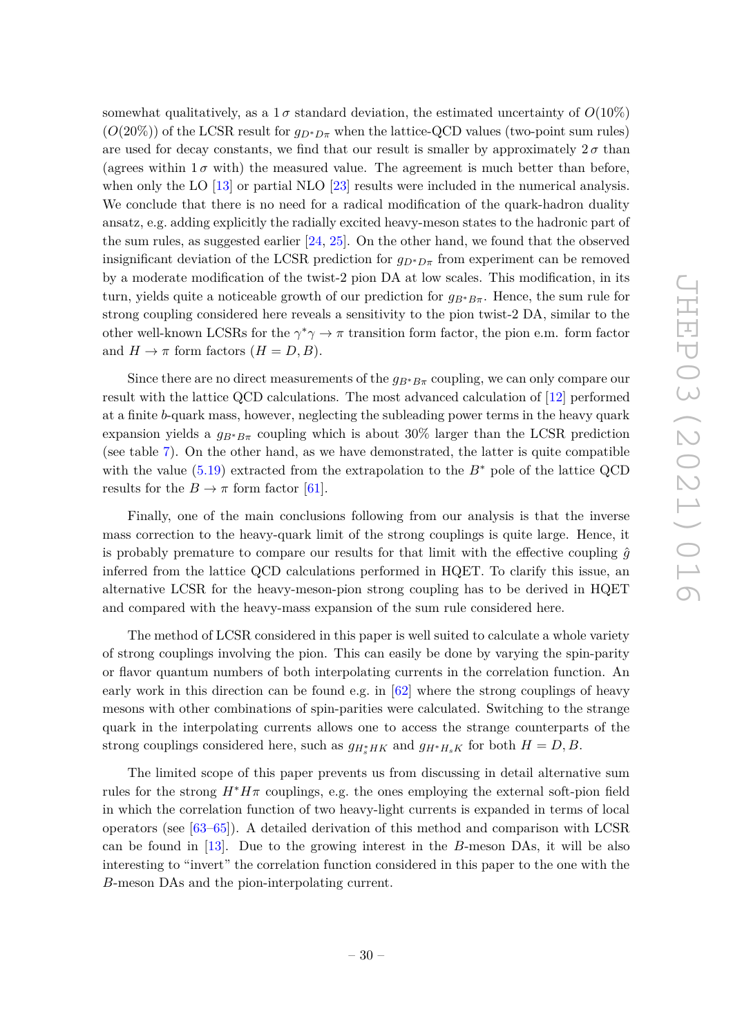somewhat qualitatively, as a $1\,\sigma$ standard deviation, the estimated uncertainty of $O(10\%)$ ($O(20\%)$) of the LCSR result for $g_{D^*D\pi}$ when the lattice-QCD values (two-point sum rules) are used for decay constants, we find that our result is smaller by approximately $2\,\sigma$ than (agrees within $1\,\sigma$ with) the measured value. The agreement is much better than before, when only the LO [13] or partial NLO [23] results were included in the numerical analysis. We conclude that there is no need for a radical modification of the quark-hadron duality ansatz, e.g. adding explicitly the radially excited heavy-meson states to the hadronic part of the sum rules, as suggested earlier [24, 25]. On the other hand, we found that the observed insignificant deviation of the LCSR prediction for $g_{D^*D\pi}$ from experiment can be removed by a moderate modification of the twist-2 pion DA at low scales. This modification, in its turn, yields quite a noticeable growth of our prediction for $g_{B^*B\pi}$. Hence, the sum rule for strong coupling considered here reveals a sensitivity to the pion twist-2 DA, similar to the other well-known LCSRs for the $\gamma^*\gamma \to \pi$ transition form factor, the pion e.m. form factor and $H \to \pi$ form factors ($H = D, B$).

Since there are no direct measurements of the $g_{B^*B\pi}$ coupling, we can only compare our result with the lattice QCD calculations. The most advanced calculation of [12] performed at a finite $b$-quark mass, however, neglecting the subleading power terms in the heavy quark expansion yields a $g_{B^*B\pi}$ coupling which is about 30% larger than the LCSR prediction (see table 7). On the other hand, as we have demonstrated, the latter is quite compatible with the value (5.19) extracted from the extrapolation to the $B^*$ pole of the lattice QCD results for the $B \to \pi$ form factor [61].

Finally, one of the main conclusions following from our analysis is that the inverse mass correction to the heavy-quark limit of the strong couplings is quite large. Hence, it is probably premature to compare our results for that limit with the effective coupling $\hat{g}$ inferred from the lattice QCD calculations performed in HQET. To clarify this issue, an alternative LCSR for the heavy-meson-pion strong coupling has to be derived in HQET and compared with the heavy-mass expansion of the sum rule considered here.

The method of LCSR considered in this paper is well suited to calculate a whole variety of strong couplings involving the pion. This can easily be done by varying the spin-parity or flavor quantum numbers of both interpolating currents in the correlation function. An early work in this direction can be found e.g. in [62] where the strong couplings of heavy mesons with other combinations of spin-parities were calculated. Switching to the strange quark in the interpolating currents allows one to access the strange counterparts of the strong couplings considered here, such as $g_{H_s^*HK}$ and $g_{H^*H_sK}$ for both $H = D, B$.

The limited scope of this paper prevents us from discussing in detail alternative sum rules for the strong $H^*H\pi$ couplings, e.g. the ones employing the external soft-pion field in which the correlation function of two heavy-light currents is expanded in terms of local operators (see [63–65]). A detailed derivation of this method and comparison with LCSR can be found in [13]. Due to the growing interest in the $B$-meson DAs, it will be also interesting to "invert" the correlation function considered in this paper to the one with the $B$-meson DAs and the pion-interpolating current.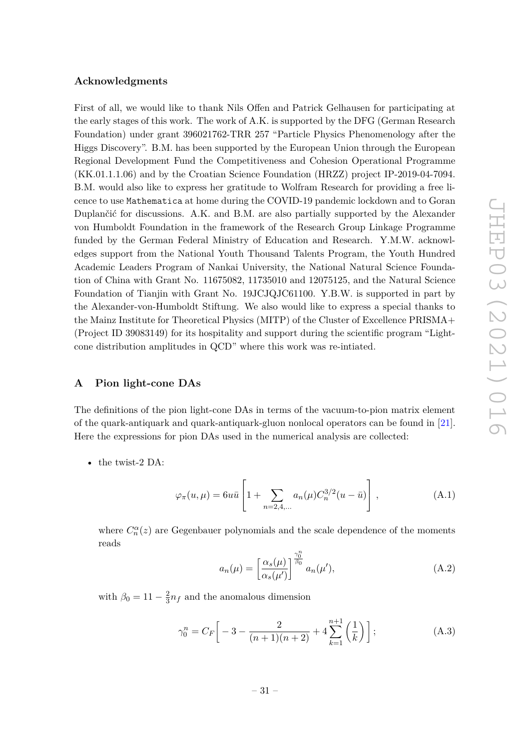## Acknowledgments

First of all, we would like to thank Nils Offen and Patrick Gelhausen for participating at the early stages of this work. The work of A.K. is supported by the DFG (German Research Foundation) under grant 396021762-TRR 257 "Particle Physics Phenomenology after the Higgs Discovery". B.M. has been supported by the European Union through the European Regional Development Fund the Competitiveness and Cohesion Operational Programme (KK.01.1.1.06) and by the Croatian Science Foundation (HRZZ) project IP-2019-04-7094. B.M. would also like to express her gratitude to Wolfram Research for providing a free licence to use Mathematica at home during the COVID-19 pandemic lockdown and to Goran Duplančić for discussions. A.K. and B.M. are also partially supported by the Alexander von Humboldt Foundation in the framework of the Research Group Linkage Programme funded by the German Federal Ministry of Education and Research. Y.M.W. acknowledges support from the National Youth Thousand Talents Program, the Youth Hundred Academic Leaders Program of Nankai University, the National Natural Science Foundation of China with Grant No. 11675082, 11735010 and 12075125, and the Natural Science Foundation of Tianjin with Grant No. 19JCJQJC61100. Y.B.W. is supported in part by the Alexander-von-Humboldt Stiftung. We also would like to express a special thanks to the Mainz Institute for Theoretical Physics (MITP) of the Cluster of Excellence PRISMA+ (Project ID 39083149) for its hospitality and support during the scientific program "Light-cone distribution amplitudes in QCD" where this work was re-intiated.

## A Pion light-cone DAs

The definitions of the pion light-cone DAs in terms of the vacuum-to-pion matrix element of the quark-antiquark and quark-antiquark-gluon nonlocal operators can be found in [21]. Here the expressions for pion DAs used in the numerical analysis are collected:

- the twist-2 DA:

$$\varphi_\pi(u,\mu) = 6u\bar{u}\left[1 + \sum_{n=2,4,\dots} a_n(\mu) C_n^{3/2}(u-\bar{u})\right], \tag{A.1}$$

where $C_n^\alpha(z)$ are Gegenbauer polynomials and the scale dependence of the moments reads

$$a_n(\mu) = \left[\frac{\alpha_s(\mu)}{\alpha_s(\mu')}\right]^{\frac{\gamma_0^n}{\beta_0}} a_n(\mu'), \tag{A.2}$$

with $\beta_0 = 11 - \frac{2}{3}n_f$ and the anomalous dimension

$$\gamma_0^n = C_F\left[-3 - \frac{2}{(n+1)(n+2)} + 4\sum_{k=1}^{n+1}\left(\frac{1}{k}\right)\right]; \tag{A.3}$$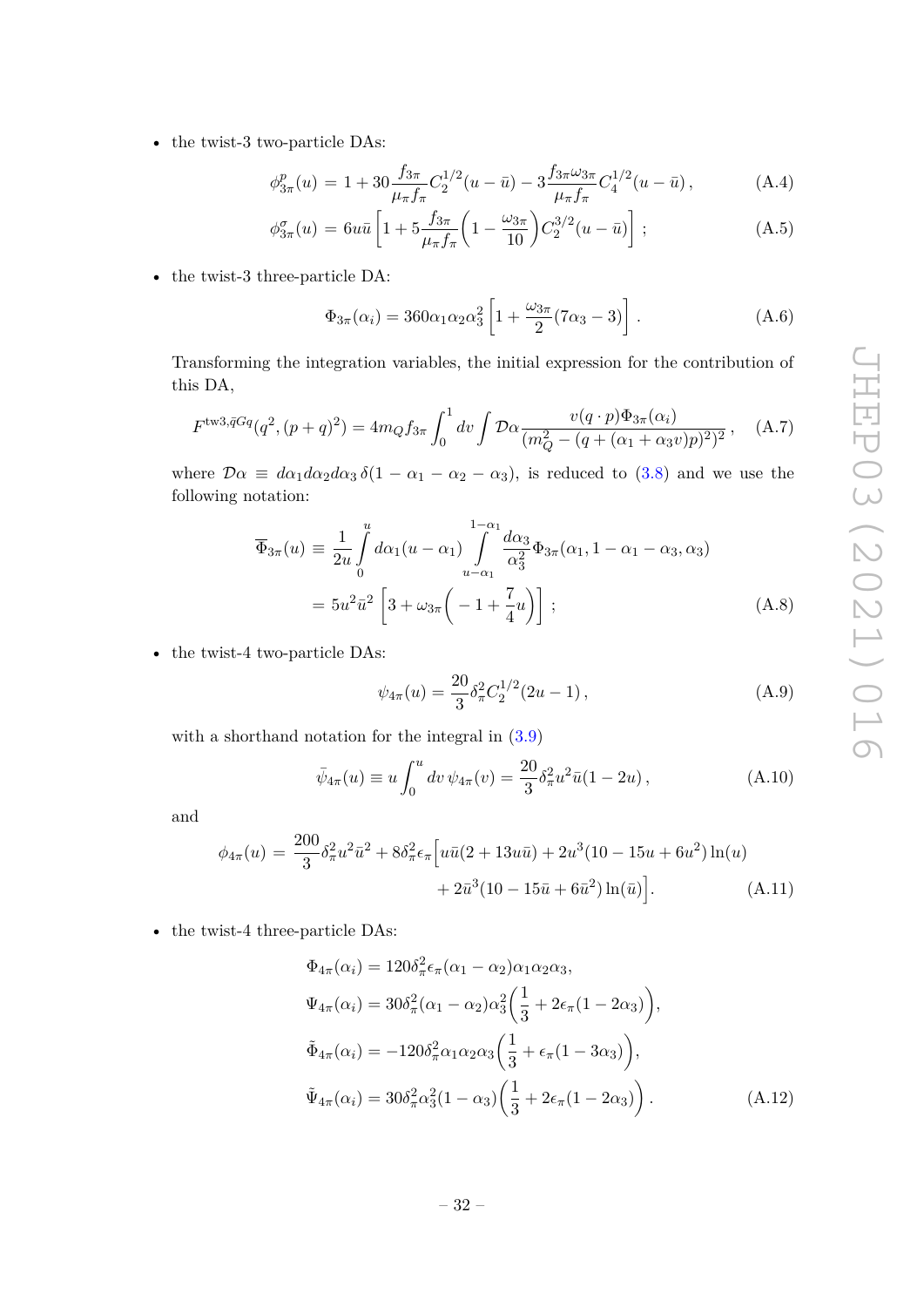- the twist-3 two-particle DAs:

$$\phi^p_{3\pi}(u) = 1 + 30\frac{f_{3\pi}}{\mu_\pi f_\pi} C_2^{1/2}(u-\bar{u}) - 3\frac{f_{3\pi}\omega_{3\pi}}{\mu_\pi f_\pi} C_4^{1/2}(u-\bar{u})\,, \tag{A.4}$$

$$\phi^\sigma_{3\pi}(u) = 6u\bar{u}\left[1 + 5\frac{f_{3\pi}}{\mu_\pi f_\pi}\left(1 - \frac{\omega_{3\pi}}{10}\right) C_2^{3/2}(u-\bar{u})\right]\,; \tag{A.5}$$

- the twist-3 three-particle DA:

$$\Phi_{3\pi}(\alpha_i) = 360\alpha_1\alpha_2\alpha_3^2\left[1 + \frac{\omega_{3\pi}}{2}(7\alpha_3 - 3)\right]. \tag{A.6}$$

  Transforming the integration variables, the initial expression for the contribution of this DA,

$$F^{\text{tw}3,\bar{q}Gq}(q^2,(p+q)^2) = 4m_Q f_{3\pi}\int_0^1 dv \int \mathcal{D}\alpha \frac{v(q\cdot p)\Phi_{3\pi}(\alpha_i)}{(m_Q^2 - (q + (\alpha_1 + \alpha_3 v)p)^2)^2}\,, \tag{A.7}$$

  where $\mathcal{D}\alpha \equiv d\alpha_1 d\alpha_2 d\alpha_3\, \delta(1-\alpha_1-\alpha_2-\alpha_3)$, is reduced to (3.8) and we use the following notation:

$$\begin{aligned}
\overline{\Phi}_{3\pi}(u) &\equiv \frac{1}{2u}\int\limits_0^u d\alpha_1 (u-\alpha_1)\int\limits_{u-\alpha_1}^{1-\alpha_1}\frac{d\alpha_3}{\alpha_3^2}\Phi_{3\pi}(\alpha_1, 1-\alpha_1-\alpha_3, \alpha_3) \\
&= 5u^2\bar{u}^2\left[3 + \omega_{3\pi}\left(-1 + \frac{7}{4}u\right)\right]\,;
\end{aligned} \tag{A.8}$$

- the twist-4 two-particle DAs:

$$\psi_{4\pi}(u) = \frac{20}{3}\delta_\pi^2 C_2^{1/2}(2u-1)\,, \tag{A.9}$$

  with a shorthand notation for the integral in (3.9)

$$\bar{\psi}_{4\pi}(u) \equiv u\int_0^u dv\, \psi_{4\pi}(v) = \frac{20}{3}\delta_\pi^2 u^2\bar{u}(1-2u)\,, \tag{A.10}$$

  and

$$\begin{aligned}
\phi_{4\pi}(u) = \frac{200}{3}\delta_\pi^2 u^2\bar{u}^2 + 8\delta_\pi^2\epsilon_\pi\Big[&u\bar{u}(2+13u\bar{u}) + 2u^3(10-15u+6u^2)\ln(u) \\
&+ 2\bar{u}^3(10-15\bar{u}+6\bar{u}^2)\ln(\bar{u})\Big].
\end{aligned} \tag{A.11}$$

- the twist-4 three-particle DAs:

$$\begin{aligned}
\Phi_{4\pi}(\alpha_i) &= 120\delta_\pi^2\epsilon_\pi(\alpha_1-\alpha_2)\alpha_1\alpha_2\alpha_3, \\
\Psi_{4\pi}(\alpha_i) &= 30\delta_\pi^2(\alpha_1-\alpha_2)\alpha_3^2\left(\frac{1}{3} + 2\epsilon_\pi(1-2\alpha_3)\right), \\
\tilde{\Phi}_{4\pi}(\alpha_i) &= -120\delta_\pi^2\alpha_1\alpha_2\alpha_3\left(\frac{1}{3} + \epsilon_\pi(1-3\alpha_3)\right), \\
\tilde{\Psi}_{4\pi}(\alpha_i) &= 30\delta_\pi^2\alpha_3^2(1-\alpha_3)\left(\frac{1}{3} + 2\epsilon_\pi(1-2\alpha_3)\right).
\end{aligned} \tag{A.12}$$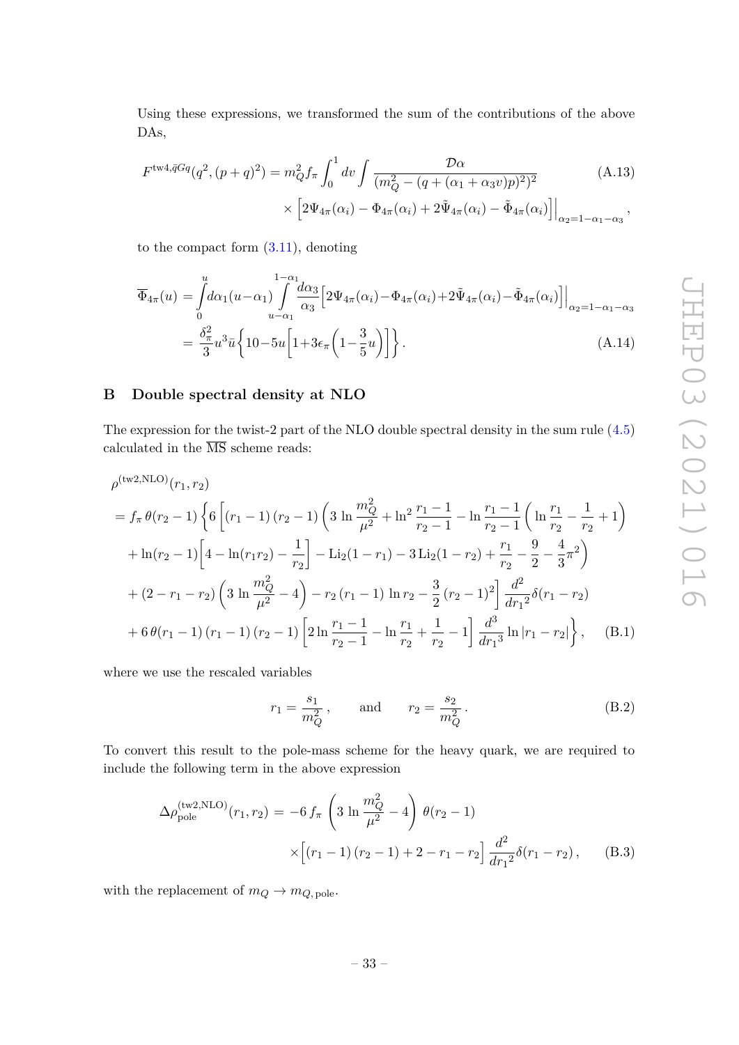Using these expressions, we transformed the sum of the contributions of the above DAs,

$$F^{\text{tw4},\bar{q}Gq}(q^2,(p+q)^2) = m_Q^2 f_\pi \int_0^1 dv \int \frac{\mathcal{D}\alpha}{(m_Q^2-(q+(\alpha_1+\alpha_3 v)p)^2)^2} \times \Big[2\Psi_{4\pi}(\alpha_i)-\Phi_{4\pi}(\alpha_i)+2\tilde{\Psi}_{4\pi}(\alpha_i)-\tilde{\Phi}_{4\pi}(\alpha_i)\Big]\Big|_{\alpha_2=1-\alpha_1-\alpha_3}, \tag{A.13}$$

to the compact form (3.11), denoting

$$\begin{aligned}\overline{\Phi}_{4\pi}(u) &= \int\limits_0^u d\alpha_1(u-\alpha_1)\int\limits_{u-\alpha_1}^{1-\alpha_1}\frac{d\alpha_3}{\alpha_3}\Big[2\Psi_{4\pi}(\alpha_i)-\Phi_{4\pi}(\alpha_i)+2\tilde{\Psi}_{4\pi}(\alpha_i)-\tilde{\Phi}_{4\pi}(\alpha_i)\Big]\Big|_{\alpha_2=1-\alpha_1-\alpha_3}\\ &= \frac{\delta_\pi^2}{3}u^3\bar{u}\left\{10-5u\left[1+3\epsilon_\pi\left(1-\frac{3}{5}u\right)\right]\right\}.\end{aligned} \tag{A.14}$$

## B Double spectral density at NLO

The expression for the twist-2 part of the NLO double spectral density in the sum rule (4.5) calculated in the $\overline{\text{MS}}$ scheme reads:

$$\begin{aligned}
&\rho^{(\text{tw2,NLO})}(r_1,r_2)\\
&= f_\pi\,\theta(r_2-1)\Bigg\{6\Bigg[(r_1-1)(r_2-1)\Bigg(3\ln\frac{m_Q^2}{\mu^2}+\ln^2\frac{r_1-1}{r_2-1}-\ln\frac{r_1-1}{r_2-1}\left(\ln\frac{r_1}{r_2}-\frac{1}{r_2}+1\right)\\
&\quad+\ln(r_2-1)\left[4-\ln(r_1r_2)-\frac{1}{r_2}\right]-\text{Li}_2(1-r_1)-3\,\text{Li}_2(1-r_2)+\frac{r_1}{r_2}-\frac{9}{2}-\frac{4}{3}\pi^2\Bigg)\\
&\quad+(2-r_1-r_2)\left(3\ln\frac{m_Q^2}{\mu^2}-4\right)-r_2(r_1-1)\ln r_2-\frac{3}{2}(r_2-1)^2\Bigg]\frac{d^2}{dr_1{}^2}\delta(r_1-r_2)\\
&\quad+6\,\theta(r_1-1)(r_1-1)(r_2-1)\left[2\ln\frac{r_1-1}{r_2-1}-\ln\frac{r_1}{r_2}+\frac{1}{r_2}-1\right]\frac{d^3}{dr_1{}^3}\ln|r_1-r_2|\Bigg\},
\end{aligned} \tag{B.1}$$

where we use the rescaled variables

$$r_1=\frac{s_1}{m_Q^2}\,,\qquad \text{and}\qquad r_2=\frac{s_2}{m_Q^2}\,. \tag{B.2}$$

To convert this result to the pole-mass scheme for the heavy quark, we are required to include the following term in the above expression

$$\Delta\rho_{\text{pole}}^{(\text{tw2,NLO})}(r_1,r_2) = -6\,f_\pi\left(3\ln\frac{m_Q^2}{\mu^2}-4\right)\theta(r_2-1) \times\Big[(r_1-1)(r_2-1)+2-r_1-r_2\Big]\frac{d^2}{dr_1{}^2}\delta(r_1-r_2)\,, \tag{B.3}$$

with the replacement of $m_Q\to m_{Q,\text{pole}}$.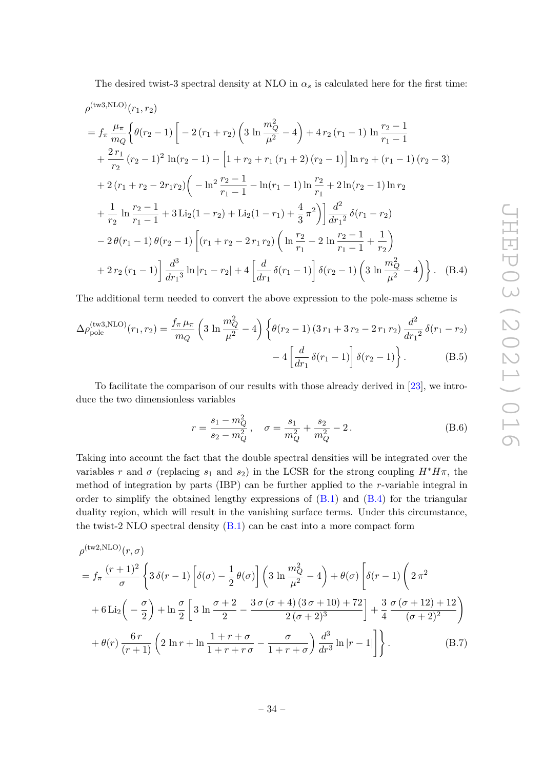The desired twist-3 spectral density at NLO in $\alpha_s$ is calculated here for the first time:

$$
\begin{aligned}
&\rho^{(\text{tw3,NLO})}(r_1, r_2) \\
&= f_\pi \, \frac{\mu_\pi}{m_Q} \bigg\{ \theta(r_2 - 1) \bigg[ -2\,(r_1 + r_2) \left( 3 \ln \frac{m_Q^2}{\mu^2} - 4 \right) + 4\, r_2\, (r_1 - 1) \ln \frac{r_2 - 1}{r_1 - 1} \\
&\quad + \frac{2\, r_1}{r_2} \, (r_2 - 1)^2 \ln(r_2 - 1) - \Big[ 1 + r_2 + r_1\, (r_1 + 2)\, (r_2 - 1) \Big] \ln r_2 + (r_1 - 1)\, (r_2 - 3) \\
&\quad + 2\, (r_1 + r_2 - 2 r_1 r_2) \bigg( - \ln^2 \frac{r_2 - 1}{r_1 - 1} - \ln(r_1 - 1) \ln \frac{r_2}{r_1} + 2 \ln(r_2 - 1) \ln r_2 \\
&\quad + \frac{1}{r_2} \ln \frac{r_2 - 1}{r_1 - 1} + 3\, \text{Li}_2(1 - r_2) + \text{Li}_2(1 - r_1) + \frac{4}{3}\, \pi^2 \bigg) \bigg] \frac{d^2}{d{r_1}^2}\, \delta(r_1 - r_2) \\
&\quad - 2\, \theta(r_1 - 1)\, \theta(r_2 - 1) \bigg[ (r_1 + r_2 - 2\, r_1\, r_2) \left( \ln \frac{r_2}{r_1} - 2 \ln \frac{r_2 - 1}{r_1 - 1} + \frac{1}{r_2} \right) \\
&\quad + 2\, r_2\, (r_1 - 1) \bigg] \frac{d^3}{d{r_1}^3} \ln |r_1 - r_2| + 4 \left[ \frac{d}{d r_1}\, \delta(r_1 - 1) \right] \delta(r_2 - 1) \left( 3 \ln \frac{m_Q^2}{\mu^2} - 4 \right) \bigg\}. \qquad \text{(B.4)}
\end{aligned}
$$

The additional term needed to convert the above expression to the pole-mass scheme is

$$
\begin{aligned}
\Delta\rho_{\text{pole}}^{(\text{tw3,NLO})}(r_1, r_2) = \frac{f_\pi\, \mu_\pi}{m_Q} \left( 3 \ln \frac{m_Q^2}{\mu^2} - 4 \right) \bigg\{ &\theta(r_2 - 1)\, (3\, r_1 + 3\, r_2 - 2\, r_1\, r_2) \, \frac{d^2}{d{r_1}^2}\, \delta(r_1 - r_2) \\
&- 4 \left[ \frac{d}{d r_1}\, \delta(r_1 - 1) \right] \delta(r_2 - 1) \bigg\}. \qquad \text{(B.5)}
\end{aligned}
$$

To facilitate the comparison of our results with those already derived in [23], we introduce the two dimensionless variables

$$
r = \frac{s_1 - m_Q^2}{s_2 - m_Q^2}\,, \quad \sigma = \frac{s_1}{m_Q^2} + \frac{s_2}{m_Q^2} - 2\,. \qquad \text{(B.6)}
$$

Taking into account the fact that the double spectral densities will be integrated over the variables $r$ and $\sigma$ (replacing $s_1$ and $s_2$) in the LCSR for the strong coupling $H^* H \pi$, the method of integration by parts (IBP) can be further applied to the $r$-variable integral in order to simplify the obtained lengthy expressions of (B.1) and (B.4) for the triangular duality region, which will result in the vanishing surface terms. Under this circumstance, the twist-2 NLO spectral density (B.1) can be cast into a more compact form

$$
\begin{aligned}
&\rho^{(\text{tw2,NLO})}(r, \sigma) \\
&= f_\pi \, \frac{(r+1)^2}{\sigma} \bigg\{ 3\, \delta(r - 1) \left[ \delta(\sigma) - \frac{1}{2}\, \theta(\sigma) \right] \left( 3 \ln \frac{m_Q^2}{\mu^2} - 4 \right) + \theta(\sigma) \bigg[ \delta(r - 1) \bigg( 2\, \pi^2 \\
&\quad + 6\, \text{Li}_2\Big( -\frac{\sigma}{2} \Big) + \ln \frac{\sigma}{2} \left[ 3 \ln \frac{\sigma + 2}{2} - \frac{3\, \sigma\, (\sigma + 4)\, (3\, \sigma + 10) + 72}{2\, (\sigma + 2)^3} \right] + \frac{3}{4}\, \frac{\sigma\, (\sigma + 12) + 12}{(\sigma + 2)^2} \bigg) \\
&\quad + \theta(r)\, \frac{6\, r}{(r+1)} \left( 2 \ln r + \ln \frac{1 + r + \sigma}{1 + r + r\, \sigma} - \frac{\sigma}{1 + r + \sigma} \right) \frac{d^3}{d r^3} \ln |r - 1| \bigg] \bigg\}. \qquad \text{(B.7)}
\end{aligned}
$$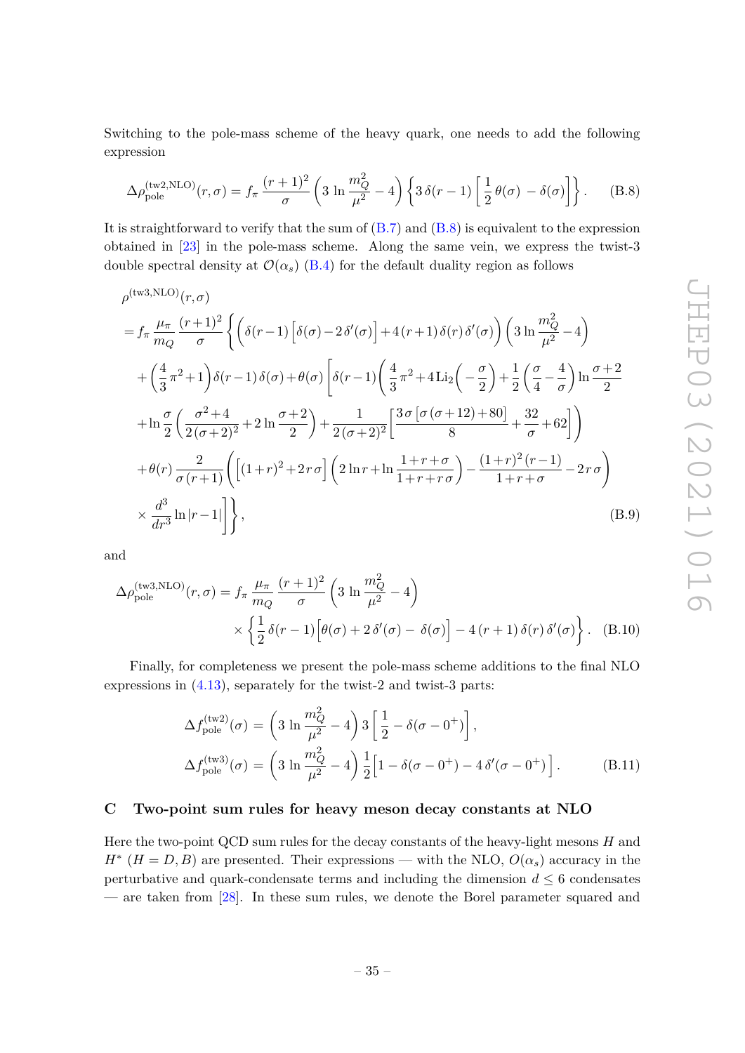Switching to the pole-mass scheme of the heavy quark, one needs to add the following expression

$$\Delta\rho^{(\text{tw2,NLO})}_{\text{pole}}(r,\sigma) = f_\pi\, \frac{(r+1)^2}{\sigma}\left(3\,\ln\frac{m_Q^2}{\mu^2} - 4\right)\left\{3\,\delta(r-1)\left[\frac{1}{2}\,\theta(\sigma) - \delta(\sigma)\right]\right\}. \tag{B.8}$$

It is straightforward to verify that the sum of (B.7) and (B.8) is equivalent to the expression obtained in [23] in the pole-mass scheme. Along the same vein, we express the twist-3 double spectral density at $\mathcal{O}(\alpha_s)$ (B.4) for the default duality region as follows

$$\begin{aligned}
&\rho^{(\text{tw3,NLO})}(r,\sigma)\\
&= f_\pi\,\frac{\mu_\pi}{m_Q}\,\frac{(r+1)^2}{\sigma}\Bigg\{\Big(\delta(r-1)\Big[\delta(\sigma)-2\,\delta'(\sigma)\Big]+4\,(r+1)\,\delta(r)\,\delta'(\sigma)\Big)\left(3\ln\frac{m_Q^2}{\mu^2}-4\right)\\
&+\left(\frac{4}{3}\pi^2+1\right)\delta(r-1)\,\delta(\sigma)+\theta(\sigma)\Bigg[\delta(r-1)\bigg(\frac{4}{3}\pi^2+4\,\text{Li}_2\Big(-\frac{\sigma}{2}\Big)+\frac{1}{2}\Big(\frac{\sigma}{4}-\frac{4}{\sigma}\Big)\ln\frac{\sigma+2}{2}\\
&+\ln\frac{\sigma}{2}\left(\frac{\sigma^2+4}{2\,(\sigma+2)^2}+2\ln\frac{\sigma+2}{2}\right)+\frac{1}{2\,(\sigma+2)^2}\left[\frac{3\,\sigma\,[\sigma\,(\sigma+12)+80]}{8}+\frac{32}{\sigma}+62\right]\bigg)\\
&+\theta(r)\,\frac{2}{\sigma\,(r+1)}\bigg(\Big[(1+r)^2+2\,r\,\sigma\Big]\left(2\ln r+\ln\frac{1+r+\sigma}{1+r+r\,\sigma}\right)-\frac{(1+r)^2\,(r-1)}{1+r+\sigma}-2\,r\,\sigma\bigg)\\
&\times\frac{d^3}{dr^3}\ln|r-1|\Bigg]\Bigg\},
\end{aligned} \tag{B.9}$$

and

$$\begin{aligned}
\Delta\rho^{(\text{tw3,NLO})}_{\text{pole}}(r,\sigma) &= f_\pi\,\frac{\mu_\pi}{m_Q}\,\frac{(r+1)^2}{\sigma}\left(3\,\ln\frac{m_Q^2}{\mu^2}-4\right)\\
&\times\left\{\frac{1}{2}\,\delta(r-1)\Big[\theta(\sigma)+2\,\delta'(\sigma)-\,\delta(\sigma)\Big]-4\,(r+1)\,\delta(r)\,\delta'(\sigma)\right\}.
\end{aligned} \tag{B.10}$$

Finally, for completeness we present the pole-mass scheme additions to the final NLO expressions in (4.13), separately for the twist-2 and twist-3 parts:

$$\begin{aligned}
\Delta f^{(\text{tw2})}_{\text{pole}}(\sigma) &= \left(3\,\ln\frac{m_Q^2}{\mu^2}-4\right)3\left[\frac{1}{2}-\delta(\sigma-0^+)\right],\\
\Delta f^{(\text{tw3})}_{\text{pole}}(\sigma) &= \left(3\,\ln\frac{m_Q^2}{\mu^2}-4\right)\frac{1}{2}\Big[1-\delta(\sigma-0^+)-4\,\delta'(\sigma-0^+)\Big].
\end{aligned} \tag{B.11}$$

## C Two-point sum rules for heavy meson decay constants at NLO

Here the two-point QCD sum rules for the decay constants of the heavy-light mesons $H$ and $H^*$ ($H = D, B$) are presented. Their expressions — with the NLO, $O(\alpha_s)$ accuracy in the perturbative and quark-condensate terms and including the dimension $d \leq 6$ condensates — are taken from [28]. In these sum rules, we denote the Borel parameter squared and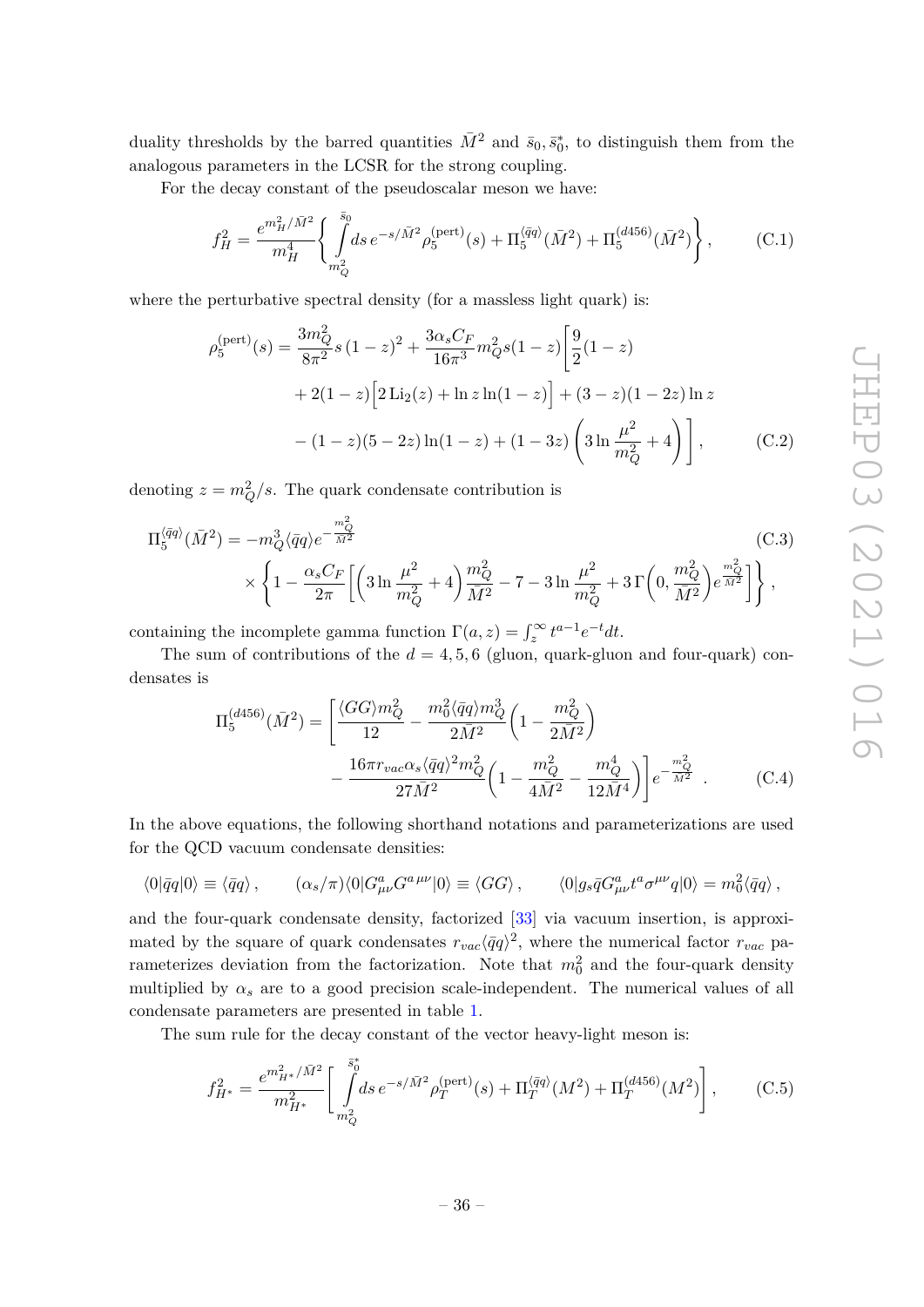duality thresholds by the barred quantities $\bar{M}^2$ and $\bar{s}_0, \bar{s}_0^*$, to distinguish them from the analogous parameters in the LCSR for the strong coupling.

For the decay constant of the pseudoscalar meson we have:

$$f_H^2 = \frac{e^{m_H^2/\bar{M}^2}}{m_H^4}\left\{ \int\limits_{m_Q^2}^{\bar{s}_0} ds\, e^{-s/\bar{M}^2}\rho_5^{(\text{pert})}(s) + \Pi_5^{\langle\bar{q}q\rangle}(\bar{M}^2) + \Pi_5^{(d456)}(\bar{M}^2)\right\}, \tag{C.1}$$

where the perturbative spectral density (for a massless light quark) is:

$$\begin{aligned}
\rho_5^{(\text{pert})}(s) = {}& \frac{3m_Q^2}{8\pi^2}s\,(1-z)^2 + \frac{3\alpha_s C_F}{16\pi^3}m_Q^2 s(1-z)\left[\frac{9}{2}(1-z)\right. \\
&+ 2(1-z)\Big[2\,\text{Li}_2(z) + \ln z \ln(1-z)\Big] + (3-z)(1-2z)\ln z \\
&\left. - (1-z)(5-2z)\ln(1-z) + (1-3z)\left(3\ln\frac{\mu^2}{m_Q^2}+4\right)\right],
\end{aligned} \tag{C.2}$$

denoting $z = m_Q^2/s$. The quark condensate contribution is

$$\begin{aligned}
\Pi_5^{\langle\bar{q}q\rangle}(\bar{M}^2) = {}& -m_Q^3\langle\bar{q}q\rangle e^{-\frac{m_Q^2}{\bar{M}^2}} \\
&\times\left\{1 - \frac{\alpha_s C_F}{2\pi}\left[\left(3\ln\frac{\mu^2}{m_Q^2}+4\right)\frac{m_Q^2}{\bar{M}^2} - 7 - 3\ln\frac{\mu^2}{m_Q^2} + 3\,\Gamma\Big(0,\frac{m_Q^2}{\bar{M}^2}\Big)e^{\frac{m_Q^2}{\bar{M}^2}}\right]\right\},
\end{aligned} \tag{C.3}$$

containing the incomplete gamma function $\Gamma(a,z) = \int_z^\infty t^{a-1}e^{-t}dt$.

The sum of contributions of the $d = 4, 5, 6$ (gluon, quark-gluon and four-quark) condensates is

$$\begin{aligned}
\Pi_5^{(d456)}(\bar{M}^2) = {}& \left[\frac{\langle GG\rangle m_Q^2}{12} - \frac{m_0^2\langle\bar{q}q\rangle m_Q^3}{2\bar{M}^2}\Big(1-\frac{m_Q^2}{2\bar{M}^2}\Big)\right. \\
&\left. - \frac{16\pi r_{vac}\alpha_s\langle\bar{q}q\rangle^2 m_Q^2}{27\bar{M}^2}\Big(1 - \frac{m_Q^2}{4\bar{M}^2} - \frac{m_Q^4}{12\bar{M}^4}\Big)\right]e^{-\frac{m_Q^2}{\bar{M}^2}}\ .
\end{aligned} \tag{C.4}$$

In the above equations, the following shorthand notations and parameterizations are used for the QCD vacuum condensate densities:

$$\langle 0|\bar{q}q|0\rangle \equiv \langle\bar{q}q\rangle\,, \qquad (\alpha_s/\pi)\langle 0|G^a_{\mu\nu}G^{a\,\mu\nu}|0\rangle \equiv \langle GG\rangle\,, \qquad \langle 0|g_s\bar{q}G^a_{\mu\nu}t^a\sigma^{\mu\nu}q|0\rangle = m_0^2\langle\bar{q}q\rangle\,,$$

and the four-quark condensate density, factorized [33] via vacuum insertion, is approximated by the square of quark condensates $r_{vac}\langle\bar{q}q\rangle^2$, where the numerical factor $r_{vac}$ parameterizes deviation from the factorization. Note that $m_0^2$ and the four-quark density multiplied by $\alpha_s$ are to a good precision scale-independent. The numerical values of all condensate parameters are presented in table 1.

The sum rule for the decay constant of the vector heavy-light meson is:

$$f_{H^*}^2 = \frac{e^{m_{H^*}^2/\bar{M}^2}}{m_{H^*}^2}\left[\int\limits_{m_Q^2}^{\bar{s}_0^*} ds\, e^{-s/\bar{M}^2}\rho_T^{(\text{pert})}(s) + \Pi_T^{\langle\bar{q}q\rangle}(M^2) + \Pi_T^{(d456)}(M^2)\right], \tag{C.5}$$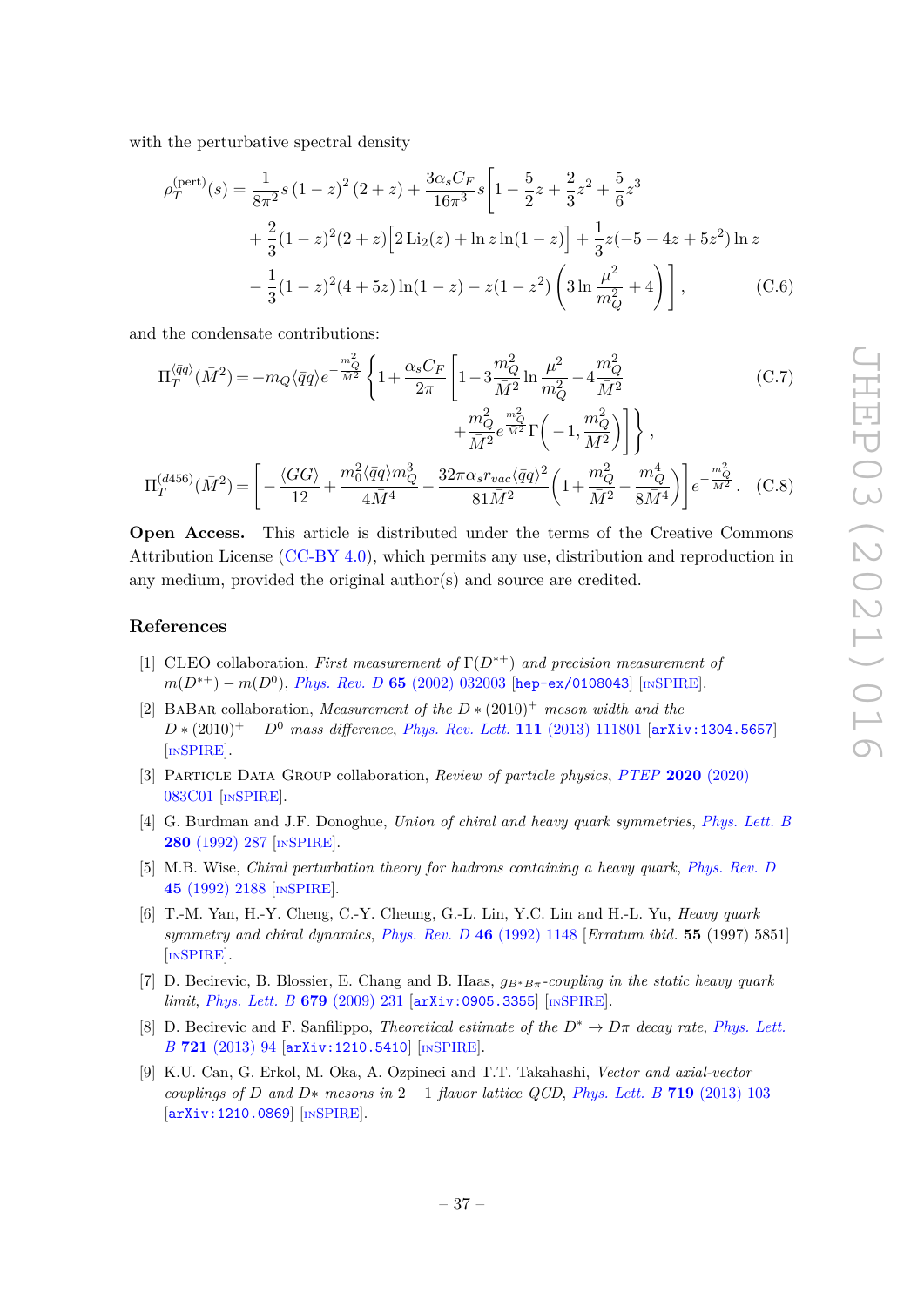with the perturbative spectral density

$$\rho_T^{(\text{pert})}(s) = \frac{1}{8\pi^2} s\,(1-z)^2\,(2+z) + \frac{3\alpha_s C_F}{16\pi^3} s \Bigg[ 1 - \frac{5}{2}z + \frac{2}{3}z^2 + \frac{5}{6}z^3 + \frac{2}{3}(1-z)^2(2+z)\Big[2\,\text{Li}_2(z) + \ln z \ln(1-z)\Big] + \frac{1}{3}z(-5-4z+5z^2)\ln z - \frac{1}{3}(1-z)^2(4+5z)\ln(1-z) - z(1-z^2)\left(3\ln\frac{\mu^2}{m_Q^2}+4\right) \Bigg], \tag{C.6}$$

and the condensate contributions:

$$\Pi_T^{\langle \bar{q}q\rangle}(\bar{M}^2) = -m_Q\langle\bar{q}q\rangle e^{-\frac{m_Q^2}{\bar{M}^2}} \Bigg\{ 1 + \frac{\alpha_s C_F}{2\pi}\Bigg[1 - 3\frac{m_Q^2}{\bar{M}^2}\ln\frac{\mu^2}{m_Q^2} - 4\frac{m_Q^2}{\bar{M}^2} + \frac{m_Q^2}{\bar{M}^2} e^{\frac{m_Q^2}{\bar{M}^2}} \Gamma\left(-1, \frac{m_Q^2}{\bar{M}^2}\right)\Bigg]\Bigg\}, \tag{C.7}$$

$$\Pi_T^{(d456)}(\bar{M}^2) = \left[ -\frac{\langle GG\rangle}{12} + \frac{m_0^2\langle\bar{q}q\rangle m_Q^3}{4\bar{M}^4} - \frac{32\pi\alpha_s r_{vac}\langle\bar{q}q\rangle^2}{81\bar{M}^2}\left(1 + \frac{m_Q^2}{\bar{M}^2} - \frac{m_Q^4}{8\bar{M}^4}\right)\right] e^{-\frac{m_Q^2}{\bar{M}^2}}. \tag{C.8}$$

**Open Access.** This article is distributed under the terms of the Creative Commons Attribution License (CC-BY 4.0), which permits any use, distribution and reproduction in any medium, provided the original author(s) and source are credited.

## References

[1] CLEO collaboration, *First measurement of* $\Gamma(D^{*+})$ *and precision measurement of* $m(D^{*+}) - m(D^0)$, Phys. Rev. D **65** (2002) 032003 [hep-ex/0108043] [INSPIRE].

[2] BaBar collaboration, *Measurement of the* $D*(2010)^+$ *meson width and the* $D*(2010)^+ - D^0$ *mass difference*, Phys. Rev. Lett. **111** (2013) 111801 [arXiv:1304.5657] [INSPIRE].

[3] Particle Data Group collaboration, *Review of particle physics*, PTEP **2020** (2020) 083C01 [INSPIRE].

[4] G. Burdman and J.F. Donoghue, *Union of chiral and heavy quark symmetries*, Phys. Lett. B **280** (1992) 287 [INSPIRE].

[5] M.B. Wise, *Chiral perturbation theory for hadrons containing a heavy quark*, Phys. Rev. D **45** (1992) 2188 [INSPIRE].

[6] T.-M. Yan, H.-Y. Cheng, C.-Y. Cheung, G.-L. Lin, Y.C. Lin and H.-L. Yu, *Heavy quark symmetry and chiral dynamics*, Phys. Rev. D **46** (1992) 1148 [*Erratum ibid.* **55** (1997) 5851] [INSPIRE].

[7] D. Becirevic, B. Blossier, E. Chang and B. Haas, $g_{B^*B\pi}$*-coupling in the static heavy quark limit*, Phys. Lett. B **679** (2009) 231 [arXiv:0905.3355] [INSPIRE].

[8] D. Becirevic and F. Sanfilippo, *Theoretical estimate of the* $D^* \to D\pi$ *decay rate*, Phys. Lett. B **721** (2013) 94 [arXiv:1210.5410] [INSPIRE].

[9] K.U. Can, G. Erkol, M. Oka, A. Ozpineci and T.T. Takahashi, *Vector and axial-vector couplings of D and D∗ mesons in 2 + 1 flavor lattice QCD*, Phys. Lett. B **719** (2013) 103 [arXiv:1210.0869] [INSPIRE].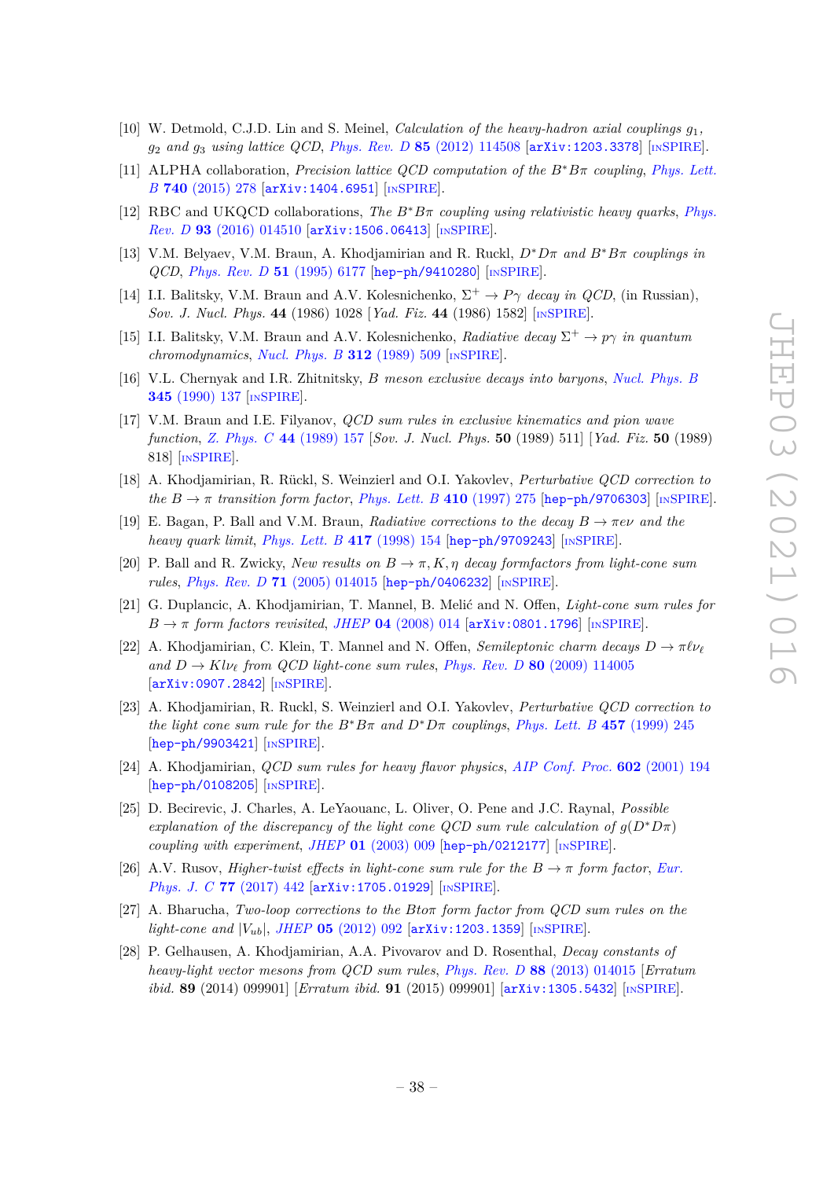- [10] W. Detmold, C.J.D. Lin and S. Meinel, *Calculation of the heavy-hadron axial couplings $g_1$, $g_2$ and $g_3$ using lattice QCD*, *Phys. Rev. D* **85** (2012) 114508 [arXiv:1203.3378] [INSPIRE].
- [11] ALPHA collaboration, *Precision lattice QCD computation of the $B^*B\pi$ coupling*, *Phys. Lett. B* **740** (2015) 278 [arXiv:1404.6951] [INSPIRE].
- [12] RBC and UKQCD collaborations, *The $B^*B\pi$ coupling using relativistic heavy quarks*, *Phys. Rev. D* **93** (2016) 014510 [arXiv:1506.06413] [INSPIRE].
- [13] V.M. Belyaev, V.M. Braun, A. Khodjamirian and R. Ruckl, *$D^*D\pi$ and $B^*B\pi$ couplings in QCD*, *Phys. Rev. D* **51** (1995) 6177 [hep-ph/9410280] [INSPIRE].
- [14] I.I. Balitsky, V.M. Braun and A.V. Kolesnichenko, *$\Sigma^+ \to P\gamma$ decay in QCD*, (in Russian), *Sov. J. Nucl. Phys.* **44** (1986) 1028 [*Yad. Fiz.* **44** (1986) 1582] [INSPIRE].
- [15] I.I. Balitsky, V.M. Braun and A.V. Kolesnichenko, *Radiative decay $\Sigma^+ \to p\gamma$ in quantum chromodynamics*, *Nucl. Phys. B* **312** (1989) 509 [INSPIRE].
- [16] V.L. Chernyak and I.R. Zhitnitsky, *B meson exclusive decays into baryons*, *Nucl. Phys. B* **345** (1990) 137 [INSPIRE].
- [17] V.M. Braun and I.E. Filyanov, *QCD sum rules in exclusive kinematics and pion wave function*, *Z. Phys. C* **44** (1989) 157 [*Sov. J. Nucl. Phys.* **50** (1989) 511] [*Yad. Fiz.* **50** (1989) 818] [INSPIRE].
- [18] A. Khodjamirian, R. Rückl, S. Weinzierl and O.I. Yakovlev, *Perturbative QCD correction to the $B \to \pi$ transition form factor*, *Phys. Lett. B* **410** (1997) 275 [hep-ph/9706303] [INSPIRE].
- [19] E. Bagan, P. Ball and V.M. Braun, *Radiative corrections to the decay $B \to \pi e \nu$ and the heavy quark limit*, *Phys. Lett. B* **417** (1998) 154 [hep-ph/9709243] [INSPIRE].
- [20] P. Ball and R. Zwicky, *New results on $B \to \pi, K, \eta$ decay formfactors from light-cone sum rules*, *Phys. Rev. D* **71** (2005) 014015 [hep-ph/0406232] [INSPIRE].
- [21] G. Duplancic, A. Khodjamirian, T. Mannel, B. Melić and N. Offen, *Light-cone sum rules for $B \to \pi$ form factors revisited*, *JHEP* **04** (2008) 014 [arXiv:0801.1796] [INSPIRE].
- [22] A. Khodjamirian, C. Klein, T. Mannel and N. Offen, *Semileptonic charm decays $D \to \pi \ell \nu_\ell$ and $D \to K l \nu_\ell$ from QCD light-cone sum rules*, *Phys. Rev. D* **80** (2009) 114005 [arXiv:0907.2842] [INSPIRE].
- [23] A. Khodjamirian, R. Ruckl, S. Weinzierl and O.I. Yakovlev, *Perturbative QCD correction to the light cone sum rule for the $B^*B\pi$ and $D^*D\pi$ couplings*, *Phys. Lett. B* **457** (1999) 245 [hep-ph/9903421] [INSPIRE].
- [24] A. Khodjamirian, *QCD sum rules for heavy flavor physics*, *AIP Conf. Proc.* **602** (2001) 194 [hep-ph/0108205] [INSPIRE].
- [25] D. Becirevic, J. Charles, A. LeYaouanc, L. Oliver, O. Pene and J.C. Raynal, *Possible explanation of the discrepancy of the light cone QCD sum rule calculation of $g(D^*D\pi)$ coupling with experiment*, *JHEP* **01** (2003) 009 [hep-ph/0212177] [INSPIRE].
- [26] A.V. Rusov, *Higher-twist effects in light-cone sum rule for the $B \to \pi$ form factor*, *Eur. Phys. J. C* **77** (2017) 442 [arXiv:1705.01929] [INSPIRE].
- [27] A. Bharucha, *Two-loop corrections to the Btoπ form factor from QCD sum rules on the light-cone and $|V_{ub}|$*, *JHEP* **05** (2012) 092 [arXiv:1203.1359] [INSPIRE].
- [28] P. Gelhausen, A. Khodjamirian, A.A. Pivovarov and D. Rosenthal, *Decay constants of heavy-light vector mesons from QCD sum rules*, *Phys. Rev. D* **88** (2013) 014015 [*Erratum ibid.* **89** (2014) 099901] [*Erratum ibid.* **91** (2015) 099901] [arXiv:1305.5432] [INSPIRE].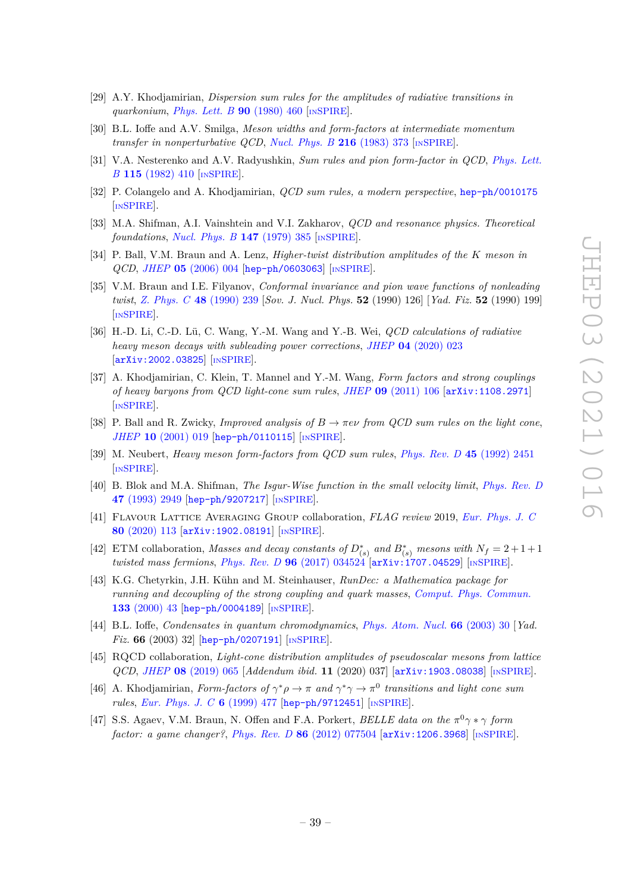[29] A.Y. Khodjamirian, *Dispersion sum rules for the amplitudes of radiative transitions in quarkonium*, *Phys. Lett. B* **90** (1980) 460 [INSPIRE].

[30] B.L. Ioffe and A.V. Smilga, *Meson widths and form-factors at intermediate momentum transfer in nonperturbative QCD*, *Nucl. Phys. B* **216** (1983) 373 [INSPIRE].

[31] V.A. Nesterenko and A.V. Radyushkin, *Sum rules and pion form-factor in QCD*, *Phys. Lett. B* **115** (1982) 410 [INSPIRE].

[32] P. Colangelo and A. Khodjamirian, *QCD sum rules, a modern perspective*, hep-ph/0010175 [INSPIRE].

[33] M.A. Shifman, A.I. Vainshtein and V.I. Zakharov, *QCD and resonance physics. Theoretical foundations*, *Nucl. Phys. B* **147** (1979) 385 [INSPIRE].

[34] P. Ball, V.M. Braun and A. Lenz, *Higher-twist distribution amplitudes of the K meson in QCD*, *JHEP* **05** (2006) 004 [hep-ph/0603063] [INSPIRE].

[35] V.M. Braun and I.E. Filyanov, *Conformal invariance and pion wave functions of nonleading twist*, *Z. Phys. C* **48** (1990) 239 [*Sov. J. Nucl. Phys.* **52** (1990) 126] [*Yad. Fiz.* **52** (1990) 199] [INSPIRE].

[36] H.-D. Li, C.-D. Lü, C. Wang, Y.-M. Wang and Y.-B. Wei, *QCD calculations of radiative heavy meson decays with subleading power corrections*, *JHEP* **04** (2020) 023 [arXiv:2002.03825] [INSPIRE].

[37] A. Khodjamirian, C. Klein, T. Mannel and Y.-M. Wang, *Form factors and strong couplings of heavy baryons from QCD light-cone sum rules*, *JHEP* **09** (2011) 106 [arXiv:1108.2971] [INSPIRE].

[38] P. Ball and R. Zwicky, *Improved analysis of $B \to \pi e \nu$ from QCD sum rules on the light cone*, *JHEP* **10** (2001) 019 [hep-ph/0110115] [INSPIRE].

[39] M. Neubert, *Heavy meson form-factors from QCD sum rules*, *Phys. Rev. D* **45** (1992) 2451 [INSPIRE].

[40] B. Blok and M.A. Shifman, *The Isgur-Wise function in the small velocity limit*, *Phys. Rev. D* **47** (1993) 2949 [hep-ph/9207217] [INSPIRE].

[41] Flavour Lattice Averaging Group collaboration, *FLAG review* 2019, *Eur. Phys. J. C* **80** (2020) 113 [arXiv:1902.08191] [INSPIRE].

[42] ETM collaboration, *Masses and decay constants of $D^*_{(s)}$ and $B^*_{(s)}$ mesons with $N_f = 2+1+1$ twisted mass fermions*, *Phys. Rev. D* **96** (2017) 034524 [arXiv:1707.04529] [INSPIRE].

[43] K.G. Chetyrkin, J.H. Kühn and M. Steinhauser, *RunDec: a Mathematica package for running and decoupling of the strong coupling and quark masses*, *Comput. Phys. Commun.* **133** (2000) 43 [hep-ph/0004189] [INSPIRE].

[44] B.L. Ioffe, *Condensates in quantum chromodynamics*, *Phys. Atom. Nucl.* **66** (2003) 30 [*Yad. Fiz.* **66** (2003) 32] [hep-ph/0207191] [INSPIRE].

[45] RQCD collaboration, *Light-cone distribution amplitudes of pseudoscalar mesons from lattice QCD*, *JHEP* **08** (2019) 065 [*Addendum ibid.* **11** (2020) 037] [arXiv:1903.08038] [INSPIRE].

[46] A. Khodjamirian, *Form-factors of $\gamma^* \rho \to \pi$ and $\gamma^* \gamma \to \pi^0$ transitions and light cone sum rules*, *Eur. Phys. J. C* **6** (1999) 477 [hep-ph/9712451] [INSPIRE].

[47] S.S. Agaev, V.M. Braun, N. Offen and F.A. Porkert, *BELLE data on the $\pi^0 \gamma * \gamma$ form factor: a game changer?*, *Phys. Rev. D* **86** (2012) 077504 [arXiv:1206.3968] [INSPIRE].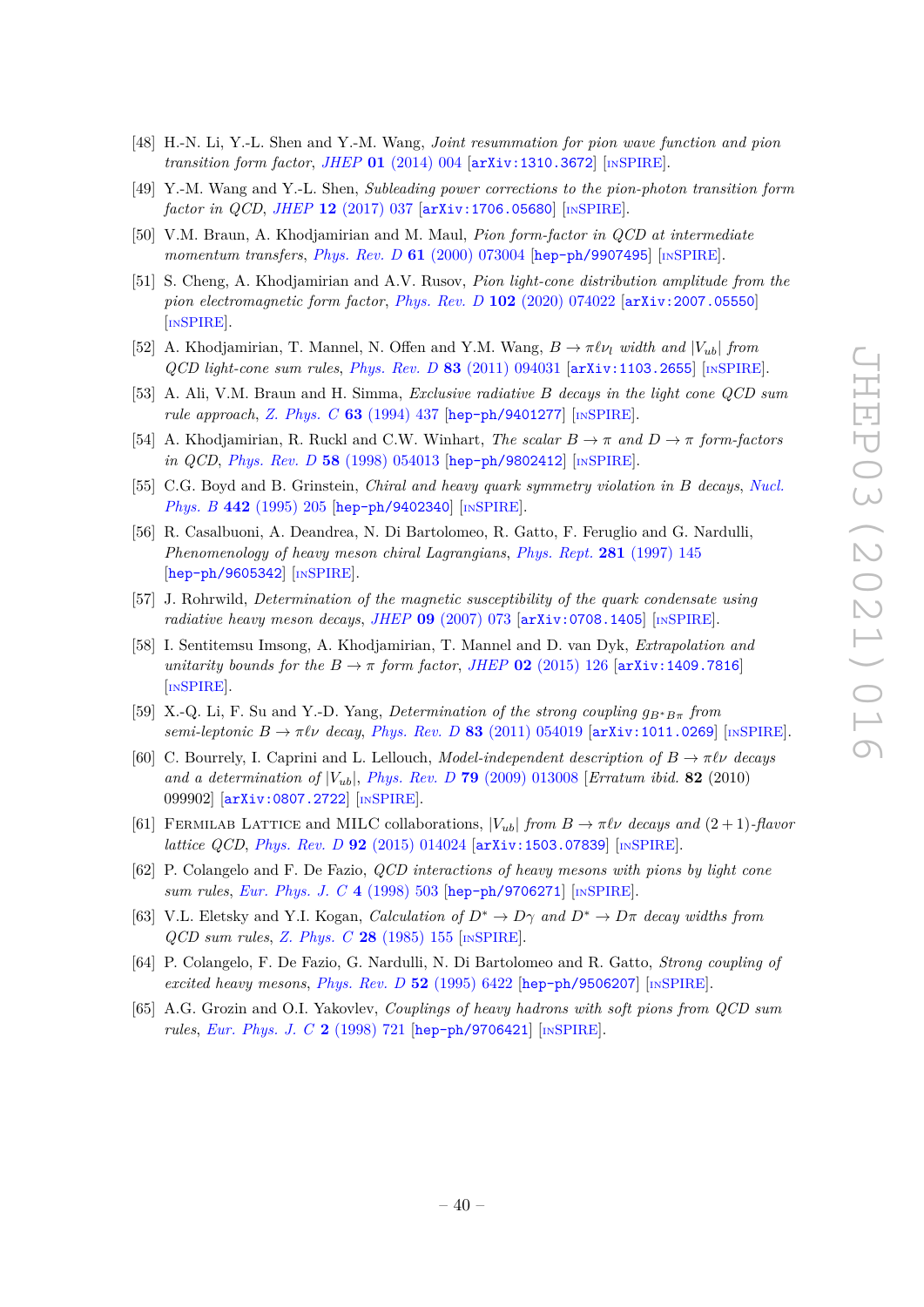[48] H.-N. Li, Y.-L. Shen and Y.-M. Wang, *Joint resummation for pion wave function and pion transition form factor*, *JHEP* **01** (2014) 004 [arXiv:1310.3672] [INSPIRE].

[49] Y.-M. Wang and Y.-L. Shen, *Subleading power corrections to the pion-photon transition form factor in QCD*, *JHEP* **12** (2017) 037 [arXiv:1706.05680] [INSPIRE].

[50] V.M. Braun, A. Khodjamirian and M. Maul, *Pion form-factor in QCD at intermediate momentum transfers*, *Phys. Rev. D* **61** (2000) 073004 [hep-ph/9907495] [INSPIRE].

[51] S. Cheng, A. Khodjamirian and A.V. Rusov, *Pion light-cone distribution amplitude from the pion electromagnetic form factor*, *Phys. Rev. D* **102** (2020) 074022 [arXiv:2007.05550] [INSPIRE].

[52] A. Khodjamirian, T. Mannel, N. Offen and Y.M. Wang, *$B \to \pi \ell \nu_l$ width and $|V_{ub}|$ from QCD light-cone sum rules*, *Phys. Rev. D* **83** (2011) 094031 [arXiv:1103.2655] [INSPIRE].

[53] A. Ali, V.M. Braun and H. Simma, *Exclusive radiative B decays in the light cone QCD sum rule approach*, *Z. Phys. C* **63** (1994) 437 [hep-ph/9401277] [INSPIRE].

[54] A. Khodjamirian, R. Ruckl and C.W. Winhart, *The scalar $B \to \pi$ and $D \to \pi$ form-factors in QCD*, *Phys. Rev. D* **58** (1998) 054013 [hep-ph/9802412] [INSPIRE].

[55] C.G. Boyd and B. Grinstein, *Chiral and heavy quark symmetry violation in B decays*, *Nucl. Phys. B* **442** (1995) 205 [hep-ph/9402340] [INSPIRE].

[56] R. Casalbuoni, A. Deandrea, N. Di Bartolomeo, R. Gatto, F. Feruglio and G. Nardulli, *Phenomenology of heavy meson chiral Lagrangians*, *Phys. Rept.* **281** (1997) 145 [hep-ph/9605342] [INSPIRE].

[57] J. Rohrwild, *Determination of the magnetic susceptibility of the quark condensate using radiative heavy meson decays*, *JHEP* **09** (2007) 073 [arXiv:0708.1405] [INSPIRE].

[58] I. Sentitemsu Imsong, A. Khodjamirian, T. Mannel and D. van Dyk, *Extrapolation and unitarity bounds for the $B \to \pi$ form factor*, *JHEP* **02** (2015) 126 [arXiv:1409.7816] [INSPIRE].

[59] X.-Q. Li, F. Su and Y.-D. Yang, *Determination of the strong coupling $g_{B^*B\pi}$ from semi-leptonic $B \to \pi \ell \nu$ decay*, *Phys. Rev. D* **83** (2011) 054019 [arXiv:1011.0269] [INSPIRE].

[60] C. Bourrely, I. Caprini and L. Lellouch, *Model-independent description of $B \to \pi \ell \nu$ decays and a determination of $|V_{ub}|$*, *Phys. Rev. D* **79** (2009) 013008 [*Erratum ibid.* **82** (2010) 099902] [arXiv:0807.2722] [INSPIRE].

[61] Fermilab Lattice and MILC collaborations, *$|V_{ub}|$ from $B \to \pi \ell \nu$ decays and $(2+1)$-flavor lattice QCD*, *Phys. Rev. D* **92** (2015) 014024 [arXiv:1503.07839] [INSPIRE].

[62] P. Colangelo and F. De Fazio, *QCD interactions of heavy mesons with pions by light cone sum rules*, *Eur. Phys. J. C* **4** (1998) 503 [hep-ph/9706271] [INSPIRE].

[63] V.L. Eletsky and Y.I. Kogan, *Calculation of $D^* \to D\gamma$ and $D^* \to D\pi$ decay widths from QCD sum rules*, *Z. Phys. C* **28** (1985) 155 [INSPIRE].

[64] P. Colangelo, F. De Fazio, G. Nardulli, N. Di Bartolomeo and R. Gatto, *Strong coupling of excited heavy mesons*, *Phys. Rev. D* **52** (1995) 6422 [hep-ph/9506207] [INSPIRE].

[65] A.G. Grozin and O.I. Yakovlev, *Couplings of heavy hadrons with soft pions from QCD sum rules*, *Eur. Phys. J. C* **2** (1998) 721 [hep-ph/9706421] [INSPIRE].